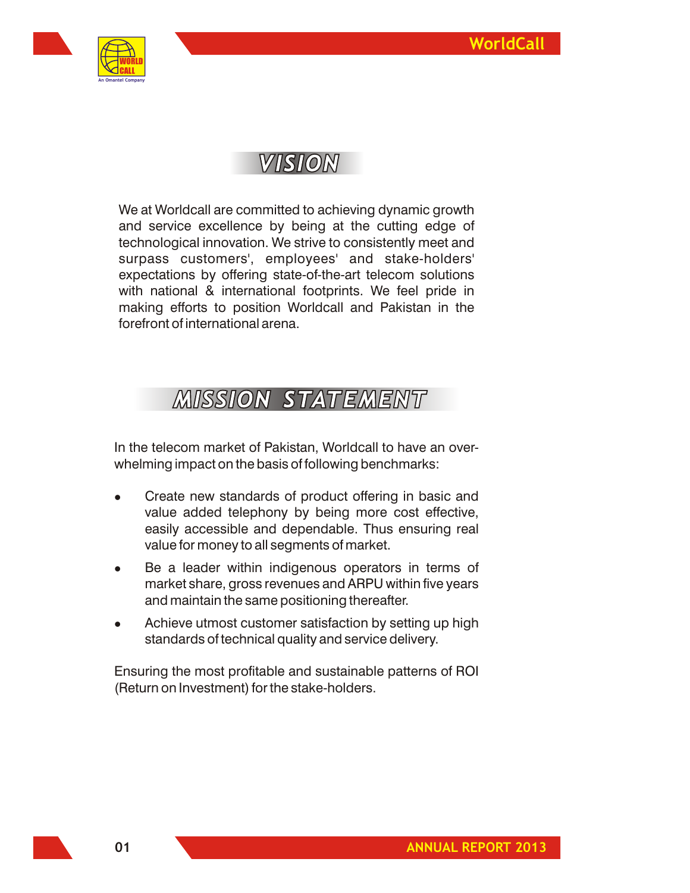# VISION

We at Worldcall are committed to achieving dynamic growth and service excellence by being at the cutting edge of technological innovation. We strive to consistently meet and surpass customers', employees' and stake-holders' expectations by offering state-of-the-art telecom solutions with national & international footprints. We feel pride in making efforts to position Worldcall and Pakistan in the forefront of international arena.

# MISSION STATEMENT

In the telecom market of Pakistan, Worldcall to have an over-whelming impact on the basis of following benchmarks:

- Create new standards of product offering in basic and value added telephony by being more cost effective, easily accessible and dependable. Thus ensuring real value for money to all segments of market.
- Be a leader within indigenous operators in terms of market share, gross revenues and ARPU within five years and maintain the same positioning thereafter.
- Achieve utmost customer satisfaction by setting up high standards of technical quality and service delivery.

Ensuring the most profitable and sustainable patterns of ROI (Return on Investment) for the stake-holders.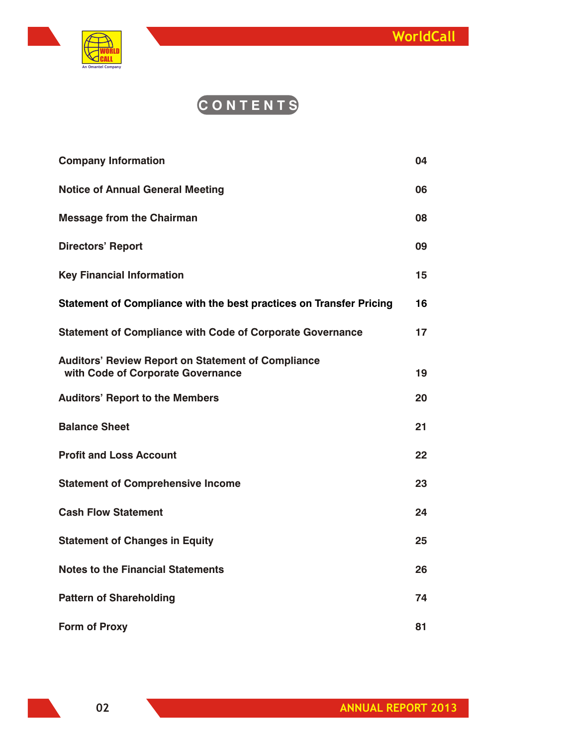# CONTENTS

| | |
|---|---|
| **Company Information** | **04** |
| **Notice of Annual General Meeting** | **06** |
| **Message from the Chairman** | **08** |
| **Directors' Report** | **09** |
| **Key Financial Information** | **15** |
| **Statement of Compliance with the best practices on Transfer Pricing** | **16** |
| **Statement of Compliance with Code of Corporate Governance** | **17** |
| **Auditors' Review Report on Statement of Compliance with Code of Corporate Governance** | **19** |
| **Auditors' Report to the Members** | **20** |
| **Balance Sheet** | **21** |
| **Profit and Loss Account** | **22** |
| **Statement of Comprehensive Income** | **23** |
| **Cash Flow Statement** | **24** |
| **Statement of Changes in Equity** | **25** |
| **Notes to the Financial Statements** | **26** |
| **Pattern of Shareholding** | **74** |
| **Form of Proxy** | **81** |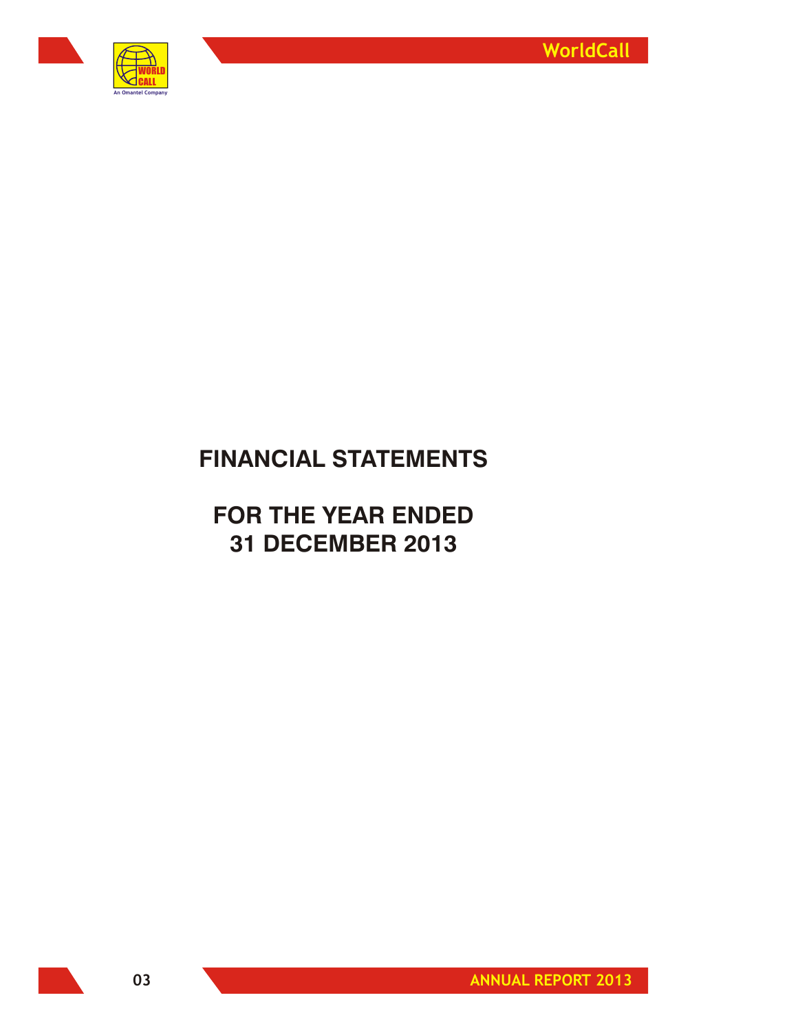# FINANCIAL STATEMENTS

## FOR THE YEAR ENDED
## 31 DECEMBER 2013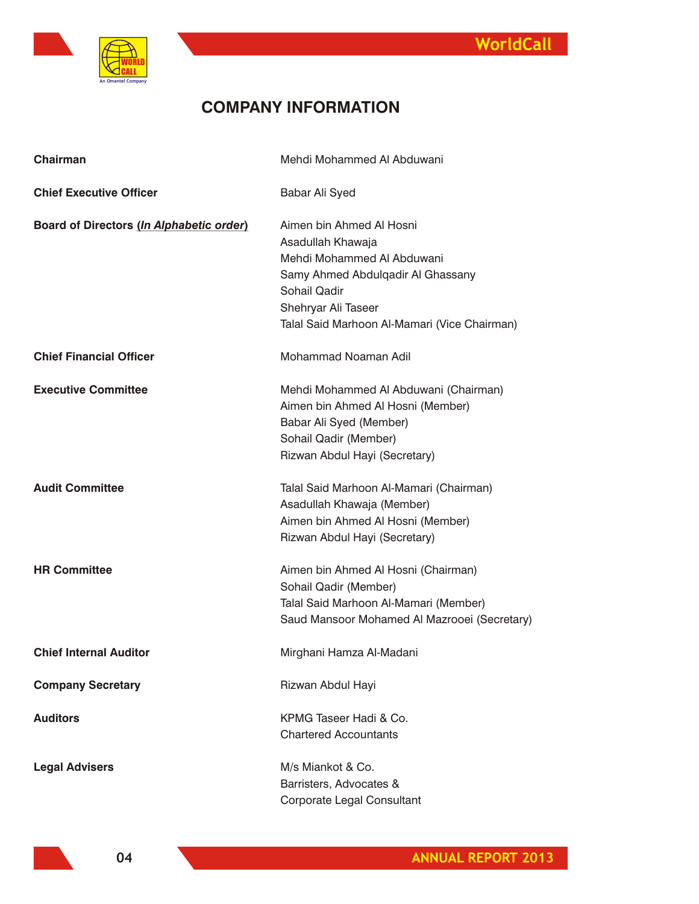# COMPANY INFORMATION

| | |
|---|---|
| **Chairman** | Mehdi Mohammed Al Abduwani |
| **Chief Executive Officer** | Babar Ali Syed |
| **Board of Directors (*In Alphabetic order*)** | Aimen bin Ahmed Al Hosni<br>Asadullah Khawaja<br>Mehdi Mohammed Al Abduwani<br>Samy Ahmed Abdulqadir Al Ghassany<br>Sohail Qadir<br>Shehryar Ali Taseer<br>Talal Said Marhoon Al-Mamari (Vice Chairman) |
| **Chief Financial Officer** | Mohammad Noaman Adil |
| **Executive Committee** | Mehdi Mohammed Al Abduwani (Chairman)<br>Aimen bin Ahmed Al Hosni (Member)<br>Babar Ali Syed (Member)<br>Sohail Qadir (Member)<br>Rizwan Abdul Hayi (Secretary) |
| **Audit Committee** | Talal Said Marhoon Al-Mamari (Chairman)<br>Asadullah Khawaja (Member)<br>Aimen bin Ahmed Al Hosni (Member)<br>Rizwan Abdul Hayi (Secretary) |
| **HR Committee** | Aimen bin Ahmed Al Hosni (Chairman)<br>Sohail Qadir (Member)<br>Talal Said Marhoon Al-Mamari (Member)<br>Saud Mansoor Mohamed Al Mazrooei (Secretary) |
| **Chief Internal Auditor** | Mirghani Hamza Al-Madani |
| **Company Secretary** | Rizwan Abdul Hayi |
| **Auditors** | KPMG Taseer Hadi & Co.<br>Chartered Accountants |
| **Legal Advisers** | M/s Miankot & Co.<br>Barristers, Advocates &<br>Corporate Legal Consultant |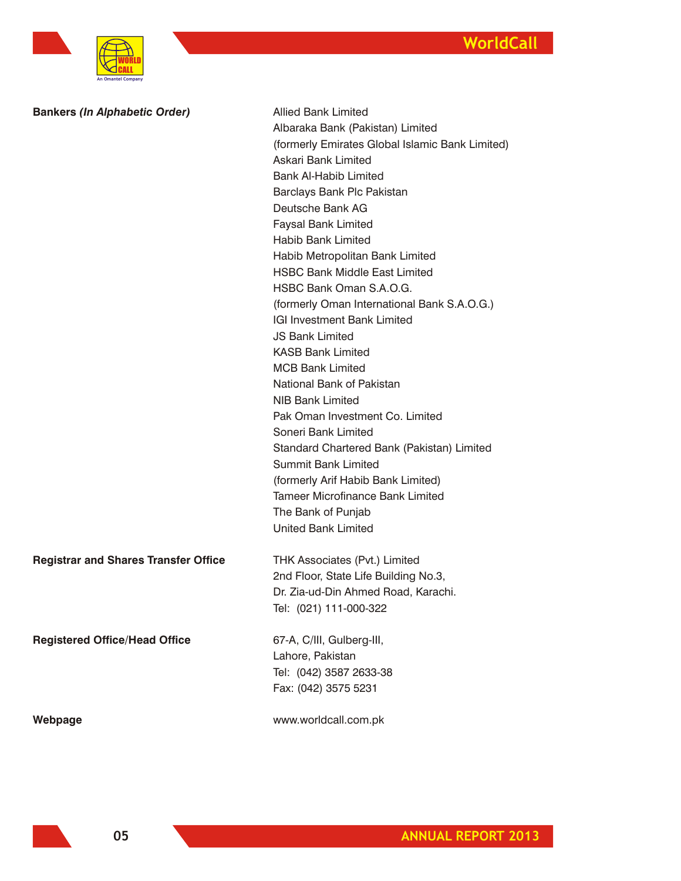**Bankers *(In Alphabetic Order)***

Allied Bank Limited
Albaraka Bank (Pakistan) Limited
(formerly Emirates Global Islamic Bank Limited)
Askari Bank Limited
Bank Al-Habib Limited
Barclays Bank Plc Pakistan
Deutsche Bank AG
Faysal Bank Limited
Habib Bank Limited
Habib Metropolitan Bank Limited
HSBC Bank Middle East Limited
HSBC Bank Oman S.A.O.G.
(formerly Oman International Bank S.A.O.G.)
IGI Investment Bank Limited
JS Bank Limited
KASB Bank Limited
MCB Bank Limited
National Bank of Pakistan
NIB Bank Limited
Pak Oman Investment Co. Limited
Soneri Bank Limited
Standard Chartered Bank (Pakistan) Limited
Summit Bank Limited
(formerly Arif Habib Bank Limited)
Tameer Microfinance Bank Limited
The Bank of Punjab
United Bank Limited

**Registrar and Shares Transfer Office**

THK Associates (Pvt.) Limited
2nd Floor, State Life Building No.3,
Dr. Zia-ud-Din Ahmed Road, Karachi.
Tel: (021) 111-000-322

**Registered Office/Head Office**

67-A, C/III, Gulberg-III,
Lahore, Pakistan
Tel: (042) 3587 2633-38
Fax: (042) 3575 5231

**Webpage**

www.worldcall.com.pk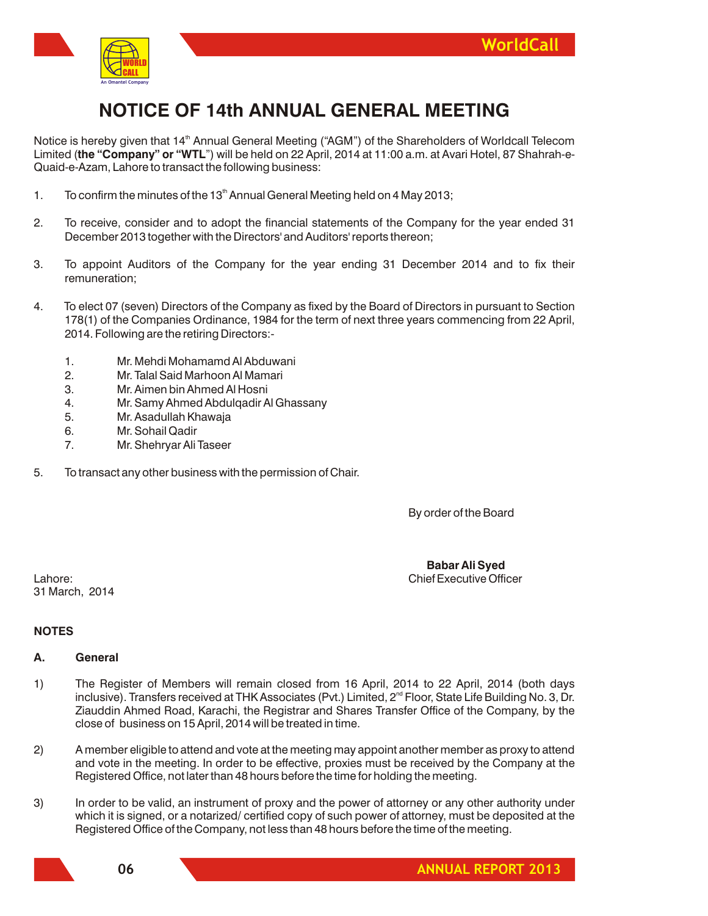# NOTICE OF 14th ANNUAL GENERAL MEETING

Notice is hereby given that 14th Annual General Meeting ("AGM") of the Shareholders of Worldcall Telecom Limited (**the "Company" or "WTL**") will be held on 22 April, 2014 at 11:00 a.m. at Avari Hotel, 87 Shahrah-e-Quaid-e-Azam, Lahore to transact the following business:

1. To confirm the minutes of the 13th Annual General Meeting held on 4 May 2013;

2. To receive, consider and to adopt the financial statements of the Company for the year ended 31 December 2013 together with the Directors' and Auditors' reports thereon;

3. To appoint Auditors of the Company for the year ending 31 December 2014 and to fix their remuneration;

4. To elect 07 (seven) Directors of the Company as fixed by the Board of Directors in pursuant to Section 178(1) of the Companies Ordinance, 1984 for the term of next three years commencing from 22 April, 2014. Following are the retiring Directors:-

   1. Mr. Mehdi Mohamamd Al Abduwani
   2. Mr. Talal Said Marhoon Al Mamari
   3. Mr. Aimen bin Ahmed Al Hosni
   4. Mr. Samy Ahmed Abdulqadir Al Ghassany
   5. Mr. Asadullah Khawaja
   6. Mr. Sohail Qadir
   7. Mr. Shehryar Ali Taseer

5. To transact any other business with the permission of Chair.

By order of the Board

**Babar Ali Syed**
Chief Executive Officer

Lahore:
31 March, 2014

**NOTES**

**A. General**

1) The Register of Members will remain closed from 16 April, 2014 to 22 April, 2014 (both days inclusive). Transfers received at THK Associates (Pvt.) Limited, 2nd Floor, State Life Building No. 3, Dr. Ziauddin Ahmed Road, Karachi, the Registrar and Shares Transfer Office of the Company, by the close of business on 15 April, 2014 will be treated in time.

2) A member eligible to attend and vote at the meeting may appoint another member as proxy to attend and vote in the meeting. In order to be effective, proxies must be received by the Company at the Registered Office, not later than 48 hours before the time for holding the meeting.

3) In order to be valid, an instrument of proxy and the power of attorney or any other authority under which it is signed, or a notarized/ certified copy of such power of attorney, must be deposited at the Registered Office of the Company, not less than 48 hours before the time of the meeting.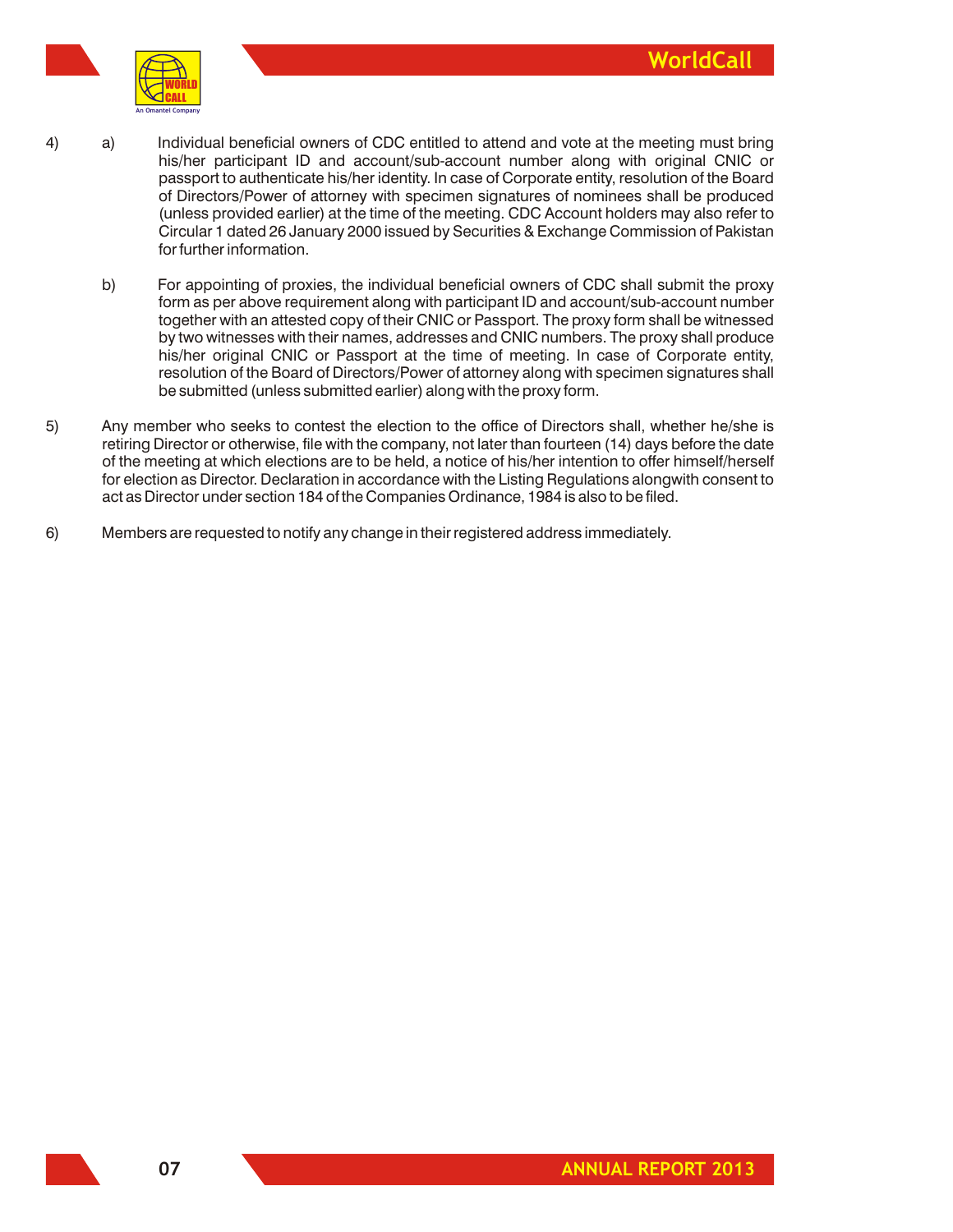4) a) Individual beneficial owners of CDC entitled to attend and vote at the meeting must bring his/her participant ID and account/sub-account number along with original CNIC or passport to authenticate his/her identity. In case of Corporate entity, resolution of the Board of Directors/Power of attorney with specimen signatures of nominees shall be produced (unless provided earlier) at the time of the meeting. CDC Account holders may also refer to Circular 1 dated 26 January 2000 issued by Securities & Exchange Commission of Pakistan for further information.

   b) For appointing of proxies, the individual beneficial owners of CDC shall submit the proxy form as per above requirement along with participant ID and account/sub-account number together with an attested copy of their CNIC or Passport. The proxy form shall be witnessed by two witnesses with their names, addresses and CNIC numbers. The proxy shall produce his/her original CNIC or Passport at the time of meeting. In case of Corporate entity, resolution of the Board of Directors/Power of attorney along with specimen signatures shall be submitted (unless submitted earlier) along with the proxy form.

5) Any member who seeks to contest the election to the office of Directors shall, whether he/she is retiring Director or otherwise, file with the company, not later than fourteen (14) days before the date of the meeting at which elections are to be held, a notice of his/her intention to offer himself/herself for election as Director. Declaration in accordance with the Listing Regulations alongwith consent to act as Director under section 184 of the Companies Ordinance, 1984 is also to be filed.

6) Members are requested to notify any change in their registered address immediately.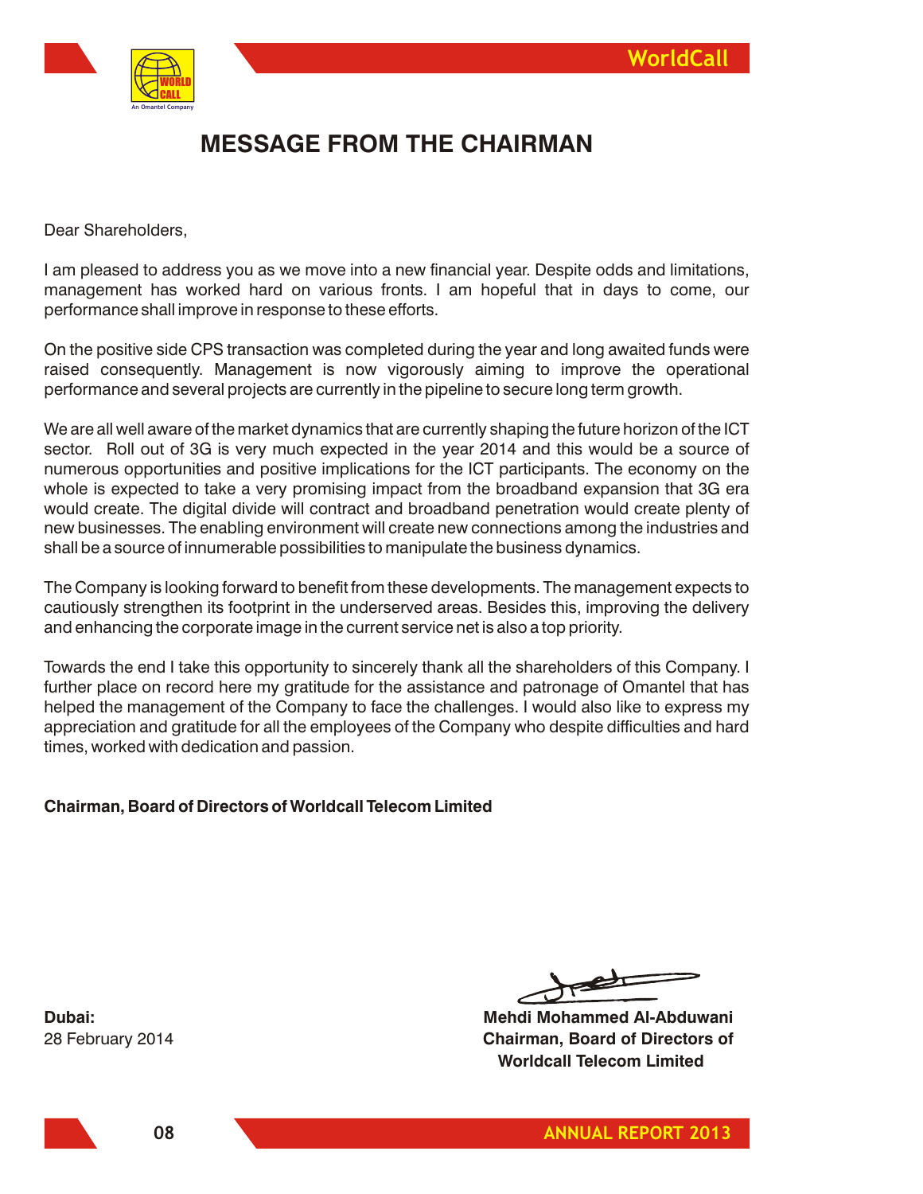# MESSAGE FROM THE CHAIRMAN

Dear Shareholders,

I am pleased to address you as we move into a new financial year. Despite odds and limitations, management has worked hard on various fronts. I am hopeful that in days to come, our performance shall improve in response to these efforts.

On the positive side CPS transaction was completed during the year and long awaited funds were raised consequently. Management is now vigorously aiming to improve the operational performance and several projects are currently in the pipeline to secure long term growth.

We are all well aware of the market dynamics that are currently shaping the future horizon of the ICT sector. Roll out of 3G is very much expected in the year 2014 and this would be a source of numerous opportunities and positive implications for the ICT participants. The economy on the whole is expected to take a very promising impact from the broadband expansion that 3G era would create. The digital divide will contract and broadband penetration would create plenty of new businesses. The enabling environment will create new connections among the industries and shall be a source of innumerable possibilities to manipulate the business dynamics.

The Company is looking forward to benefit from these developments. The management expects to cautiously strengthen its footprint in the underserved areas. Besides this, improving the delivery and enhancing the corporate image in the current service net is also a top priority.

Towards the end I take this opportunity to sincerely thank all the shareholders of this Company. I further place on record here my gratitude for the assistance and patronage of Omantel that has helped the management of the Company to face the challenges. I would also like to express my appreciation and gratitude for all the employees of the Company who despite difficulties and hard times, worked with dedication and passion.

**Chairman, Board of Directors of Worldcall Telecom Limited**

**Dubai:**
28 February 2014

**Mehdi Mohammed Al-Abduwani**
**Chairman, Board of Directors of**
**Worldcall Telecom Limited**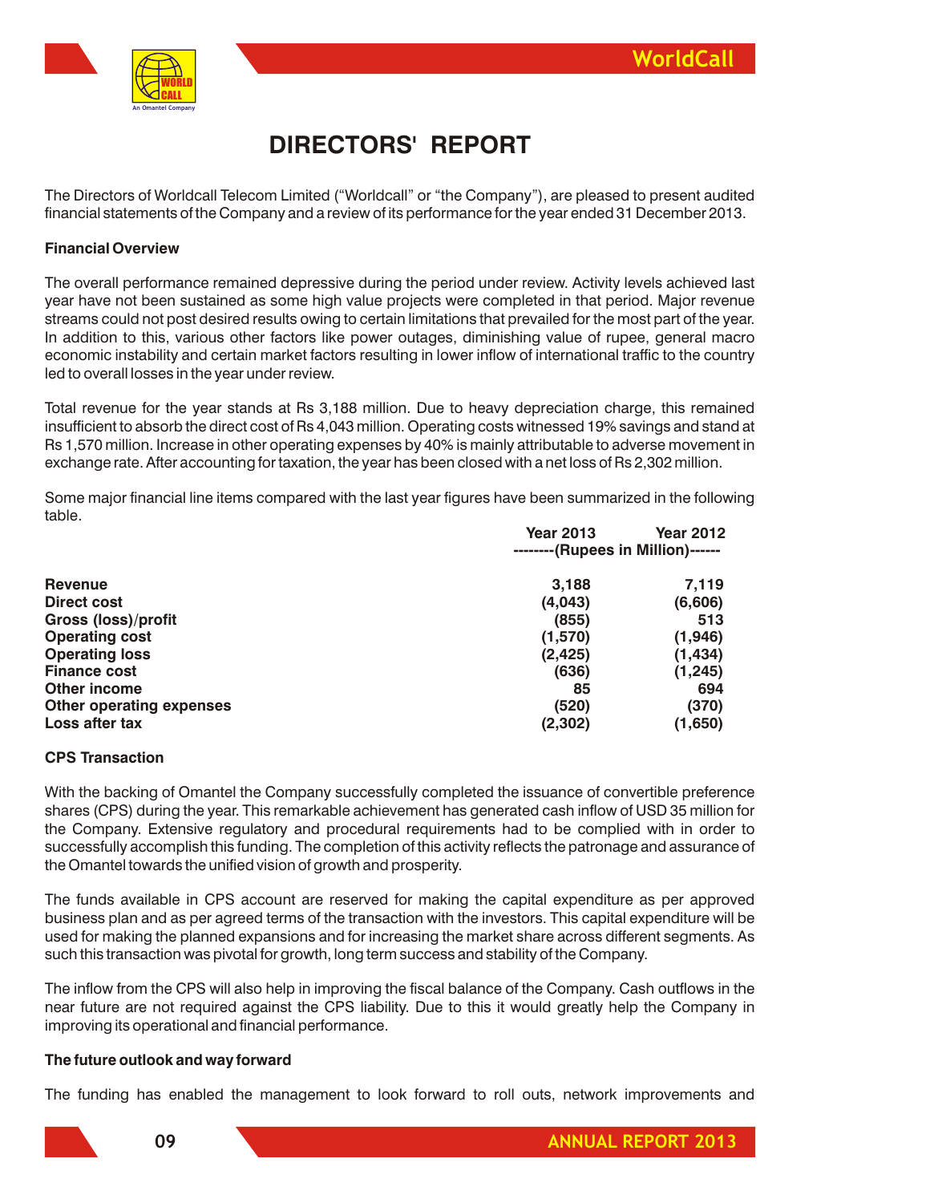# DIRECTORS' REPORT

The Directors of Worldcall Telecom Limited ("Worldcall" or "the Company"), are pleased to present audited financial statements of the Company and a review of its performance for the year ended 31 December 2013.

**Financial Overview**

The overall performance remained depressive during the period under review. Activity levels achieved last year have not been sustained as some high value projects were completed in that period. Major revenue streams could not post desired results owing to certain limitations that prevailed for the most part of the year. In addition to this, various other factors like power outages, diminishing value of rupee, general macro economic instability and certain market factors resulting in lower inflow of international traffic to the country led to overall losses in the year under review.

Total revenue for the year stands at Rs 3,188 million. Due to heavy depreciation charge, this remained insufficient to absorb the direct cost of Rs 4,043 million. Operating costs witnessed 19% savings and stand at Rs 1,570 million. Increase in other operating expenses by 40% is mainly attributable to adverse movement in exchange rate. After accounting for taxation, the year has been closed with a net loss of Rs 2,302 million.

Some major financial line items compared with the last year figures have been summarized in the following table.

| | Year 2013 | Year 2012 |
|---|---|---|
| | --------(Rupees in Million)------ | |
| **Revenue** | **3,188** | **7,119** |
| **Direct cost** | **(4,043)** | **(6,606)** |
| **Gross (loss)/profit** | **(855)** | **513** |
| **Operating cost** | **(1,570)** | **(1,946)** |
| **Operating loss** | **(2,425)** | **(1,434)** |
| **Finance cost** | **(636)** | **(1,245)** |
| **Other income** | **85** | **694** |
| **Other operating expenses** | **(520)** | **(370)** |
| **Loss after tax** | **(2,302)** | **(1,650)** |

**CPS Transaction**

With the backing of Omantel the Company successfully completed the issuance of convertible preference shares (CPS) during the year. This remarkable achievement has generated cash inflow of USD 35 million for the Company. Extensive regulatory and procedural requirements had to be complied with in order to successfully accomplish this funding. The completion of this activity reflects the patronage and assurance of the Omantel towards the unified vision of growth and prosperity.

The funds available in CPS account are reserved for making the capital expenditure as per approved business plan and as per agreed terms of the transaction with the investors. This capital expenditure will be used for making the planned expansions and for increasing the market share across different segments. As such this transaction was pivotal for growth, long term success and stability of the Company.

The inflow from the CPS will also help in improving the fiscal balance of the Company. Cash outflows in the near future are not required against the CPS liability. Due to this it would greatly help the Company in improving its operational and financial performance.

**The future outlook and way forward**

The funding has enabled the management to look forward to roll outs, network improvements and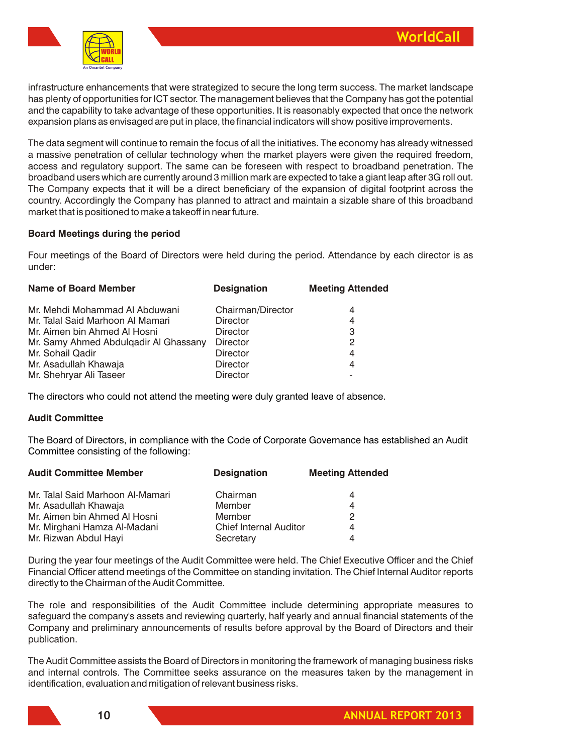infrastructure enhancements that were strategized to secure the long term success. The market landscape has plenty of opportunities for ICT sector. The management believes that the Company has got the potential and the capability to take advantage of these opportunities. It is reasonably expected that once the network expansion plans as envisaged are put in place, the financial indicators will show positive improvements.

The data segment will continue to remain the focus of all the initiatives. The economy has already witnessed a massive penetration of cellular technology when the market players were given the required freedom, access and regulatory support. The same can be foreseen with respect to broadband penetration. The broadband users which are currently around 3 million mark are expected to take a giant leap after 3G roll out. The Company expects that it will be a direct beneficiary of the expansion of digital footprint across the country. Accordingly the Company has planned to attract and maintain a sizable share of this broadband market that is positioned to make a takeoff in near future.

**Board Meetings during the period**

Four meetings of the Board of Directors were held during the period. Attendance by each director is as under:

| Name of Board Member | Designation | Meeting Attended |
|---|---|---|
| Mr. Mehdi Mohammad Al Abduwani | Chairman/Director | 4 |
| Mr. Talal Said Marhoon Al Mamari | Director | 4 |
| Mr. Aimen bin Ahmed Al Hosni | Director | 3 |
| Mr. Samy Ahmed Abdulqadir Al Ghassany | Director | 2 |
| Mr. Sohail Qadir | Director | 4 |
| Mr. Asadullah Khawaja | Director | 4 |
| Mr. Shehryar Ali Taseer | Director | - |

The directors who could not attend the meeting were duly granted leave of absence.

**Audit Committee**

The Board of Directors, in compliance with the Code of Corporate Governance has established an Audit Committee consisting of the following:

| Audit Committee Member | Designation | Meeting Attended |
|---|---|---|
| Mr. Talal Said Marhoon Al-Mamari | Chairman | 4 |
| Mr. Asadullah Khawaja | Member | 4 |
| Mr. Aimen bin Ahmed Al Hosni | Member | 2 |
| Mr. Mirghani Hamza Al-Madani | Chief Internal Auditor | 4 |
| Mr. Rizwan Abdul Hayi | Secretary | 4 |

During the year four meetings of the Audit Committee were held. The Chief Executive Officer and the Chief Financial Officer attend meetings of the Committee on standing invitation. The Chief Internal Auditor reports directly to the Chairman of the Audit Committee.

The role and responsibilities of the Audit Committee include determining appropriate measures to safeguard the company's assets and reviewing quarterly, half yearly and annual financial statements of the Company and preliminary announcements of results before approval by the Board of Directors and their publication.

The Audit Committee assists the Board of Directors in monitoring the framework of managing business risks and internal controls. The Committee seeks assurance on the measures taken by the management in identification, evaluation and mitigation of relevant business risks.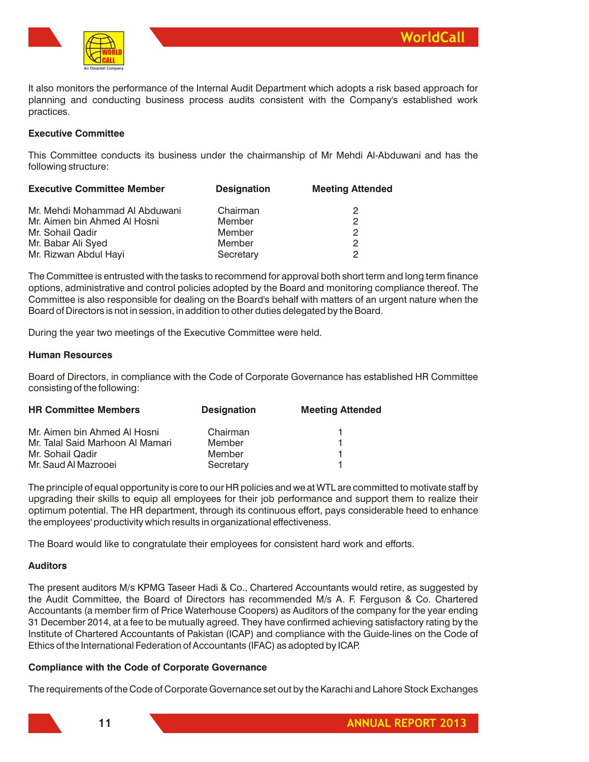It also monitors the performance of the Internal Audit Department which adopts a risk based approach for planning and conducting business process audits consistent with the Company's established work practices.

**Executive Committee**

This Committee conducts its business under the chairmanship of Mr Mehdi Al-Abduwani and has the following structure:

| Executive Committee Member | Designation | Meeting Attended |
|---|---|---|
| Mr. Mehdi Mohammad Al Abduwani | Chairman | 2 |
| Mr. Aimen bin Ahmed Al Hosni | Member | 2 |
| Mr. Sohail Qadir | Member | 2 |
| Mr. Babar Ali Syed | Member | 2 |
| Mr. Rizwan Abdul Hayi | Secretary | 2 |

The Committee is entrusted with the tasks to recommend for approval both short term and long term finance options, administrative and control policies adopted by the Board and monitoring compliance thereof. The Committee is also responsible for dealing on the Board's behalf with matters of an urgent nature when the Board of Directors is not in session, in addition to other duties delegated by the Board.

During the year two meetings of the Executive Committee were held.

**Human Resources**

Board of Directors, in compliance with the Code of Corporate Governance has established HR Committee consisting of the following:

| HR Committee Members | Designation | Meeting Attended |
|---|---|---|
| Mr. Aimen bin Ahmed Al Hosni | Chairman | 1 |
| Mr. Talal Said Marhoon Al Mamari | Member | 1 |
| Mr. Sohail Qadir | Member | 1 |
| Mr. Saud Al Mazrooei | Secretary | 1 |

The principle of equal opportunity is core to our HR policies and we at WTL are committed to motivate staff by upgrading their skills to equip all employees for their job performance and support them to realize their optimum potential. The HR department, through its continuous effort, pays considerable heed to enhance the employees' productivity which results in organizational effectiveness.

The Board would like to congratulate their employees for consistent hard work and efforts.

**Auditors**

The present auditors M/s KPMG Taseer Hadi & Co., Chartered Accountants would retire, as suggested by the Audit Committee, the Board of Directors has recommended M/s A. F. Ferguson & Co. Chartered Accountants (a member firm of Price Waterhouse Coopers) as Auditors of the company for the year ending 31 December 2014, at a fee to be mutually agreed. They have confirmed achieving satisfactory rating by the Institute of Chartered Accountants of Pakistan (ICAP) and compliance with the Guide-lines on the Code of Ethics of the International Federation of Accountants (IFAC) as adopted by ICAP.

**Compliance with the Code of Corporate Governance**

The requirements of the Code of Corporate Governance set out by the Karachi and Lahore Stock Exchanges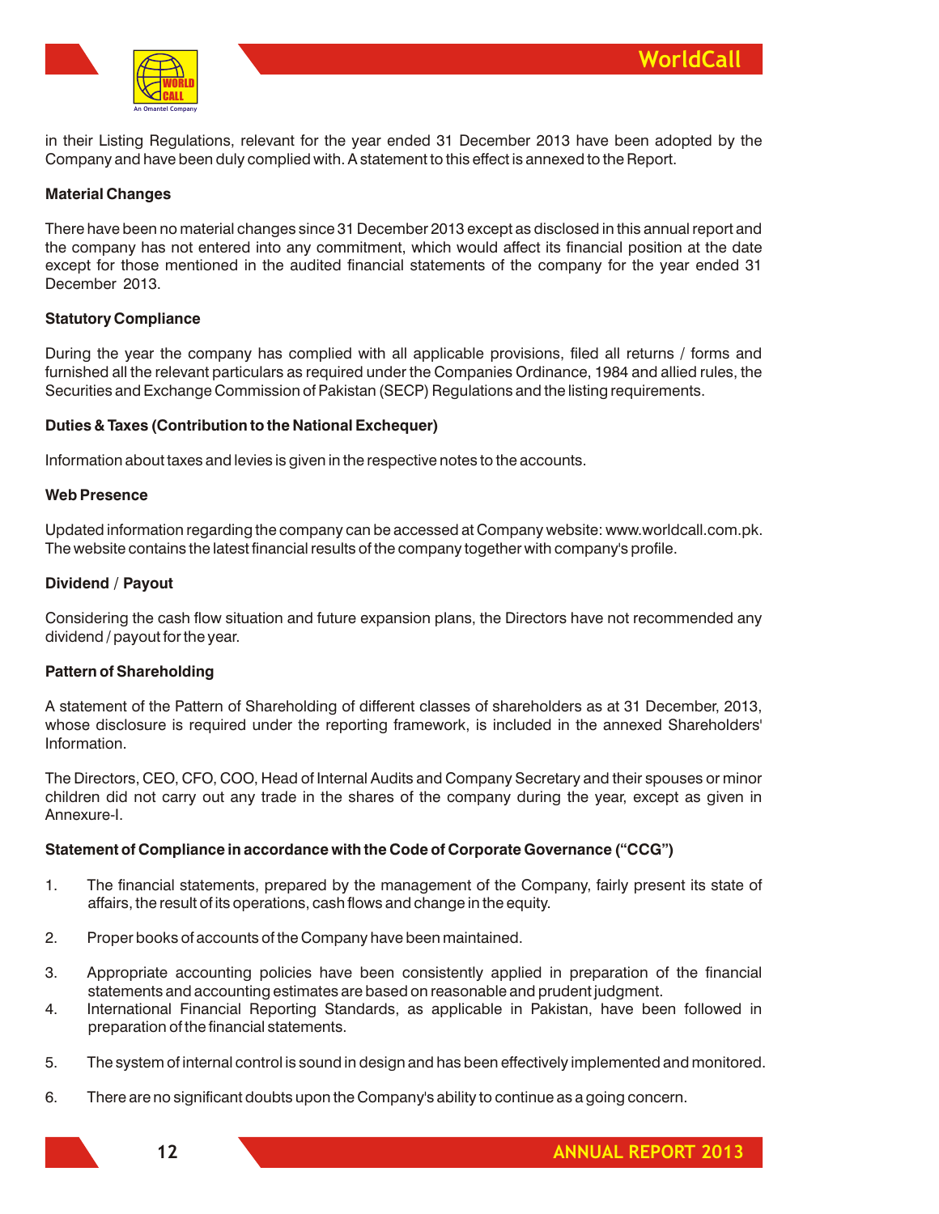in their Listing Regulations, relevant for the year ended 31 December 2013 have been adopted by the Company and have been duly complied with. A statement to this effect is annexed to the Report.

**Material Changes**

There have been no material changes since 31 December 2013 except as disclosed in this annual report and the company has not entered into any commitment, which would affect its financial position at the date except for those mentioned in the audited financial statements of the company for the year ended 31 December 2013.

**Statutory Compliance**

During the year the company has complied with all applicable provisions, filed all returns / forms and furnished all the relevant particulars as required under the Companies Ordinance, 1984 and allied rules, the Securities and Exchange Commission of Pakistan (SECP) Regulations and the listing requirements.

**Duties & Taxes (Contribution to the National Exchequer)**

Information about taxes and levies is given in the respective notes to the accounts.

**Web Presence**

Updated information regarding the company can be accessed at Company website: www.worldcall.com.pk. The website contains the latest financial results of the company together with company's profile.

**Dividend / Payout**

Considering the cash flow situation and future expansion plans, the Directors have not recommended any dividend / payout for the year.

**Pattern of Shareholding**

A statement of the Pattern of Shareholding of different classes of shareholders as at 31 December, 2013, whose disclosure is required under the reporting framework, is included in the annexed Shareholders' Information.

The Directors, CEO, CFO, COO, Head of Internal Audits and Company Secretary and their spouses or minor children did not carry out any trade in the shares of the company during the year, except as given in Annexure-I.

**Statement of Compliance in accordance with the Code of Corporate Governance ("CCG")**

1. The financial statements, prepared by the management of the Company, fairly present its state of affairs, the result of its operations, cash flows and change in the equity.

2. Proper books of accounts of the Company have been maintained.

3. Appropriate accounting policies have been consistently applied in preparation of the financial statements and accounting estimates are based on reasonable and prudent judgment.
4. International Financial Reporting Standards, as applicable in Pakistan, have been followed in preparation of the financial statements.

5. The system of internal control is sound in design and has been effectively implemented and monitored.

6. There are no significant doubts upon the Company's ability to continue as a going concern.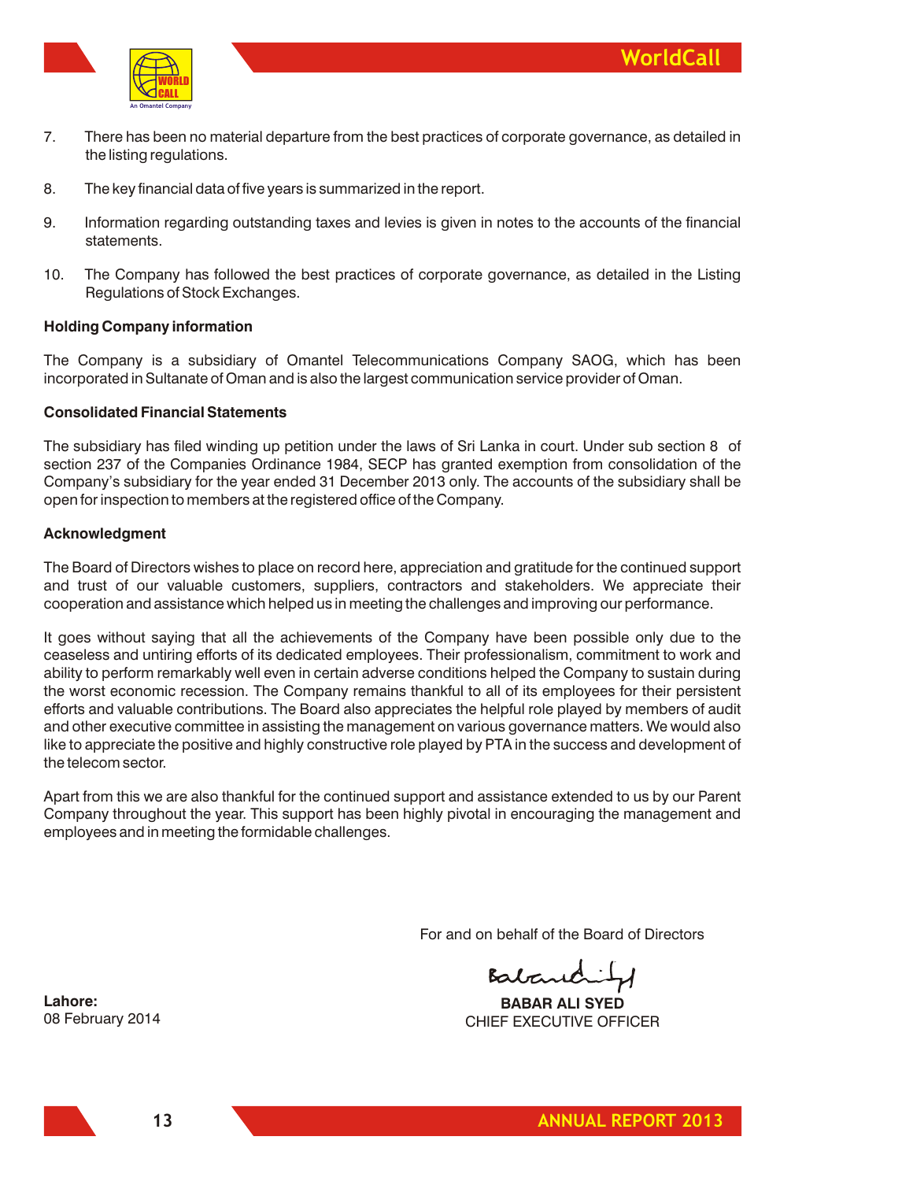7. There has been no material departure from the best practices of corporate governance, as detailed in the listing regulations.

8. The key financial data of five years is summarized in the report.

9. Information regarding outstanding taxes and levies is given in notes to the accounts of the financial statements.

10. The Company has followed the best practices of corporate governance, as detailed in the Listing Regulations of Stock Exchanges.

**Holding Company information**

The Company is a subsidiary of Omantel Telecommunications Company SAOG, which has been incorporated in Sultanate of Oman and is also the largest communication service provider of Oman.

**Consolidated Financial Statements**

The subsidiary has filed winding up petition under the laws of Sri Lanka in court. Under sub section 8 of section 237 of the Companies Ordinance 1984, SECP has granted exemption from consolidation of the Company's subsidiary for the year ended 31 December 2013 only. The accounts of the subsidiary shall be open for inspection to members at the registered office of the Company.

**Acknowledgment**

The Board of Directors wishes to place on record here, appreciation and gratitude for the continued support and trust of our valuable customers, suppliers, contractors and stakeholders. We appreciate their cooperation and assistance which helped us in meeting the challenges and improving our performance.

It goes without saying that all the achievements of the Company have been possible only due to the ceaseless and untiring efforts of its dedicated employees. Their professionalism, commitment to work and ability to perform remarkably well even in certain adverse conditions helped the Company to sustain during the worst economic recession. The Company remains thankful to all of its employees for their persistent efforts and valuable contributions. The Board also appreciates the helpful role played by members of audit and other executive committee in assisting the management on various governance matters. We would also like to appreciate the positive and highly constructive role played by PTA in the success and development of the telecom sector.

Apart from this we are also thankful for the continued support and assistance extended to us by our Parent Company throughout the year. This support has been highly pivotal in encouraging the management and employees and in meeting the formidable challenges.

For and on behalf of the Board of Directors

**BABAR ALI SYED**
CHIEF EXECUTIVE OFFICER

**Lahore:**
08 February 2014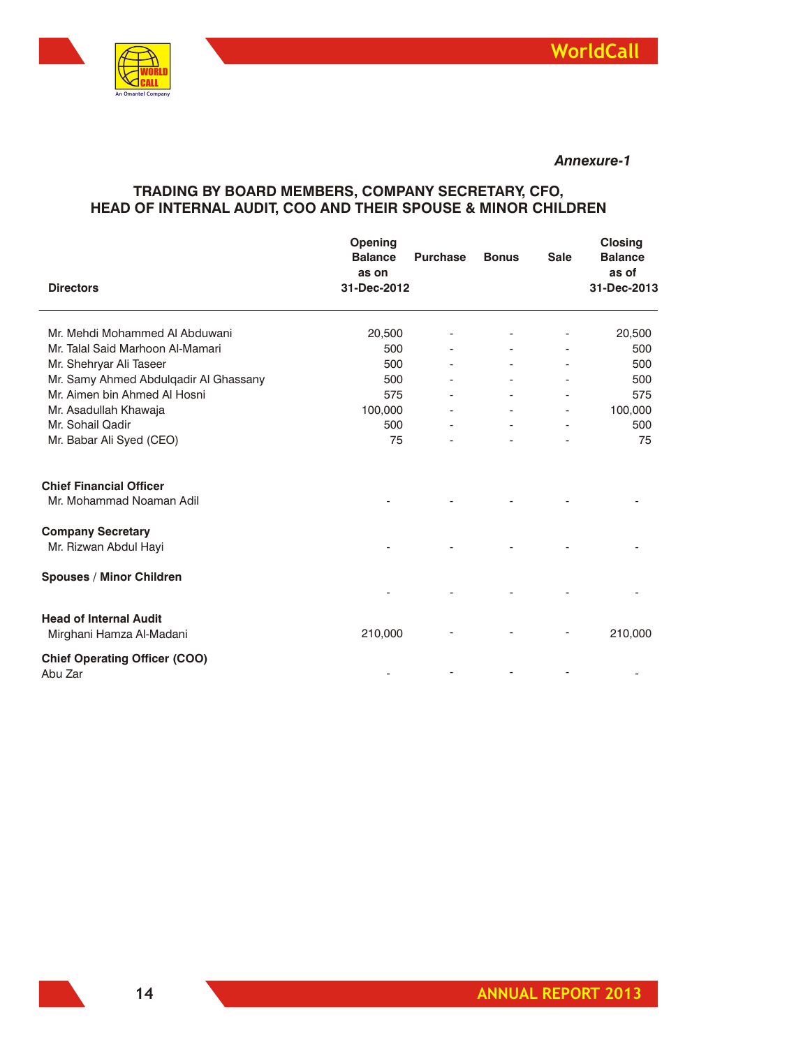*Annexure-1*

## TRADING BY BOARD MEMBERS, COMPANY SECRETARY, CFO, HEAD OF INTERNAL AUDIT, COO AND THEIR SPOUSE & MINOR CHILDREN

| Directors | Opening Balance as on 31-Dec-2012 | Purchase | Bonus | Sale | Closing Balance as of 31-Dec-2013 |
|---|---|---|---|---|---|
| Mr. Mehdi Mohammed Al Abduwani | 20,500 | - | - | - | 20,500 |
| Mr. Talal Said Marhoon Al-Mamari | 500 | - | - | - | 500 |
| Mr. Shehryar Ali Taseer | 500 | - | - | - | 500 |
| Mr. Samy Ahmed Abdulqadir Al Ghassany | 500 | - | - | - | 500 |
| Mr. Aimen bin Ahmed Al Hosni | 575 | - | - | - | 575 |
| Mr. Asadullah Khawaja | 100,000 | - | - | - | 100,000 |
| Mr. Sohail Qadir | 500 | - | - | - | 500 |
| Mr. Babar Ali Syed (CEO) | 75 | - | - | - | 75 |
| **Chief Financial Officer** | | | | | |
| Mr. Mohammad Noaman Adil | - | - | - | - | - |
| **Company Secretary** | | | | | |
| Mr. Rizwan Abdul Hayi | - | - | - | - | - |
| **Spouses / Minor Children** | - | - | - | - | - |
| **Head of Internal Audit** | | | | | |
| Mirghani Hamza Al-Madani | 210,000 | - | - | - | 210,000 |
| **Chief Operating Officer (COO)** | | | | | |
| Abu Zar | - | - | - | - | - |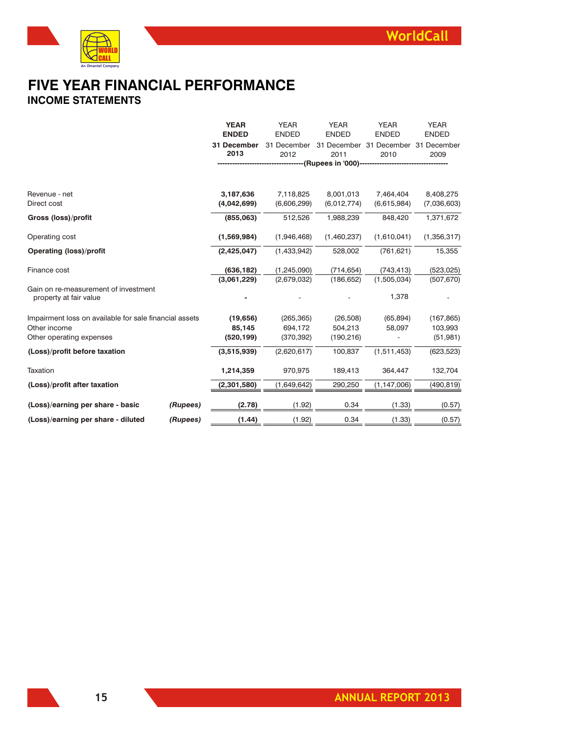# FIVE YEAR FINANCIAL PERFORMANCE

## INCOME STATEMENTS

| | | **YEAR ENDED 31 December 2013** | YEAR ENDED 31 December 2012 | YEAR ENDED 31 December 2011 | YEAR ENDED 31 December 2010 | YEAR ENDED 31 December 2009 |
|---|---|---|---|---|---|---|
| | | -------- | -------- | (Rupees in '000) | -------- | -------- |
| Revenue - net | | **3,187,636** | 7,118,825 | 8,001,013 | 7,464,404 | 8,408,275 |
| Direct cost | | **(4,042,699)** | (6,606,299) | (6,012,774) | (6,615,984) | (7,036,603) |
| **Gross (loss)/profit** | | **(855,063)** | 512,526 | 1,988,239 | 848,420 | 1,371,672 |
| Operating cost | | **(1,569,984)** | (1,946,468) | (1,460,237) | (1,610,041) | (1,356,317) |
| **Operating (loss)/profit** | | **(2,425,047)** | (1,433,942) | 528,002 | (761,621) | 15,355 |
| Finance cost | | **(636,182)** | (1,245,090) | (714,654) | (743,413) | (523,025) |
| | | **(3,061,229)** | (2,679,032) | (186,652) | (1,505,034) | (507,670) |
| Gain on re-measurement of investment property at fair value | | **-** | - | - | 1,378 | - |
| Impairment loss on available for sale financial assets | | **(19,656)** | (265,365) | (26,508) | (65,894) | (167,865) |
| Other income | | **85,145** | 694,172 | 504,213 | 58,097 | 103,993 |
| Other operating expenses | | **(520,199)** | (370,392) | (190,216) | - | (51,981) |
| **(Loss)/profit before taxation** | | **(3,515,939)** | (2,620,617) | 100,837 | (1,511,453) | (623,523) |
| Taxation | | **1,214,359** | 970,975 | 189,413 | 364,447 | 132,704 |
| **(Loss)/profit after taxation** | | **(2,301,580)** | (1,649,642) | 290,250 | (1,147,006) | (490,819) |
| **(Loss)/earning per share - basic** | ***(Rupees)*** | **(2.78)** | (1.92) | 0.34 | (1.33) | (0.57) |
| **(Loss)/earning per share - diluted** | ***(Rupees)*** | **(1.44)** | (1.92) | 0.34 | (1.33) | (0.57) |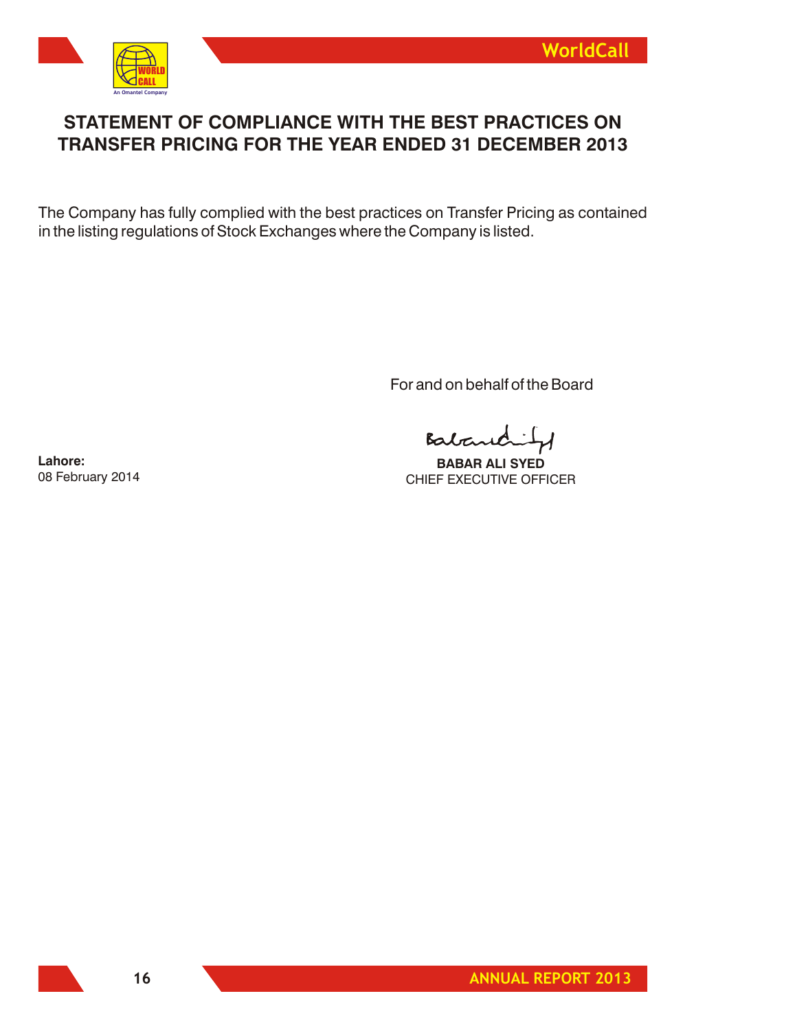# STATEMENT OF COMPLIANCE WITH THE BEST PRACTICES ON TRANSFER PRICING FOR THE YEAR ENDED 31 DECEMBER 2013

The Company has fully complied with the best practices on Transfer Pricing as contained in the listing regulations of Stock Exchanges where the Company is listed.

For and on behalf of the Board

**BABAR ALI SYED**
CHIEF EXECUTIVE OFFICER

**Lahore:**
08 February 2014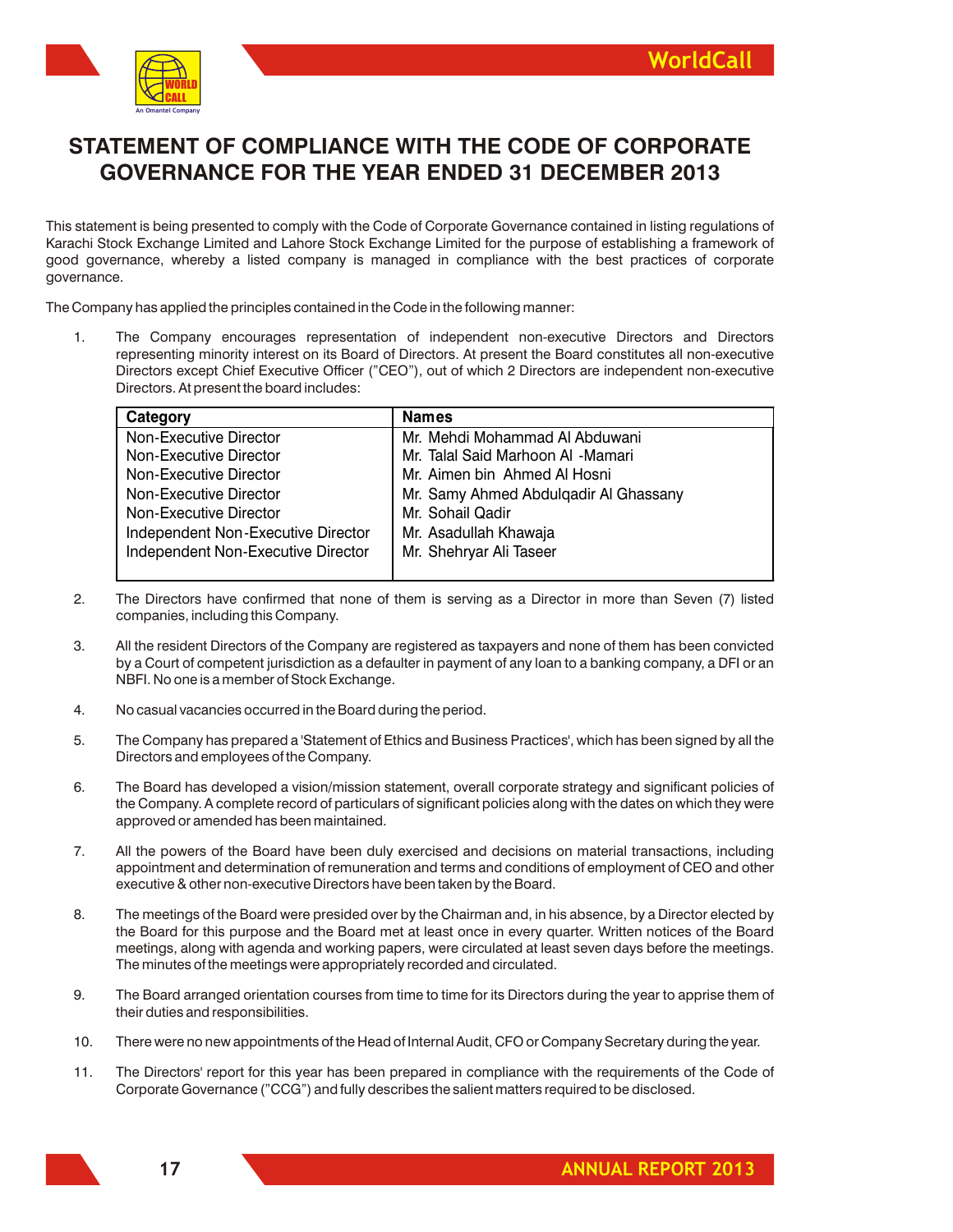# STATEMENT OF COMPLIANCE WITH THE CODE OF CORPORATE GOVERNANCE FOR THE YEAR ENDED 31 DECEMBER 2013

This statement is being presented to comply with the Code of Corporate Governance contained in listing regulations of Karachi Stock Exchange Limited and Lahore Stock Exchange Limited for the purpose of establishing a framework of good governance, whereby a listed company is managed in compliance with the best practices of corporate governance.

The Company has applied the principles contained in the Code in the following manner:

1. The Company encourages representation of independent non-executive Directors and Directors representing minority interest on its Board of Directors. At present the Board constitutes all non-executive Directors except Chief Executive Officer ("CEO"), out of which 2 Directors are independent non-executive Directors. At present the board includes:

| Category | Names |
|---|---|
| Non-Executive Director | Mr. Mehdi Mohammad Al Abduwani |
| Non-Executive Director | Mr. Talal Said Marhoon Al -Mamari |
| Non-Executive Director | Mr. Aimen bin Ahmed Al Hosni |
| Non-Executive Director | Mr. Samy Ahmed Abdulqadir Al Ghassany |
| Non-Executive Director | Mr. Sohail Qadir |
| Independent Non-Executive Director | Mr. Asadullah Khawaja |
| Independent Non-Executive Director | Mr. Shehryar Ali Taseer |

2. The Directors have confirmed that none of them is serving as a Director in more than Seven (7) listed companies, including this Company.

3. All the resident Directors of the Company are registered as taxpayers and none of them has been convicted by a Court of competent jurisdiction as a defaulter in payment of any loan to a banking company, a DFI or an NBFI. No one is a member of Stock Exchange.

4. No casual vacancies occurred in the Board during the period.

5. The Company has prepared a 'Statement of Ethics and Business Practices', which has been signed by all the Directors and employees of the Company.

6. The Board has developed a vision/mission statement, overall corporate strategy and significant policies of the Company. A complete record of particulars of significant policies along with the dates on which they were approved or amended has been maintained.

7. All the powers of the Board have been duly exercised and decisions on material transactions, including appointment and determination of remuneration and terms and conditions of employment of CEO and other executive & other non-executive Directors have been taken by the Board.

8. The meetings of the Board were presided over by the Chairman and, in his absence, by a Director elected by the Board for this purpose and the Board met at least once in every quarter. Written notices of the Board meetings, along with agenda and working papers, were circulated at least seven days before the meetings. The minutes of the meetings were appropriately recorded and circulated.

9. The Board arranged orientation courses from time to time for its Directors during the year to apprise them of their duties and responsibilities.

10. There were no new appointments of the Head of Internal Audit, CFO or Company Secretary during the year.

11. The Directors' report for this year has been prepared in compliance with the requirements of the Code of Corporate Governance ("CCG") and fully describes the salient matters required to be disclosed.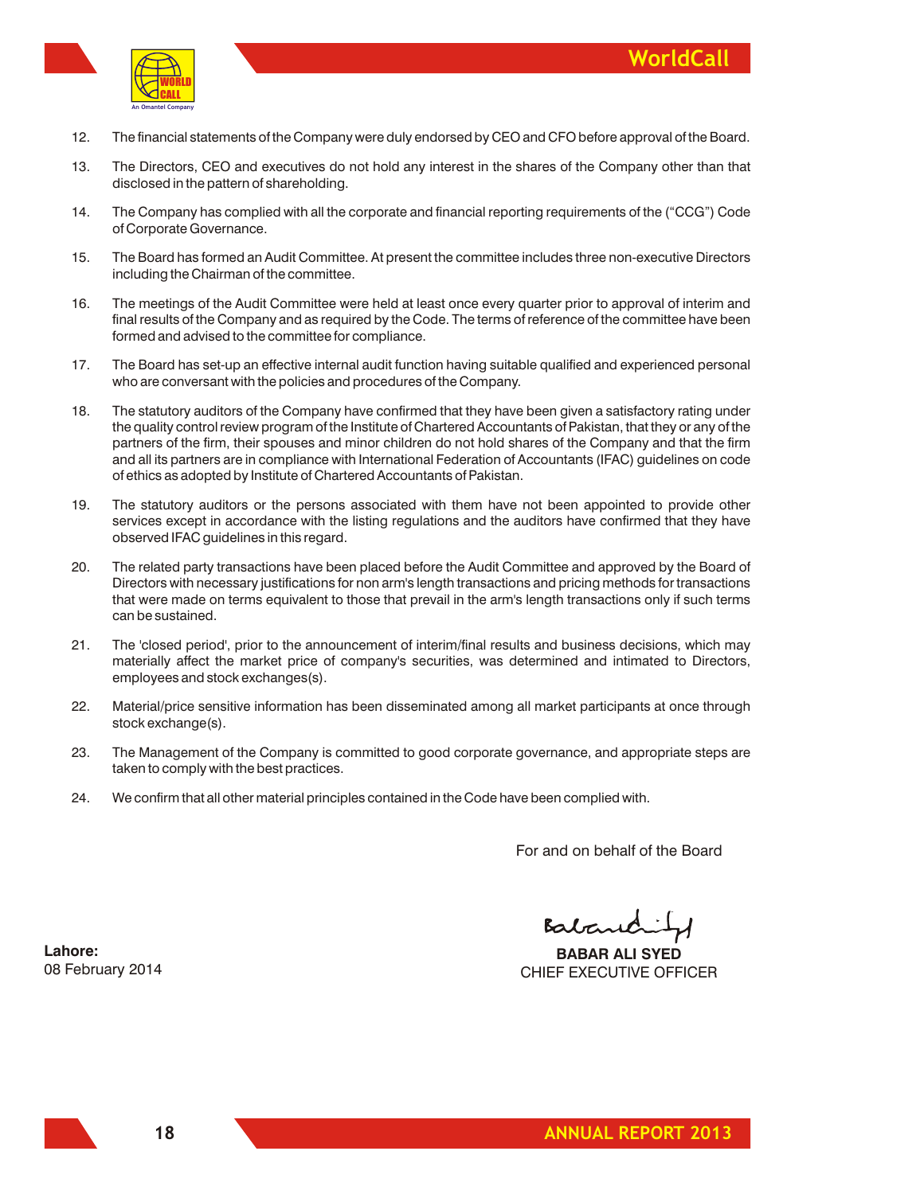12. The financial statements of the Company were duly endorsed by CEO and CFO before approval of the Board.

13. The Directors, CEO and executives do not hold any interest in the shares of the Company other than that disclosed in the pattern of shareholding.

14. The Company has complied with all the corporate and financial reporting requirements of the ("CCG") Code of Corporate Governance.

15. The Board has formed an Audit Committee. At present the committee includes three non-executive Directors including the Chairman of the committee.

16. The meetings of the Audit Committee were held at least once every quarter prior to approval of interim and final results of the Company and as required by the Code. The terms of reference of the committee have been formed and advised to the committee for compliance.

17. The Board has set-up an effective internal audit function having suitable qualified and experienced personal who are conversant with the policies and procedures of the Company.

18. The statutory auditors of the Company have confirmed that they have been given a satisfactory rating under the quality control review program of the Institute of Chartered Accountants of Pakistan, that they or any of the partners of the firm, their spouses and minor children do not hold shares of the Company and that the firm and all its partners are in compliance with International Federation of Accountants (IFAC) guidelines on code of ethics as adopted by Institute of Chartered Accountants of Pakistan.

19. The statutory auditors or the persons associated with them have not been appointed to provide other services except in accordance with the listing regulations and the auditors have confirmed that they have observed IFAC guidelines in this regard.

20. The related party transactions have been placed before the Audit Committee and approved by the Board of Directors with necessary justifications for non arm's length transactions and pricing methods for transactions that were made on terms equivalent to those that prevail in the arm's length transactions only if such terms can be sustained.

21. The 'closed period', prior to the announcement of interim/final results and business decisions, which may materially affect the market price of company's securities, was determined and intimated to Directors, employees and stock exchanges(s).

22. Material/price sensitive information has been disseminated among all market participants at once through stock exchange(s).

23. The Management of the Company is committed to good corporate governance, and appropriate steps are taken to comply with the best practices.

24. We confirm that all other material principles contained in the Code have been complied with.

For and on behalf of the Board

**BABAR ALI SYED**
CHIEF EXECUTIVE OFFICER

**Lahore:**
08 February 2014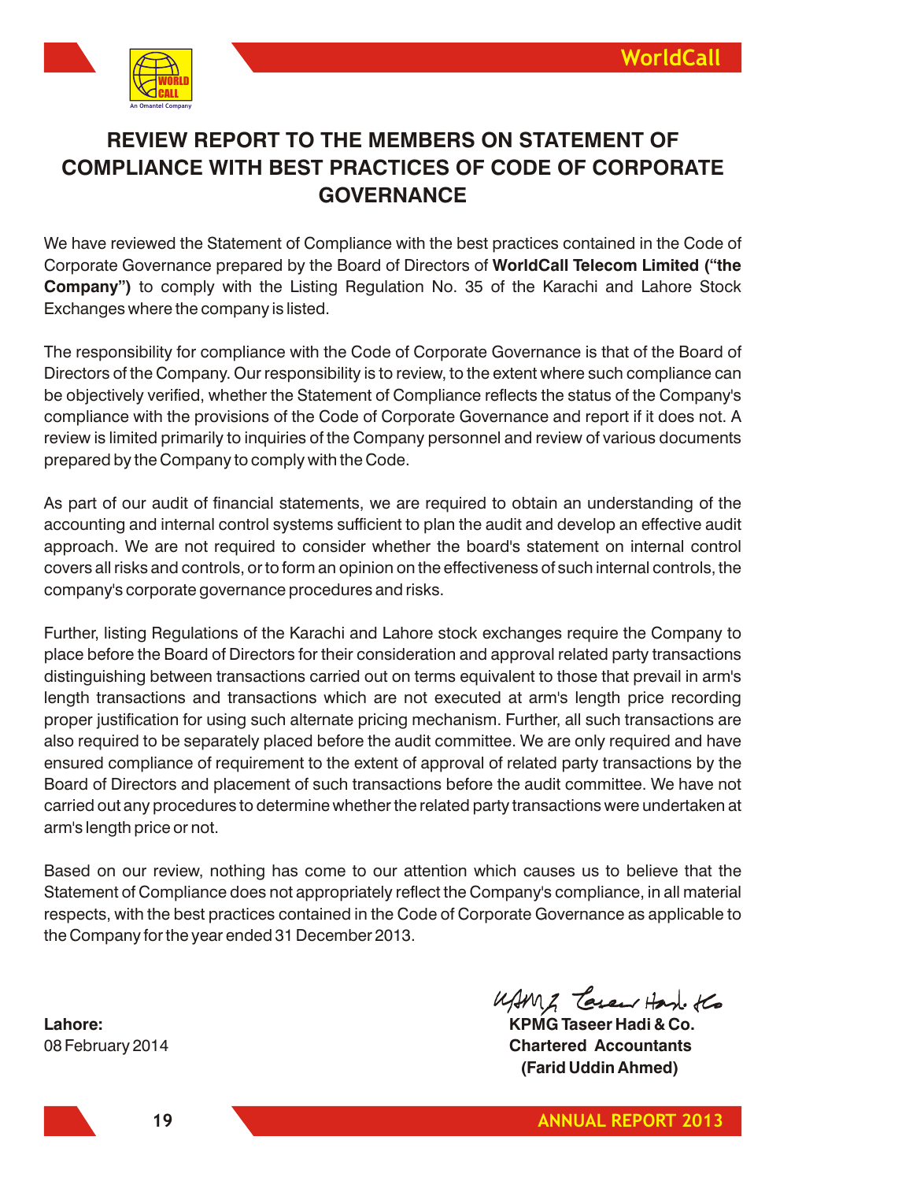# REVIEW REPORT TO THE MEMBERS ON STATEMENT OF COMPLIANCE WITH BEST PRACTICES OF CODE OF CORPORATE GOVERNANCE

We have reviewed the Statement of Compliance with the best practices contained in the Code of Corporate Governance prepared by the Board of Directors of **WorldCall Telecom Limited ("the Company")** to comply with the Listing Regulation No. 35 of the Karachi and Lahore Stock Exchanges where the company is listed.

The responsibility for compliance with the Code of Corporate Governance is that of the Board of Directors of the Company. Our responsibility is to review, to the extent where such compliance can be objectively verified, whether the Statement of Compliance reflects the status of the Company's compliance with the provisions of the Code of Corporate Governance and report if it does not. A review is limited primarily to inquiries of the Company personnel and review of various documents prepared by the Company to comply with the Code.

As part of our audit of financial statements, we are required to obtain an understanding of the accounting and internal control systems sufficient to plan the audit and develop an effective audit approach. We are not required to consider whether the board's statement on internal control covers all risks and controls, or to form an opinion on the effectiveness of such internal controls, the company's corporate governance procedures and risks.

Further, listing Regulations of the Karachi and Lahore stock exchanges require the Company to place before the Board of Directors for their consideration and approval related party transactions distinguishing between transactions carried out on terms equivalent to those that prevail in arm's length transactions and transactions which are not executed at arm's length price recording proper justification for using such alternate pricing mechanism. Further, all such transactions are also required to be separately placed before the audit committee. We are only required and have ensured compliance of requirement to the extent of approval of related party transactions by the Board of Directors and placement of such transactions before the audit committee. We have not carried out any procedures to determine whether the related party transactions were undertaken at arm's length price or not.

Based on our review, nothing has come to our attention which causes us to believe that the Statement of Compliance does not appropriately reflect the Company's compliance, in all material respects, with the best practices contained in the Code of Corporate Governance as applicable to the Company for the year ended 31 December 2013.

**Lahore:**
08 February 2014

**KPMG Taseer Hadi & Co.**
**Chartered Accountants**
**(Farid Uddin Ahmed)**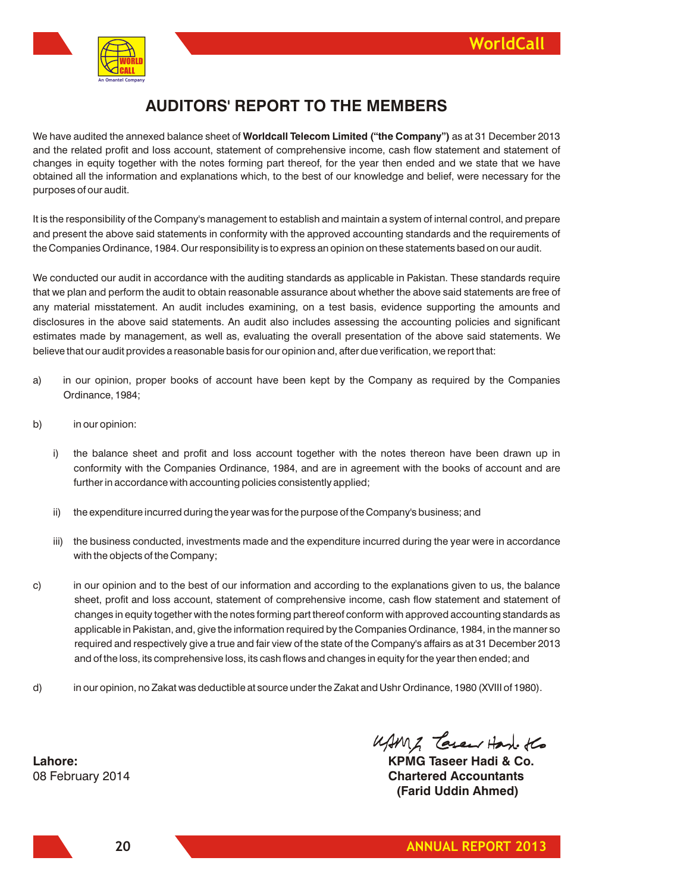# AUDITORS' REPORT TO THE MEMBERS

We have audited the annexed balance sheet of **Worldcall Telecom Limited ("the Company")** as at 31 December 2013 and the related profit and loss account, statement of comprehensive income, cash flow statement and statement of changes in equity together with the notes forming part thereof, for the year then ended and we state that we have obtained all the information and explanations which, to the best of our knowledge and belief, were necessary for the purposes of our audit.

It is the responsibility of the Company's management to establish and maintain a system of internal control, and prepare and present the above said statements in conformity with the approved accounting standards and the requirements of the Companies Ordinance, 1984. Our responsibility is to express an opinion on these statements based on our audit.

We conducted our audit in accordance with the auditing standards as applicable in Pakistan. These standards require that we plan and perform the audit to obtain reasonable assurance about whether the above said statements are free of any material misstatement. An audit includes examining, on a test basis, evidence supporting the amounts and disclosures in the above said statements. An audit also includes assessing the accounting policies and significant estimates made by management, as well as, evaluating the overall presentation of the above said statements. We believe that our audit provides a reasonable basis for our opinion and, after due verification, we report that:

a) in our opinion, proper books of account have been kept by the Company as required by the Companies Ordinance, 1984;

b) in our opinion:

   i) the balance sheet and profit and loss account together with the notes thereon have been drawn up in conformity with the Companies Ordinance, 1984, and are in agreement with the books of account and are further in accordance with accounting policies consistently applied;

   ii) the expenditure incurred during the year was for the purpose of the Company's business; and

   iii) the business conducted, investments made and the expenditure incurred during the year were in accordance with the objects of the Company;

c) in our opinion and to the best of our information and according to the explanations given to us, the balance sheet, profit and loss account, statement of comprehensive income, cash flow statement and statement of changes in equity together with the notes forming part thereof conform with approved accounting standards as applicable in Pakistan, and, give the information required by the Companies Ordinance, 1984, in the manner so required and respectively give a true and fair view of the state of the Company's affairs as at 31 December 2013 and of the loss, its comprehensive loss, its cash flows and changes in equity for the year then ended; and

d) in our opinion, no Zakat was deductible at source under the Zakat and Ushr Ordinance, 1980 (XVIII of 1980).

**Lahore:**
08 February 2014

**KPMG Taseer Hadi & Co.**
**Chartered Accountants**
**(Farid Uddin Ahmed)**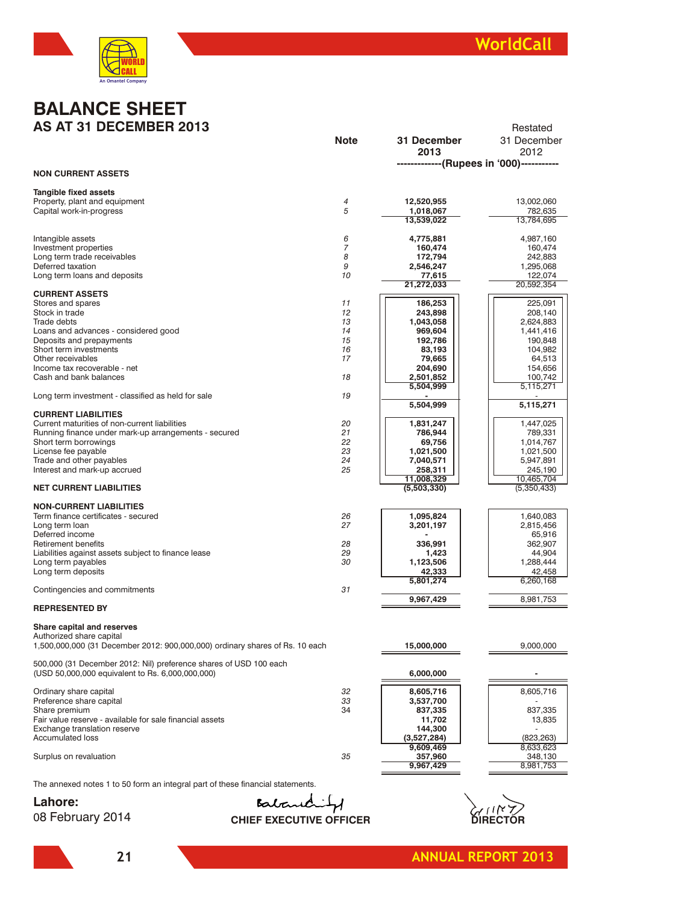# BALANCE SHEET

## AS AT 31 DECEMBER 2013

| | Note | 31 December 2013 | Restated 31 December 2012 |
|---|---|---|---|
| | | -------------(Rupees in '000)----------- | |
| **NON CURRENT ASSETS** | | | |
| **Tangible fixed assets** | | | |
| Property, plant and equipment | 4 | **12,520,955** | 13,002,060 |
| Capital work-in-progress | 5 | **1,018,067** | 782,635 |
| | | **13,539,022** | 13,784,695 |
| Intangible assets | 6 | **4,775,881** | 4,987,160 |
| Investment properties | 7 | **160,474** | 160,474 |
| Long term trade receivables | 8 | **172,794** | 242,883 |
| Deferred taxation | 9 | **2,546,247** | 1,295,068 |
| Long term loans and deposits | 10 | **77,615** | 122,074 |
| | | **21,272,033** | 20,592,354 |
| **CURRENT ASSETS** | | | |
| Stores and spares | 11 | **186,253** | 225,091 |
| Stock in trade | 12 | **243,898** | 208,140 |
| Trade debts | 13 | **1,043,058** | 2,624,883 |
| Loans and advances - considered good | 14 | **969,604** | 1,441,416 |
| Deposits and prepayments | 15 | **192,786** | 190,848 |
| Short term investments | 16 | **83,193** | 104,982 |
| Other receivables | 17 | **79,665** | 64,513 |
| Income tax recoverable - net | | **204,690** | 154,656 |
| Cash and bank balances | 18 | **2,501,852** | 100,742 |
| | | **5,504,999** | 5,115,271 |
| Long term investment - classified as held for sale | 19 | **-** | - |
| | | **5,504,999** | **5,115,271** |
| **CURRENT LIABILITIES** | | | |
| Current maturities of non-current liabilities | 20 | **1,831,247** | 1,447,025 |
| Running finance under mark-up arrangements - secured | 21 | **786,944** | 789,331 |
| Short term borrowings | 22 | **69,756** | 1,014,767 |
| License fee payable | 23 | **1,021,500** | 1,021,500 |
| Trade and other payables | 24 | **7,040,571** | 5,947,891 |
| Interest and mark-up accrued | 25 | **258,311** | 245,190 |
| | | **11,008,329** | 10,465,704 |
| **NET CURRENT LIABILITIES** | | **(5,503,330)** | (5,350,433) |
| **NON-CURRENT LIABILITIES** | | | |
| Term finance certificates - secured | 26 | **1,095,824** | 1,640,083 |
| Long term loan | 27 | **3,201,197** | 2,815,456 |
| Deferred income | | **-** | 65,916 |
| Retirement benefits | 28 | **336,991** | 362,907 |
| Liabilities against assets subject to finance lease | 29 | **1,423** | 44,904 |
| Long term payables | 30 | **1,123,506** | 1,288,444 |
| Long term deposits | | **42,333** | 42,458 |
| | | **5,801,274** | 6,260,168 |
| Contingencies and commitments | 31 | | |
| | | **9,967,429** | 8,981,753 |
| **REPRESENTED BY** | | | |
| **Share capital and reserves** | | | |
| Authorized share capital | | | |
| 1,500,000,000 (31 December 2012: 900,000,000) ordinary shares of Rs. 10 each | | **15,000,000** | 9,000,000 |
| 500,000 (31 December 2012: Nil) preference shares of USD 100 each (USD 50,000,000 equivalent to Rs. 6,000,000,000) | | **6,000,000** | - |
| Ordinary share capital | 32 | **8,605,716** | 8,605,716 |
| Preference share capital | 33 | **3,537,700** | - |
| Share premium | 34 | **837,335** | 837,335 |
| Fair value reserve - available for sale financial assets | | **11,702** | 13,835 |
| Exchange translation reserve | | **144,300** | - |
| Accumulated loss | | **(3,527,284)** | (823,263) |
| | | **9,609,469** | 8,633,623 |
| Surplus on revaluation | 35 | **357,960** | 348,130 |
| | | **9,967,429** | 8,981,753 |

The annexed notes 1 to 50 form an integral part of these financial statements.

**Lahore:**
08 February 2014

**CHIEF EXECUTIVE OFFICER**

**DIRECTOR**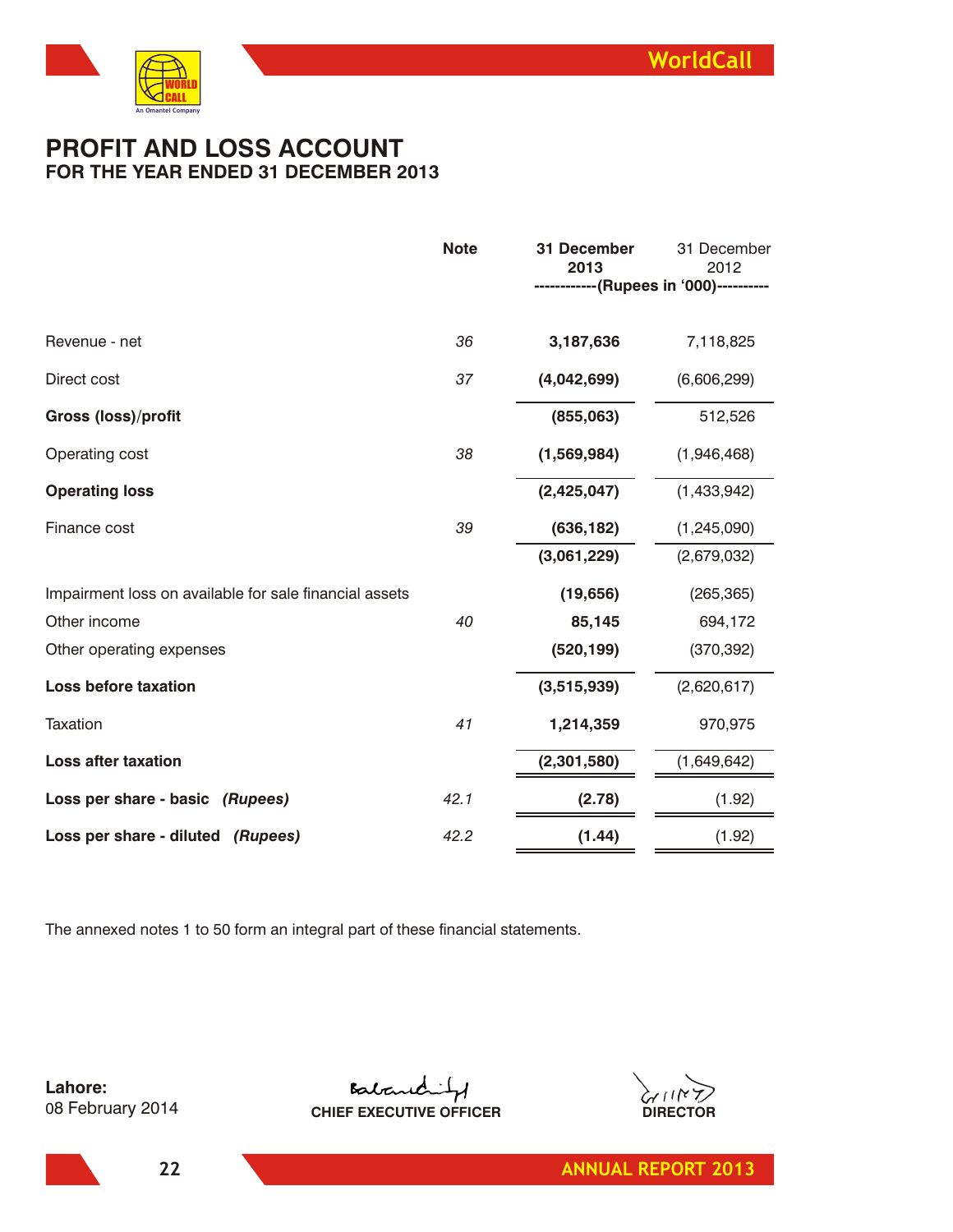# PROFIT AND LOSS ACCOUNT
## FOR THE YEAR ENDED 31 DECEMBER 2013

| | Note | 31 December 2013 | 31 December 2012 |
|---|---|---|---|
| | | (Rupees in '000) | |
| Revenue - net | 36 | **3,187,636** | 7,118,825 |
| Direct cost | 37 | **(4,042,699)** | (6,606,299) |
| **Gross (loss)/profit** | | **(855,063)** | 512,526 |
| Operating cost | 38 | **(1,569,984)** | (1,946,468) |
| **Operating loss** | | **(2,425,047)** | (1,433,942) |
| Finance cost | 39 | **(636,182)** | (1,245,090) |
| | | **(3,061,229)** | (2,679,032) |
| Impairment loss on available for sale financial assets | | **(19,656)** | (265,365) |
| Other income | 40 | **85,145** | 694,172 |
| Other operating expenses | | **(520,199)** | (370,392) |
| **Loss before taxation** | | **(3,515,939)** | (2,620,617) |
| Taxation | 41 | **1,214,359** | 970,975 |
| **Loss after taxation** | | **(2,301,580)** | (1,649,642) |
| **Loss per share - basic** ***(Rupees)*** | 42.1 | **(2.78)** | (1.92) |
| **Loss per share - diluted** ***(Rupees)*** | 42.2 | **(1.44)** | (1.92) |

The annexed notes 1 to 50 form an integral part of these financial statements.

**Lahore:**
08 February 2014

**CHIEF EXECUTIVE OFFICER**

**DIRECTOR**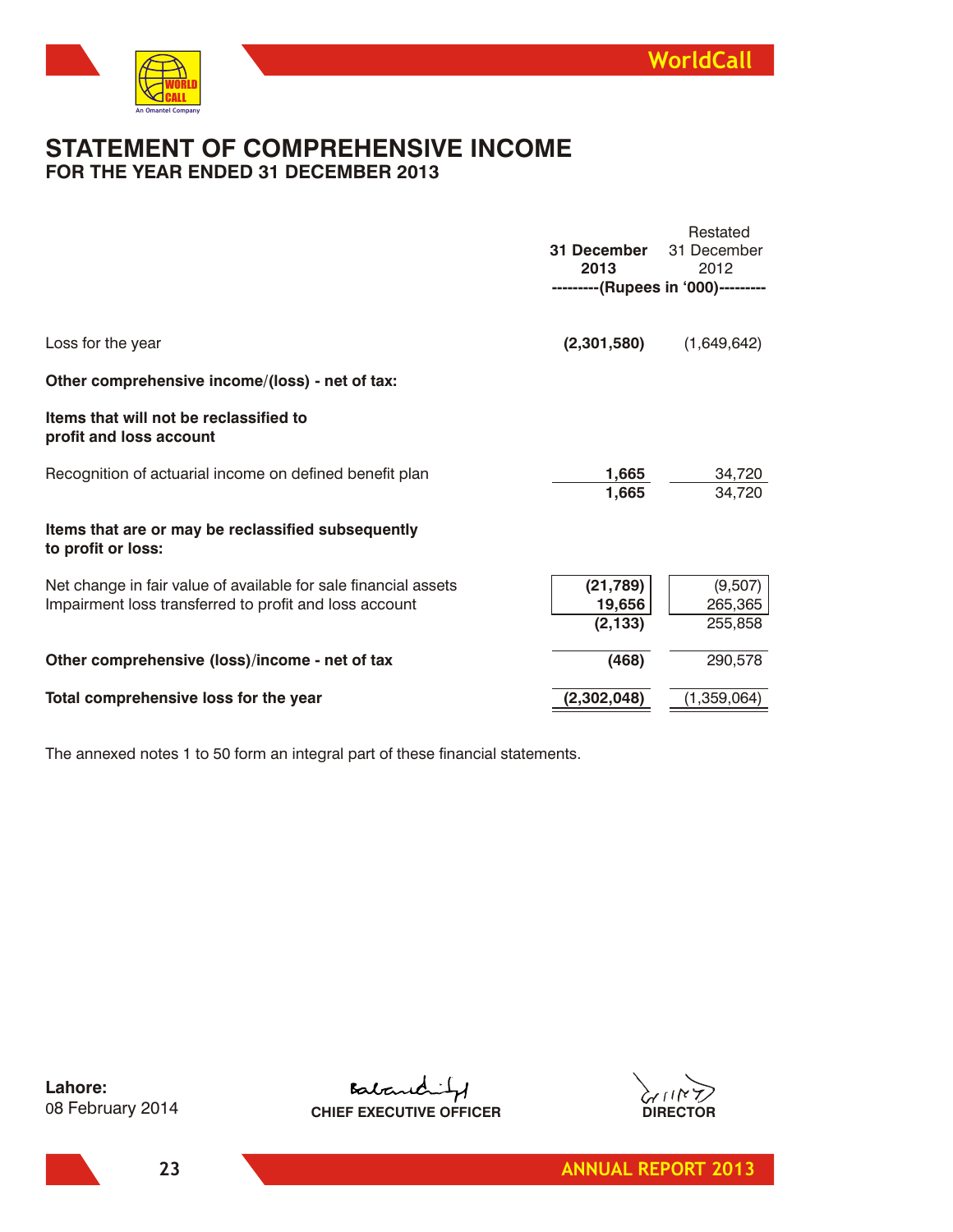# STATEMENT OF COMPREHENSIVE INCOME

## FOR THE YEAR ENDED 31 DECEMBER 2013

| | 31 December 2013 | Restated 31 December 2012 |
|---|---|---|
| | ---------(Rupees in '000)--------- | |
| Loss for the year | **(2,301,580)** | (1,649,642) |
| **Other comprehensive income/(loss) - net of tax:** | | |
| **Items that will not be reclassified to profit and loss account** | | |
| Recognition of actuarial income on defined benefit plan | **1,665** | 34,720 |
| | **1,665** | 34,720 |
| **Items that are or may be reclassified subsequently to profit or loss:** | | |
| Net change in fair value of available for sale financial assets | **(21,789)** | (9,507) |
| Impairment loss transferred to profit and loss account | **19,656** | 265,365 |
| | **(2,133)** | 255,858 |
| **Other comprehensive (loss)/income - net of tax** | **(468)** | 290,578 |
| **Total comprehensive loss for the year** | **(2,302,048)** | (1,359,064) |

The annexed notes 1 to 50 form an integral part of these financial statements.

**Lahore:**
08 February 2014

**CHIEF EXECUTIVE OFFICER**

**DIRECTOR**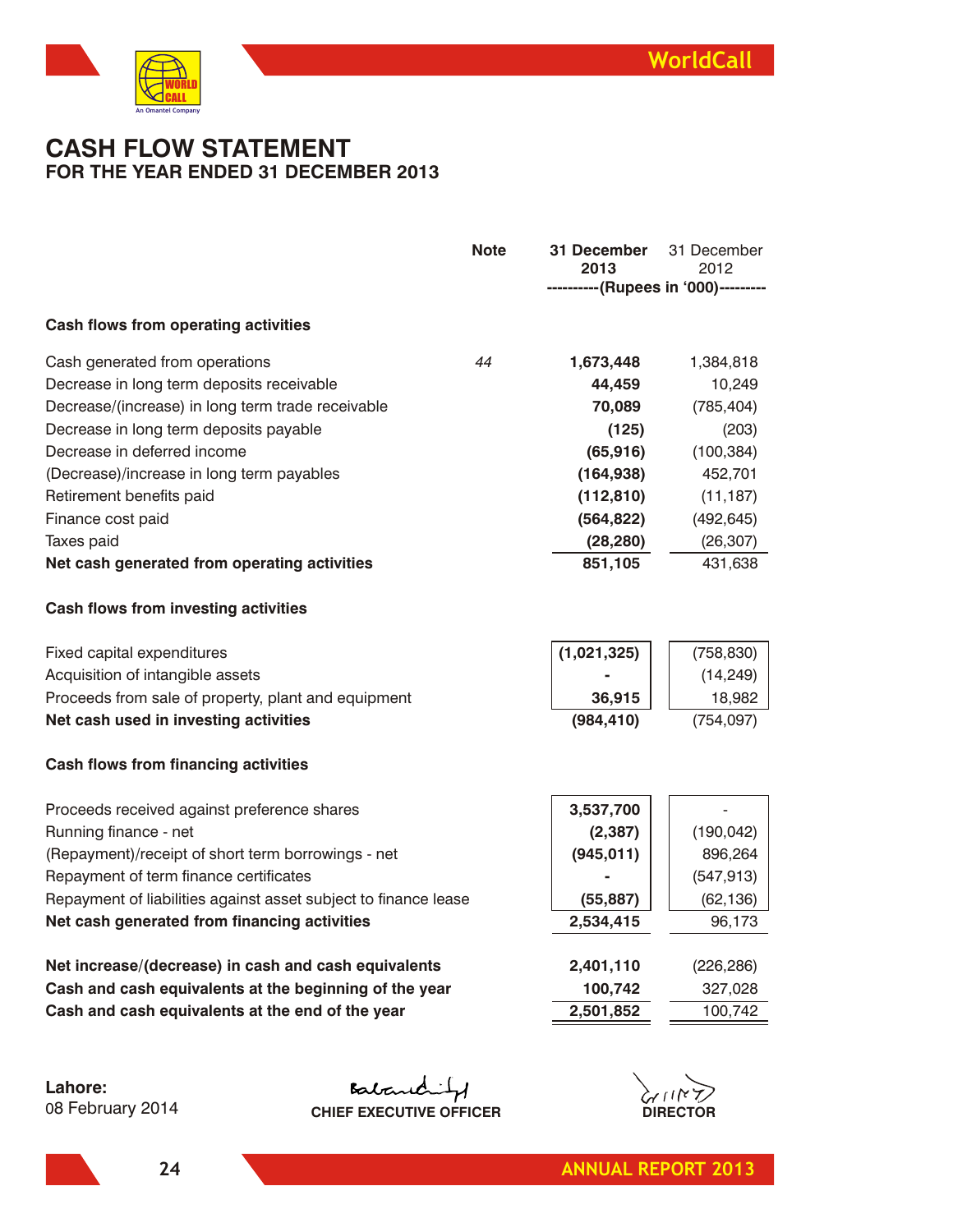# CASH FLOW STATEMENT
## FOR THE YEAR ENDED 31 DECEMBER 2013

| | Note | 31 December 2013 | 31 December 2012 |
|---|---|---|---|
| | | ----------(Rupees in '000)--------- | |
| **Cash flows from operating activities** | | | |
| Cash generated from operations | *44* | **1,673,448** | 1,384,818 |
| Decrease in long term deposits receivable | | **44,459** | 10,249 |
| Decrease/(increase) in long term trade receivable | | **70,089** | (785,404) |
| Decrease in long term deposits payable | | **(125)** | (203) |
| Decrease in deferred income | | **(65,916)** | (100,384) |
| (Decrease)/increase in long term payables | | **(164,938)** | 452,701 |
| Retirement benefits paid | | **(112,810)** | (11,187) |
| Finance cost paid | | **(564,822)** | (492,645) |
| Taxes paid | | **(28,280)** | (26,307) |
| **Net cash generated from operating activities** | | **851,105** | 431,638 |
| **Cash flows from investing activities** | | | |
| Fixed capital expenditures | | **(1,021,325)** | (758,830) |
| Acquisition of intangible assets | | **-** | (14,249) |
| Proceeds from sale of property, plant and equipment | | **36,915** | 18,982 |
| **Net cash used in investing activities** | | **(984,410)** | (754,097) |
| **Cash flows from financing activities** | | | |
| Proceeds received against preference shares | | **3,537,700** | - |
| Running finance - net | | **(2,387)** | (190,042) |
| (Repayment)/receipt of short term borrowings - net | | **(945,011)** | 896,264 |
| Repayment of term finance certificates | | **-** | (547,913) |
| Repayment of liabilities against asset subject to finance lease | | **(55,887)** | (62,136) |
| **Net cash generated from financing activities** | | **2,534,415** | 96,173 |
| **Net increase/(decrease) in cash and cash equivalents** | | **2,401,110** | (226,286) |
| **Cash and cash equivalents at the beginning of the year** | | **100,742** | 327,028 |
| **Cash and cash equivalents at the end of the year** | | **2,501,852** | 100,742 |

**Lahore:**
08 February 2014

**CHIEF EXECUTIVE OFFICER**

**DIRECTOR**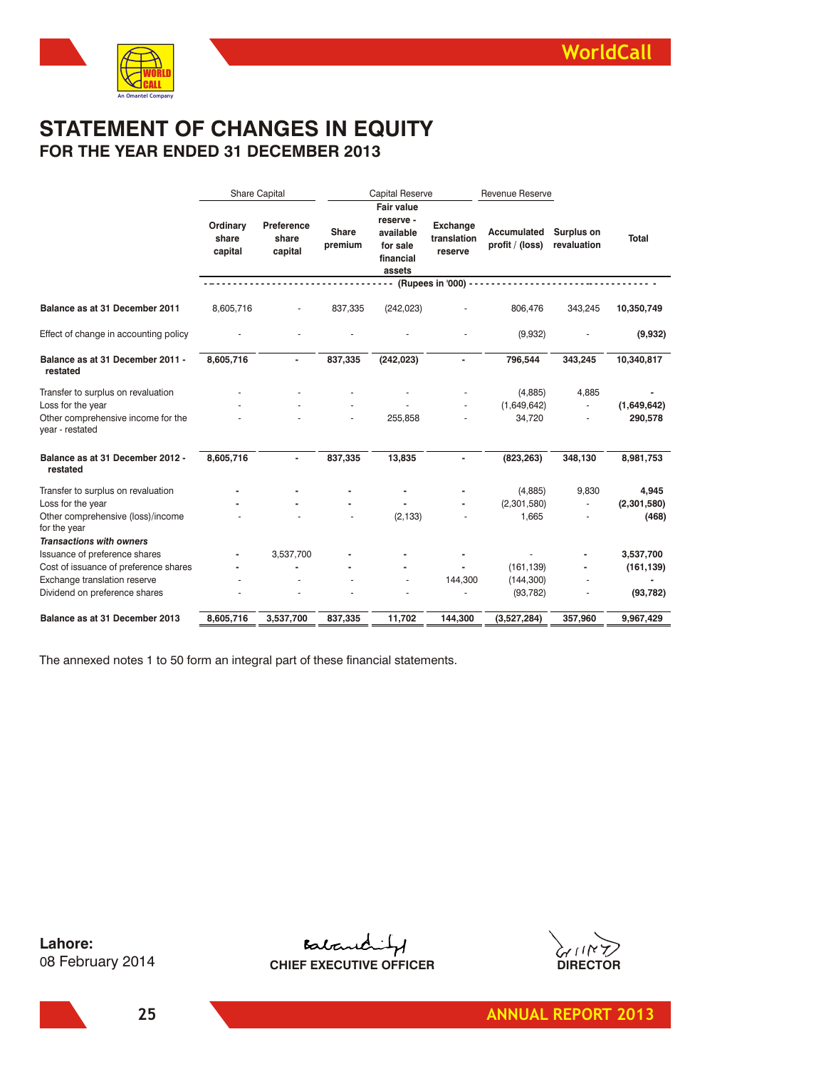# STATEMENT OF CHANGES IN EQUITY
## FOR THE YEAR ENDED 31 DECEMBER 2013

| | Share Capital | | Capital Reserve | | | Revenue Reserve | | |
|---|---|---|---|---|---|---|---|---|
| | Ordinary share capital | Preference share capital | Share premium | Fair value reserve - available for sale financial assets | Exchange translation reserve | Accumulated profit / (loss) | Surplus on revaluation | Total |
| | (Rupees in '000) | | | | | | | |
| **Balance as at 31 December 2011** | 8,605,716 | - | 837,335 | (242,023) | - | 806,476 | 343,245 | **10,350,749** |
| Effect of change in accounting policy | - | - | - | - | - | (9,932) | - | **(9,932)** |
| **Balance as at 31 December 2011 - restated** | **8,605,716** | **-** | **837,335** | **(242,023)** | **-** | **796,544** | **343,245** | **10,340,817** |
| Transfer to surplus on revaluation | - | - | - | - | - | (4,885) | 4,885 | **-** |
| Loss for the year | - | - | - | - | - | (1,649,642) | - | **(1,649,642)** |
| Other comprehensive income for the year - restated | - | - | - | 255,858 | - | 34,720 | - | **290,578** |
| **Balance as at 31 December 2012 - restated** | **8,605,716** | **-** | **837,335** | **13,835** | **-** | **(823,263)** | **348,130** | **8,981,753** |
| Transfer to surplus on revaluation | - | - | - | - | - | (4,885) | 9,830 | **4,945** |
| Loss for the year | - | - | - | - | - | (2,301,580) | - | **(2,301,580)** |
| Other comprehensive (loss)/income for the year | - | - | - | (2,133) | - | 1,665 | - | **(468)** |
| ***Transactions with owners*** | | | | | | | | |
| Issuance of preference shares | - | 3,537,700 | - | - | - | - | - | **3,537,700** |
| Cost of issuance of preference shares | - | - | - | - | - | (161,139) | - | **(161,139)** |
| Exchange translation reserve | - | - | - | - | 144,300 | (144,300) | - | **-** |
| Dividend on preference shares | - | - | - | - | - | (93,782) | - | **(93,782)** |
| **Balance as at 31 December 2013** | **8,605,716** | **3,537,700** | **837,335** | **11,702** | **144,300** | **(3,527,284)** | **357,960** | **9,967,429** |

The annexed notes 1 to 50 form an integral part of these financial statements.

**Lahore:**
08 February 2014

**CHIEF EXECUTIVE OFFICER**

**DIRECTOR**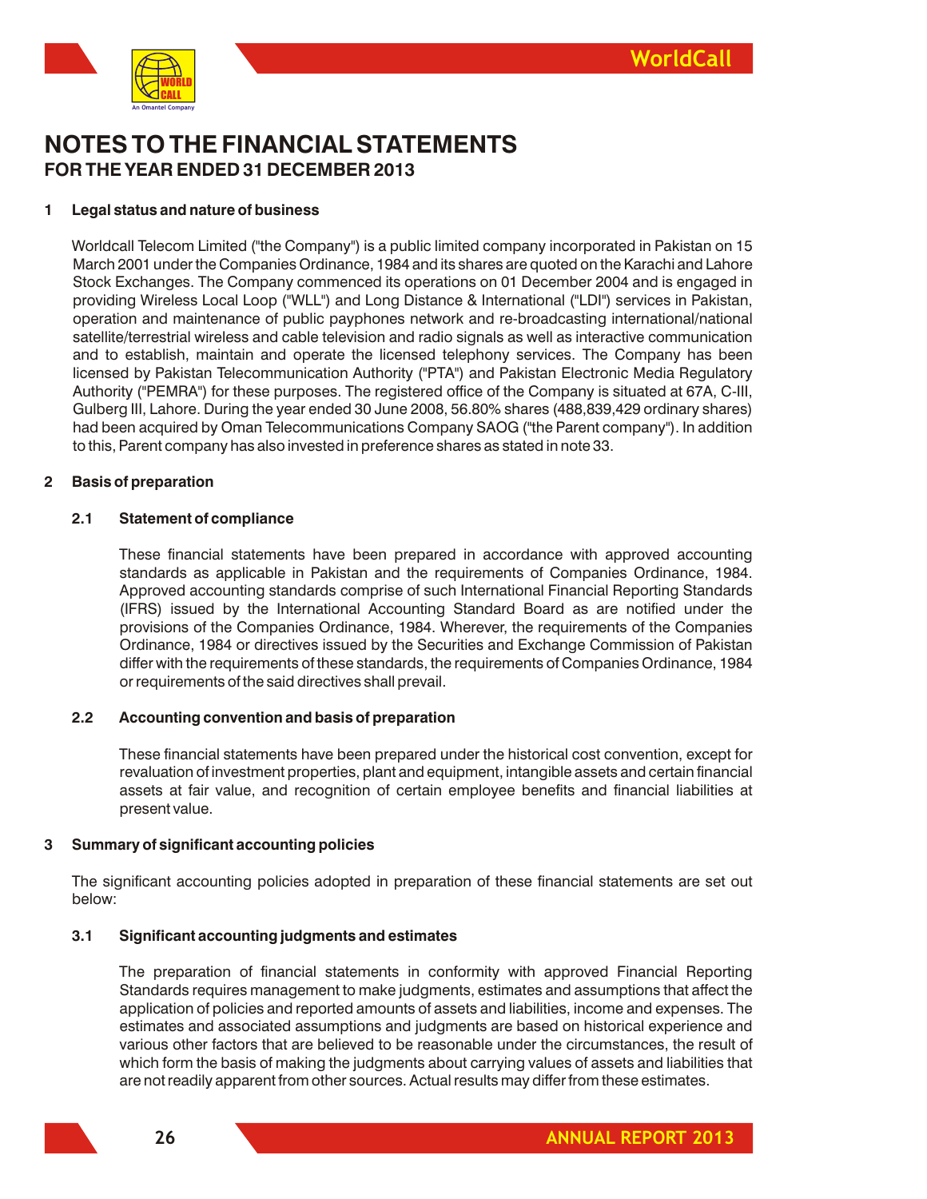# NOTES TO THE FINANCIAL STATEMENTS

## FOR THE YEAR ENDED 31 DECEMBER 2013

### 1 Legal status and nature of business

Worldcall Telecom Limited ("the Company") is a public limited company incorporated in Pakistan on 15 March 2001 under the Companies Ordinance, 1984 and its shares are quoted on the Karachi and Lahore Stock Exchanges. The Company commenced its operations on 01 December 2004 and is engaged in providing Wireless Local Loop ("WLL") and Long Distance & International ("LDI") services in Pakistan, operation and maintenance of public payphones network and re-broadcasting international/national satellite/terrestrial wireless and cable television and radio signals as well as interactive communication and to establish, maintain and operate the licensed telephony services. The Company has been licensed by Pakistan Telecommunication Authority ("PTA") and Pakistan Electronic Media Regulatory Authority ("PEMRA") for these purposes. The registered office of the Company is situated at 67A, C-III, Gulberg III, Lahore. During the year ended 30 June 2008, 56.80% shares (488,839,429 ordinary shares) had been acquired by Oman Telecommunications Company SAOG ("the Parent company"). In addition to this, Parent company has also invested in preference shares as stated in note 33.

### 2 Basis of preparation

#### 2.1 Statement of compliance

These financial statements have been prepared in accordance with approved accounting standards as applicable in Pakistan and the requirements of Companies Ordinance, 1984. Approved accounting standards comprise of such International Financial Reporting Standards (IFRS) issued by the International Accounting Standard Board as are notified under the provisions of the Companies Ordinance, 1984. Wherever, the requirements of the Companies Ordinance, 1984 or directives issued by the Securities and Exchange Commission of Pakistan differ with the requirements of these standards, the requirements of Companies Ordinance, 1984 or requirements of the said directives shall prevail.

#### 2.2 Accounting convention and basis of preparation

These financial statements have been prepared under the historical cost convention, except for revaluation of investment properties, plant and equipment, intangible assets and certain financial assets at fair value, and recognition of certain employee benefits and financial liabilities at present value.

### 3 Summary of significant accounting policies

The significant accounting policies adopted in preparation of these financial statements are set out below:

#### 3.1 Significant accounting judgments and estimates

The preparation of financial statements in conformity with approved Financial Reporting Standards requires management to make judgments, estimates and assumptions that affect the application of policies and reported amounts of assets and liabilities, income and expenses. The estimates and associated assumptions and judgments are based on historical experience and various other factors that are believed to be reasonable under the circumstances, the result of which form the basis of making the judgments about carrying values of assets and liabilities that are not readily apparent from other sources. Actual results may differ from these estimates.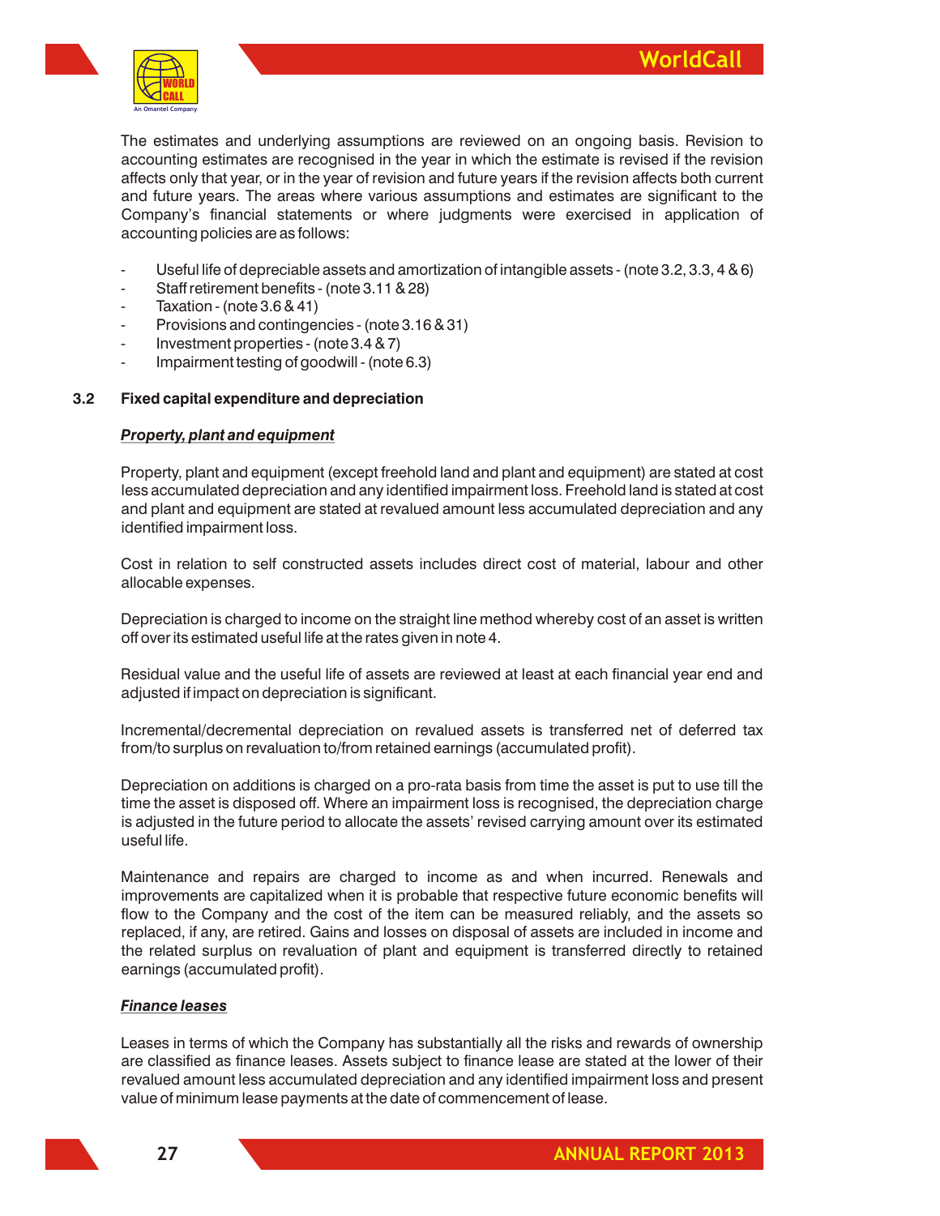The estimates and underlying assumptions are reviewed on an ongoing basis. Revision to accounting estimates are recognised in the year in which the estimate is revised if the revision affects only that year, or in the year of revision and future years if the revision affects both current and future years. The areas where various assumptions and estimates are significant to the Company's financial statements or where judgments were exercised in application of accounting policies are as follows:

- Useful life of depreciable assets and amortization of intangible assets - (note 3.2, 3.3, 4 & 6)
- Staff retirement benefits - (note 3.11 & 28)
- Taxation - (note 3.6 & 41)
- Provisions and contingencies - (note 3.16 & 31)
- Investment properties - (note 3.4 & 7)
- Impairment testing of goodwill - (note 6.3)

### 3.2 Fixed capital expenditure and depreciation

***Property, plant and equipment***

Property, plant and equipment (except freehold land and plant and equipment) are stated at cost less accumulated depreciation and any identified impairment loss. Freehold land is stated at cost and plant and equipment are stated at revalued amount less accumulated depreciation and any identified impairment loss.

Cost in relation to self constructed assets includes direct cost of material, labour and other allocable expenses.

Depreciation is charged to income on the straight line method whereby cost of an asset is written off over its estimated useful life at the rates given in note 4.

Residual value and the useful life of assets are reviewed at least at each financial year end and adjusted if impact on depreciation is significant.

Incremental/decremental depreciation on revalued assets is transferred net of deferred tax from/to surplus on revaluation to/from retained earnings (accumulated profit).

Depreciation on additions is charged on a pro-rata basis from time the asset is put to use till the time the asset is disposed off. Where an impairment loss is recognised, the depreciation charge is adjusted in the future period to allocate the assets' revised carrying amount over its estimated useful life.

Maintenance and repairs are charged to income as and when incurred. Renewals and improvements are capitalized when it is probable that respective future economic benefits will flow to the Company and the cost of the item can be measured reliably, and the assets so replaced, if any, are retired. Gains and losses on disposal of assets are included in income and the related surplus on revaluation of plant and equipment is transferred directly to retained earnings (accumulated profit).

***Finance leases***

Leases in terms of which the Company has substantially all the risks and rewards of ownership are classified as finance leases. Assets subject to finance lease are stated at the lower of their revalued amount less accumulated depreciation and any identified impairment loss and present value of minimum lease payments at the date of commencement of lease.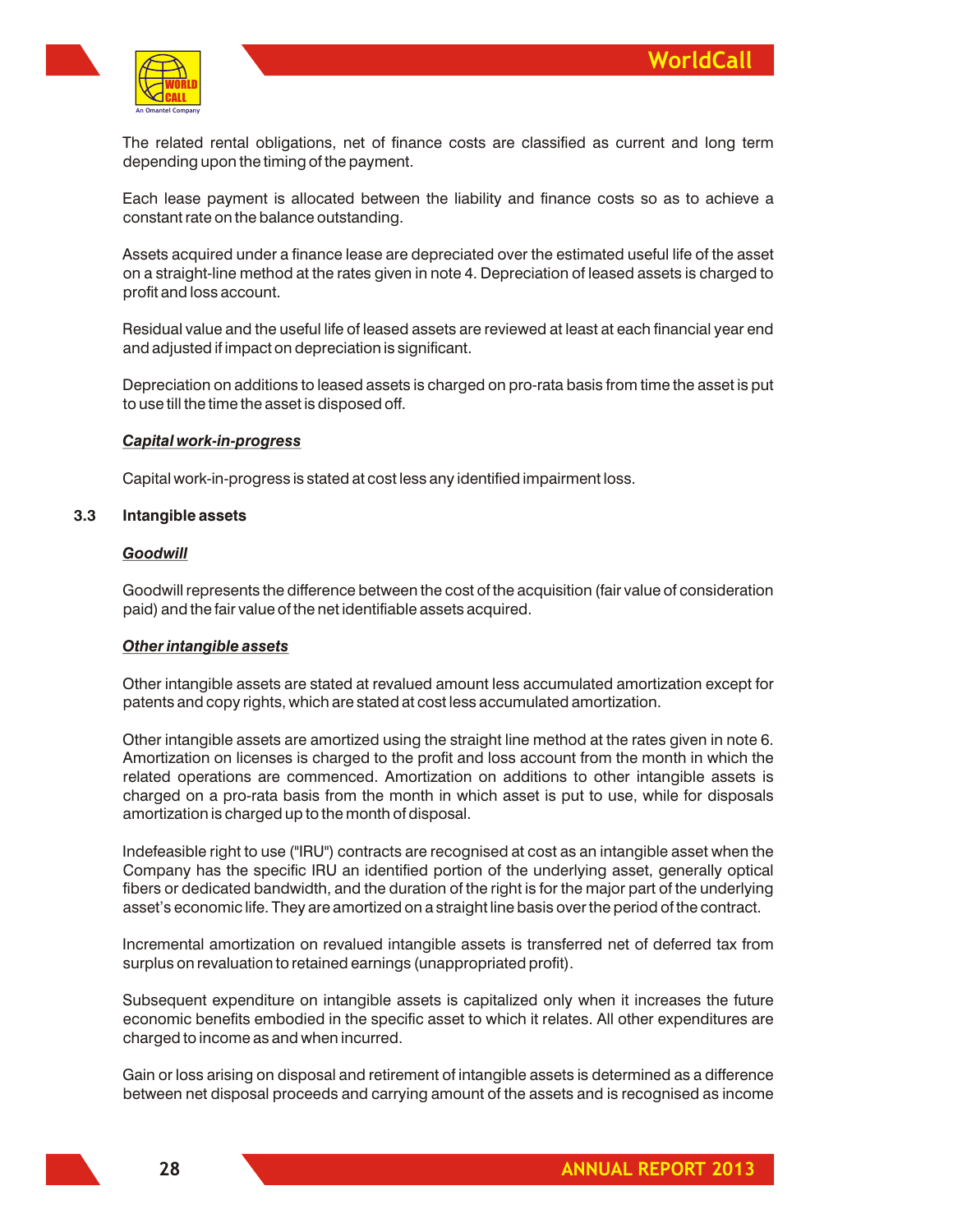The related rental obligations, net of finance costs are classified as current and long term depending upon the timing of the payment.

Each lease payment is allocated between the liability and finance costs so as to achieve a constant rate on the balance outstanding.

Assets acquired under a finance lease are depreciated over the estimated useful life of the asset on a straight-line method at the rates given in note 4. Depreciation of leased assets is charged to profit and loss account.

Residual value and the useful life of leased assets are reviewed at least at each financial year end and adjusted if impact on depreciation is significant.

Depreciation on additions to leased assets is charged on pro-rata basis from time the asset is put to use till the time the asset is disposed off.

***Capital work-in-progress***

Capital work-in-progress is stated at cost less any identified impairment loss.

### 3.3 Intangible assets

***Goodwill***

Goodwill represents the difference between the cost of the acquisition (fair value of consideration paid) and the fair value of the net identifiable assets acquired.

***Other intangible assets***

Other intangible assets are stated at revalued amount less accumulated amortization except for patents and copy rights, which are stated at cost less accumulated amortization.

Other intangible assets are amortized using the straight line method at the rates given in note 6. Amortization on licenses is charged to the profit and loss account from the month in which the related operations are commenced. Amortization on additions to other intangible assets is charged on a pro-rata basis from the month in which asset is put to use, while for disposals amortization is charged up to the month of disposal.

Indefeasible right to use ("IRU") contracts are recognised at cost as an intangible asset when the Company has the specific IRU an identified portion of the underlying asset, generally optical fibers or dedicated bandwidth, and the duration of the right is for the major part of the underlying asset's economic life. They are amortized on a straight line basis over the period of the contract.

Incremental amortization on revalued intangible assets is transferred net of deferred tax from surplus on revaluation to retained earnings (unappropriated profit).

Subsequent expenditure on intangible assets is capitalized only when it increases the future economic benefits embodied in the specific asset to which it relates. All other expenditures are charged to income as and when incurred.

Gain or loss arising on disposal and retirement of intangible assets is determined as a difference between net disposal proceeds and carrying amount of the assets and is recognised as income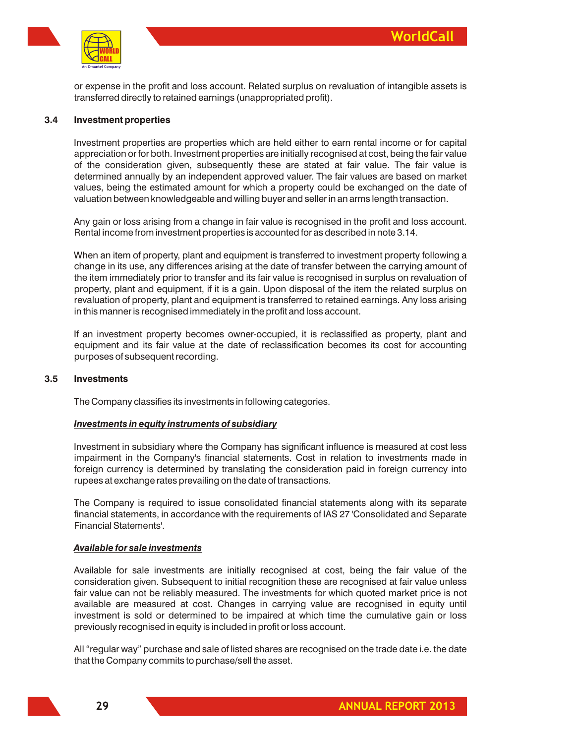or expense in the profit and loss account. Related surplus on revaluation of intangible assets is transferred directly to retained earnings (unappropriated profit).

### 3.4 Investment properties

Investment properties are properties which are held either to earn rental income or for capital appreciation or for both. Investment properties are initially recognised at cost, being the fair value of the consideration given, subsequently these are stated at fair value. The fair value is determined annually by an independent approved valuer. The fair values are based on market values, being the estimated amount for which a property could be exchanged on the date of valuation between knowledgeable and willing buyer and seller in an arms length transaction.

Any gain or loss arising from a change in fair value is recognised in the profit and loss account. Rental income from investment properties is accounted for as described in note 3.14.

When an item of property, plant and equipment is transferred to investment property following a change in its use, any differences arising at the date of transfer between the carrying amount of the item immediately prior to transfer and its fair value is recognised in surplus on revaluation of property, plant and equipment, if it is a gain. Upon disposal of the item the related surplus on revaluation of property, plant and equipment is transferred to retained earnings. Any loss arising in this manner is recognised immediately in the profit and loss account.

If an investment property becomes owner-occupied, it is reclassified as property, plant and equipment and its fair value at the date of reclassification becomes its cost for accounting purposes of subsequent recording.

### 3.5 Investments

The Company classifies its investments in following categories.

***Investments in equity instruments of subsidiary***

Investment in subsidiary where the Company has significant influence is measured at cost less impairment in the Company's financial statements. Cost in relation to investments made in foreign currency is determined by translating the consideration paid in foreign currency into rupees at exchange rates prevailing on the date of transactions.

The Company is required to issue consolidated financial statements along with its separate financial statements, in accordance with the requirements of IAS 27 'Consolidated and Separate Financial Statements'.

***Available for sale investments***

Available for sale investments are initially recognised at cost, being the fair value of the consideration given. Subsequent to initial recognition these are recognised at fair value unless fair value can not be reliably measured. The investments for which quoted market price is not available are measured at cost. Changes in carrying value are recognised in equity until investment is sold or determined to be impaired at which time the cumulative gain or loss previously recognised in equity is included in profit or loss account.

All “regular way” purchase and sale of listed shares are recognised on the trade date i.e. the date that the Company commits to purchase/sell the asset.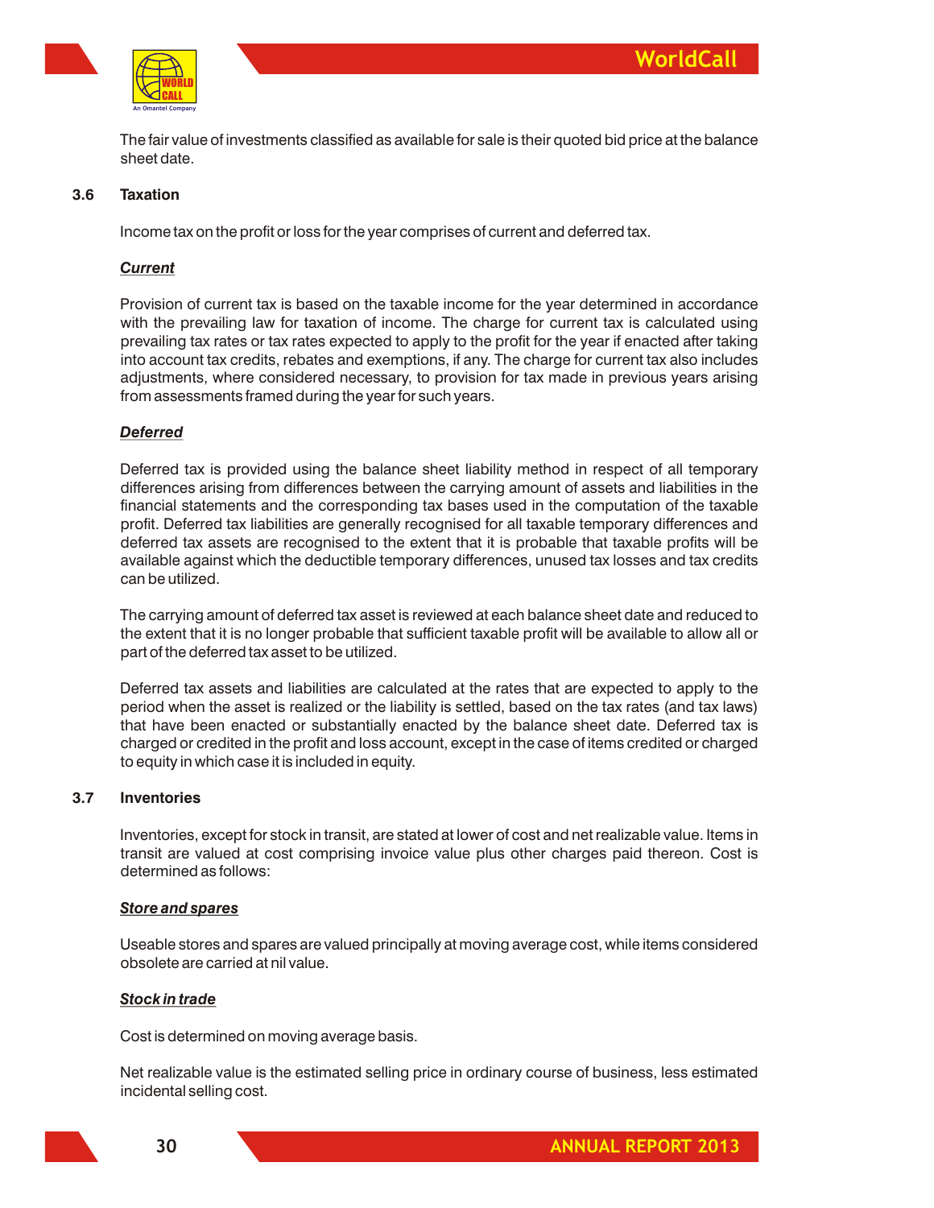The fair value of investments classified as available for sale is their quoted bid price at the balance sheet date.

### 3.6 Taxation

Income tax on the profit or loss for the year comprises of current and deferred tax.

***Current***

Provision of current tax is based on the taxable income for the year determined in accordance with the prevailing law for taxation of income. The charge for current tax is calculated using prevailing tax rates or tax rates expected to apply to the profit for the year if enacted after taking into account tax credits, rebates and exemptions, if any. The charge for current tax also includes adjustments, where considered necessary, to provision for tax made in previous years arising from assessments framed during the year for such years.

***Deferred***

Deferred tax is provided using the balance sheet liability method in respect of all temporary differences arising from differences between the carrying amount of assets and liabilities in the financial statements and the corresponding tax bases used in the computation of the taxable profit. Deferred tax liabilities are generally recognised for all taxable temporary differences and deferred tax assets are recognised to the extent that it is probable that taxable profits will be available against which the deductible temporary differences, unused tax losses and tax credits can be utilized.

The carrying amount of deferred tax asset is reviewed at each balance sheet date and reduced to the extent that it is no longer probable that sufficient taxable profit will be available to allow all or part of the deferred tax asset to be utilized.

Deferred tax assets and liabilities are calculated at the rates that are expected to apply to the period when the asset is realized or the liability is settled, based on the tax rates (and tax laws) that have been enacted or substantially enacted by the balance sheet date. Deferred tax is charged or credited in the profit and loss account, except in the case of items credited or charged to equity in which case it is included in equity.

### 3.7 Inventories

Inventories, except for stock in transit, are stated at lower of cost and net realizable value. Items in transit are valued at cost comprising invoice value plus other charges paid thereon. Cost is determined as follows:

***Store and spares***

Useable stores and spares are valued principally at moving average cost, while items considered obsolete are carried at nil value.

***Stock in trade***

Cost is determined on moving average basis.

Net realizable value is the estimated selling price in ordinary course of business, less estimated incidental selling cost.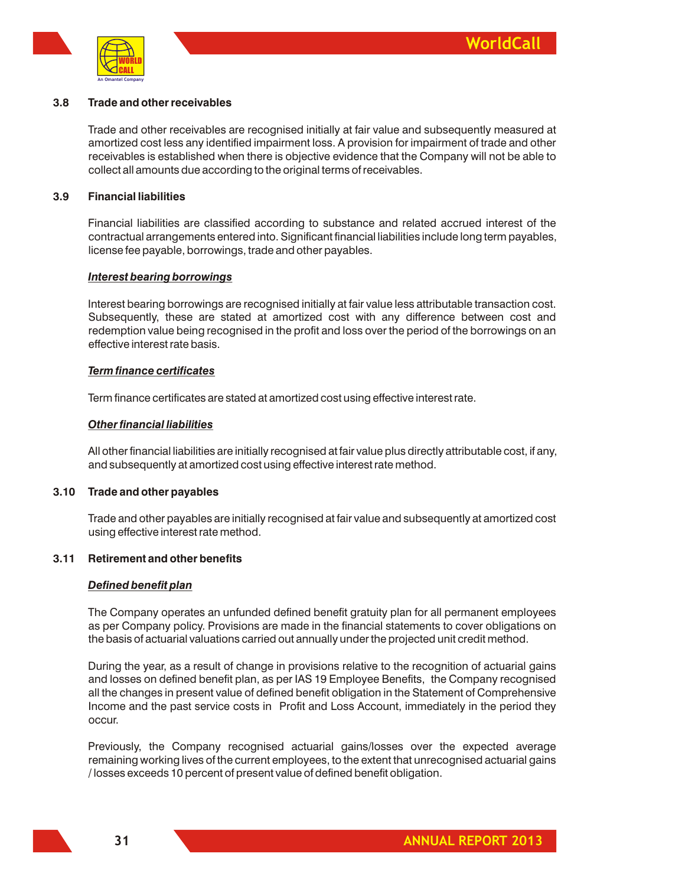### 3.8 Trade and other receivables

Trade and other receivables are recognised initially at fair value and subsequently measured at amortized cost less any identified impairment loss. A provision for impairment of trade and other receivables is established when there is objective evidence that the Company will not be able to collect all amounts due according to the original terms of receivables.

### 3.9 Financial liabilities

Financial liabilities are classified according to substance and related accrued interest of the contractual arrangements entered into. Significant financial liabilities include long term payables, license fee payable, borrowings, trade and other payables.

***Interest bearing borrowings***

Interest bearing borrowings are recognised initially at fair value less attributable transaction cost. Subsequently, these are stated at amortized cost with any difference between cost and redemption value being recognised in the profit and loss over the period of the borrowings on an effective interest rate basis.

***Term finance certificates***

Term finance certificates are stated at amortized cost using effective interest rate.

***Other financial liabilities***

All other financial liabilities are initially recognised at fair value plus directly attributable cost, if any, and subsequently at amortized cost using effective interest rate method.

### 3.10 Trade and other payables

Trade and other payables are initially recognised at fair value and subsequently at amortized cost using effective interest rate method.

### 3.11 Retirement and other benefits

***Defined benefit plan***

The Company operates an unfunded defined benefit gratuity plan for all permanent employees as per Company policy. Provisions are made in the financial statements to cover obligations on the basis of actuarial valuations carried out annually under the projected unit credit method.

During the year, as a result of change in provisions relative to the recognition of actuarial gains and losses on defined benefit plan, as per IAS 19 Employee Benefits, the Company recognised all the changes in present value of defined benefit obligation in the Statement of Comprehensive Income and the past service costs in Profit and Loss Account, immediately in the period they occur.

Previously, the Company recognised actuarial gains/losses over the expected average remaining working lives of the current employees, to the extent that unrecognised actuarial gains / losses exceeds 10 percent of present value of defined benefit obligation.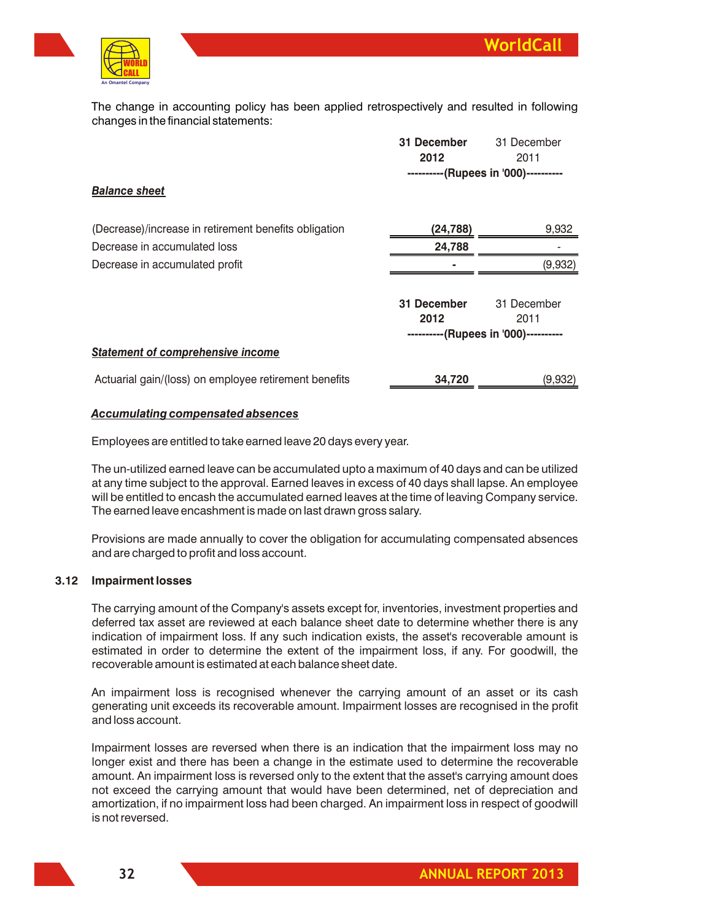The change in accounting policy has been applied retrospectively and resulted in following changes in the financial statements:

| | 31 December 2012 | 31 December 2011 |
|---|---|---|
| | ----------(Rupees in '000)---------- | |
| ***Balance sheet*** | | |
| (Decrease)/increase in retirement benefits obligation | **(24,788)** | 9,932 |
| Decrease in accumulated loss | **24,788** | - |
| Decrease in accumulated profit | **-** | (9,932) |

| | 31 December 2012 | 31 December 2011 |
|---|---|---|
| | ----------(Rupees in '000)---------- | |
| ***Statement of comprehensive income*** | | |
| Actuarial gain/(loss) on employee retirement benefits | **34,720** | (9,932) |

***Accumulating compensated absences***

Employees are entitled to take earned leave 20 days every year.

The un-utilized earned leave can be accumulated upto a maximum of 40 days and can be utilized at any time subject to the approval. Earned leaves in excess of 40 days shall lapse. An employee will be entitled to encash the accumulated earned leaves at the time of leaving Company service. The earned leave encashment is made on last drawn gross salary.

Provisions are made annually to cover the obligation for accumulating compensated absences and are charged to profit and loss account.

### 3.12 Impairment losses

The carrying amount of the Company's assets except for, inventories, investment properties and deferred tax asset are reviewed at each balance sheet date to determine whether there is any indication of impairment loss. If any such indication exists, the asset's recoverable amount is estimated in order to determine the extent of the impairment loss, if any. For goodwill, the recoverable amount is estimated at each balance sheet date.

An impairment loss is recognised whenever the carrying amount of an asset or its cash generating unit exceeds its recoverable amount. Impairment losses are recognised in the profit and loss account.

Impairment losses are reversed when there is an indication that the impairment loss may no longer exist and there has been a change in the estimate used to determine the recoverable amount. An impairment loss is reversed only to the extent that the asset's carrying amount does not exceed the carrying amount that would have been determined, net of depreciation and amortization, if no impairment loss had been charged. An impairment loss in respect of goodwill is not reversed.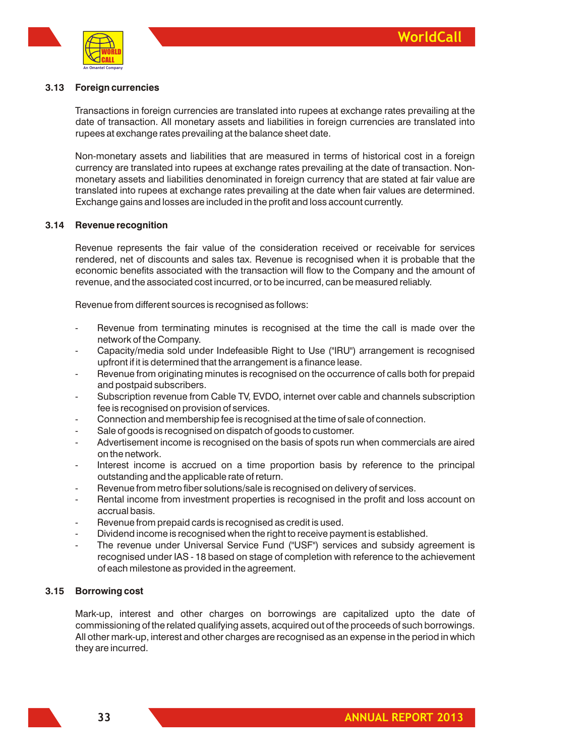### 3.13 Foreign currencies

Transactions in foreign currencies are translated into rupees at exchange rates prevailing at the date of transaction. All monetary assets and liabilities in foreign currencies are translated into rupees at exchange rates prevailing at the balance sheet date.

Non-monetary assets and liabilities that are measured in terms of historical cost in a foreign currency are translated into rupees at exchange rates prevailing at the date of transaction. Non-monetary assets and liabilities denominated in foreign currency that are stated at fair value are translated into rupees at exchange rates prevailing at the date when fair values are determined. Exchange gains and losses are included in the profit and loss account currently.

### 3.14 Revenue recognition

Revenue represents the fair value of the consideration received or receivable for services rendered, net of discounts and sales tax. Revenue is recognised when it is probable that the economic benefits associated with the transaction will flow to the Company and the amount of revenue, and the associated cost incurred, or to be incurred, can be measured reliably.

Revenue from different sources is recognised as follows:

- Revenue from terminating minutes is recognised at the time the call is made over the network of the Company.
- Capacity/media sold under Indefeasible Right to Use ("IRU") arrangement is recognised upfront if it is determined that the arrangement is a finance lease.
- Revenue from originating minutes is recognised on the occurrence of calls both for prepaid and postpaid subscribers.
- Subscription revenue from Cable TV, EVDO, internet over cable and channels subscription fee is recognised on provision of services.
- Connection and membership fee is recognised at the time of sale of connection.
- Sale of goods is recognised on dispatch of goods to customer.
- Advertisement income is recognised on the basis of spots run when commercials are aired on the network.
- Interest income is accrued on a time proportion basis by reference to the principal outstanding and the applicable rate of return.
- Revenue from metro fiber solutions/sale is recognised on delivery of services.
- Rental income from investment properties is recognised in the profit and loss account on accrual basis.
- Revenue from prepaid cards is recognised as credit is used.
- Dividend income is recognised when the right to receive payment is established.
- The revenue under Universal Service Fund ("USF") services and subsidy agreement is recognised under IAS - 18 based on stage of completion with reference to the achievement of each milestone as provided in the agreement.

### 3.15 Borrowing cost

Mark-up, interest and other charges on borrowings are capitalized upto the date of commissioning of the related qualifying assets, acquired out of the proceeds of such borrowings. All other mark-up, interest and other charges are recognised as an expense in the period in which they are incurred.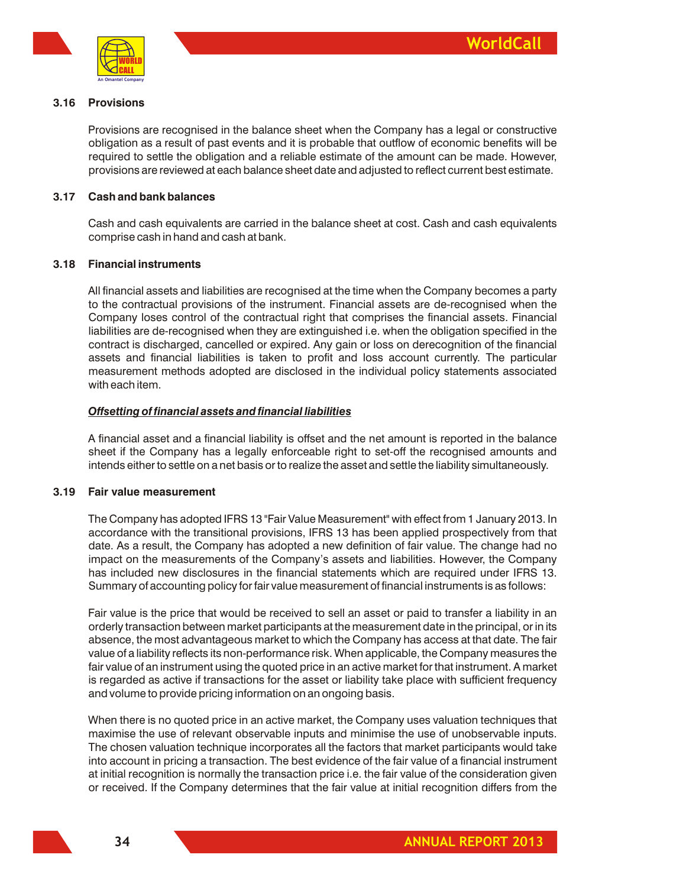### 3.16 Provisions

Provisions are recognised in the balance sheet when the Company has a legal or constructive obligation as a result of past events and it is probable that outflow of economic benefits will be required to settle the obligation and a reliable estimate of the amount can be made. However, provisions are reviewed at each balance sheet date and adjusted to reflect current best estimate.

### 3.17 Cash and bank balances

Cash and cash equivalents are carried in the balance sheet at cost. Cash and cash equivalents comprise cash in hand and cash at bank.

### 3.18 Financial instruments

All financial assets and liabilities are recognised at the time when the Company becomes a party to the contractual provisions of the instrument. Financial assets are de-recognised when the Company loses control of the contractual right that comprises the financial assets. Financial liabilities are de-recognised when they are extinguished i.e. when the obligation specified in the contract is discharged, cancelled or expired. Any gain or loss on derecognition of the financial assets and financial liabilities is taken to profit and loss account currently. The particular measurement methods adopted are disclosed in the individual policy statements associated with each item.

***Offsetting of financial assets and financial liabilities***

A financial asset and a financial liability is offset and the net amount is reported in the balance sheet if the Company has a legally enforceable right to set-off the recognised amounts and intends either to settle on a net basis or to realize the asset and settle the liability simultaneously.

### 3.19 Fair value measurement

The Company has adopted IFRS 13 "Fair Value Measurement" with effect from 1 January 2013. In accordance with the transitional provisions, IFRS 13 has been applied prospectively from that date. As a result, the Company has adopted a new definition of fair value. The change had no impact on the measurements of the Company's assets and liabilities. However, the Company has included new disclosures in the financial statements which are required under IFRS 13. Summary of accounting policy for fair value measurement of financial instruments is as follows:

Fair value is the price that would be received to sell an asset or paid to transfer a liability in an orderly transaction between market participants at the measurement date in the principal, or in its absence, the most advantageous market to which the Company has access at that date. The fair value of a liability reflects its non-performance risk. When applicable, the Company measures the fair value of an instrument using the quoted price in an active market for that instrument. A market is regarded as active if transactions for the asset or liability take place with sufficient frequency and volume to provide pricing information on an ongoing basis.

When there is no quoted price in an active market, the Company uses valuation techniques that maximise the use of relevant observable inputs and minimise the use of unobservable inputs. The chosen valuation technique incorporates all the factors that market participants would take into account in pricing a transaction. The best evidence of the fair value of a financial instrument at initial recognition is normally the transaction price i.e. the fair value of the consideration given or received. If the Company determines that the fair value at initial recognition differs from the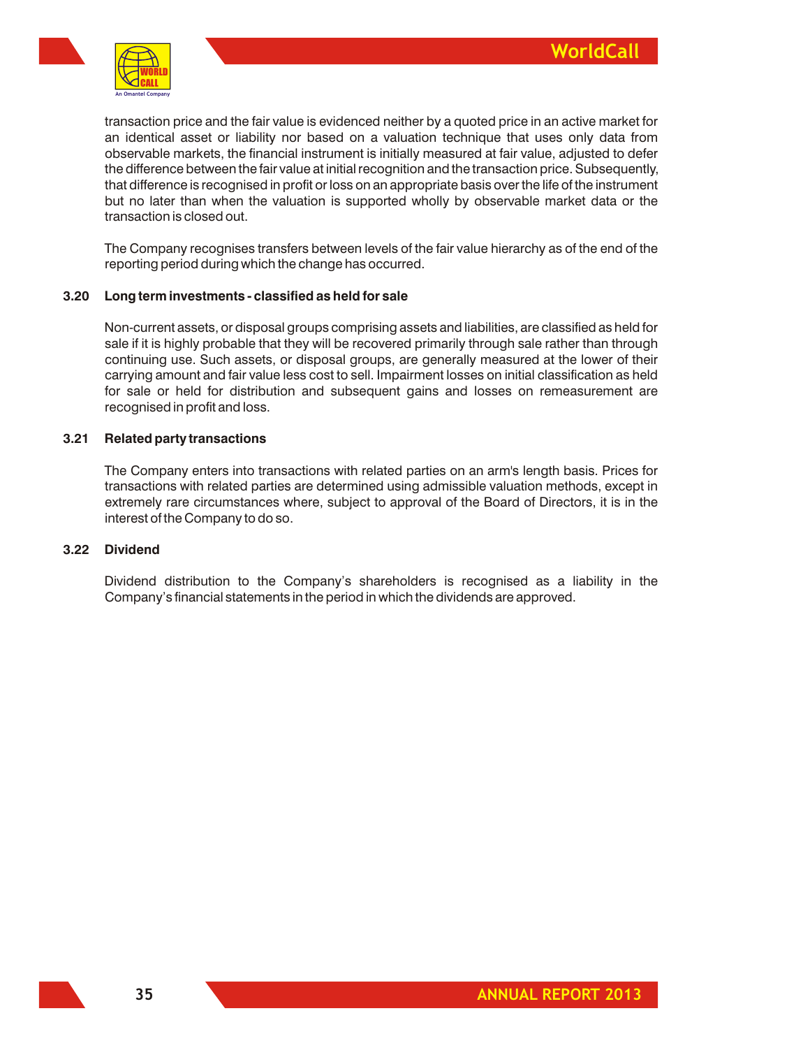transaction price and the fair value is evidenced neither by a quoted price in an active market for an identical asset or liability nor based on a valuation technique that uses only data from observable markets, the financial instrument is initially measured at fair value, adjusted to defer the difference between the fair value at initial recognition and the transaction price. Subsequently, that difference is recognised in profit or loss on an appropriate basis over the life of the instrument but no later than when the valuation is supported wholly by observable market data or the transaction is closed out.

The Company recognises transfers between levels of the fair value hierarchy as of the end of the reporting period during which the change has occurred.

### 3.20 Long term investments - classified as held for sale

Non-current assets, or disposal groups comprising assets and liabilities, are classified as held for sale if it is highly probable that they will be recovered primarily through sale rather than through continuing use. Such assets, or disposal groups, are generally measured at the lower of their carrying amount and fair value less cost to sell. Impairment losses on initial classification as held for sale or held for distribution and subsequent gains and losses on remeasurement are recognised in profit and loss.

### 3.21 Related party transactions

The Company enters into transactions with related parties on an arm's length basis. Prices for transactions with related parties are determined using admissible valuation methods, except in extremely rare circumstances where, subject to approval of the Board of Directors, it is in the interest of the Company to do so.

### 3.22 Dividend

Dividend distribution to the Company's shareholders is recognised as a liability in the Company's financial statements in the period in which the dividends are approved.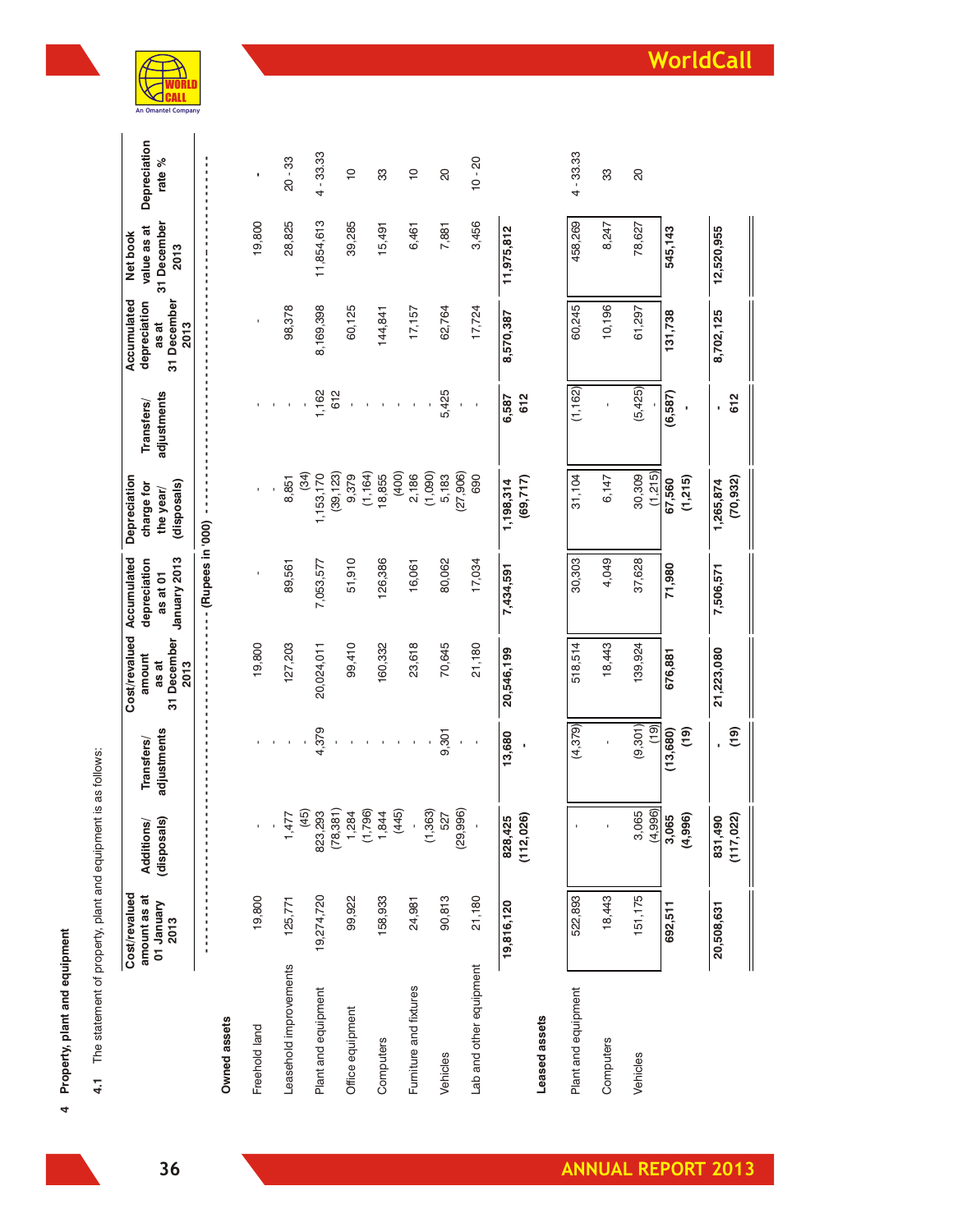## 4 Property, plant and equipment

4.1 The statement of property, plant and equipment is as follows:

| | Cost/revalued amount as at 01 January 2013 | Additions/ (disposals) | Transfers/ adjustments | Cost/revalued amount as at 31 December 2013 | Accumulated depreciation as at 01 January 2013 | Depreciation charge for the year/ (disposals) | Transfers/ adjustments | Accumulated depreciation as at 31 December 2013 | Net book value as at 31 December 2013 | Depreciation rate % |
|---|---|---|---|---|---|---|---|---|---|---|
| | (Rupees in '000) | | | | | | | | | |
| **Owned assets** | | | | | | | | | | |
| Freehold land | 19,800 | - | - | 19,800 | - | - | - | - | 19,800 | - |
| Leasehold improvements | 125,771 | 1,477<br>(45) | -<br>- | 127,203 | 89,561 | 8,851<br>(34) | -<br>- | 98,378 | 28,825 | 20 - 33 |
| Plant and equipment | 19,274,720 | 823,293<br>(78,381) | 4,379<br>- | 20,024,011 | 7,053,577 | 1,153,170<br>(39,123) | 1,162<br>612 | 8,169,398 | 11,854,613 | 4 - 33.33 |
| Office equipment | 99,922 | 1,284<br>(1,796) | -<br>- | 99,410 | 51,910 | 9,379<br>(1,164) | -<br>- | 60,125 | 39,285 | 10 |
| Computers | 158,933 | 1,844<br>(445) | -<br>- | 160,332 | 126,386 | 18,855<br>(400) | -<br>- | 144,841 | 15,491 | 33 |
| Furniture and fixtures | 24,981 | -<br>(1,363) | -<br>- | 23,618 | 16,061 | 2,186<br>(1,090) | -<br>- | 17,157 | 6,461 | 10 |
| Vehicles | 90,813 | 527<br>(29,996) | 9,301<br>- | 70,645 | 80,062 | 5,183<br>(27,906) | 5,425<br>- | 62,764 | 7,881 | 20 |
| Lab and other equipment | 21,180 | - | - | 21,180 | 17,034 | 690 | - | 17,724 | 3,456 | 10 - 20 |
| | **19,816,120** | **828,425<br>(112,026)** | **13,680<br>-** | **20,546,199** | **7,434,591** | **1,198,314<br>(69,717)** | **6,587<br>612** | **8,570,387** | **11,975,812** | |
| **Leased assets** | | | | | | | | | | |
| Plant and equipment | 522,893 | - | (4,379) | 518,514 | 30,303 | 31,104 | (1,162) | 60,245 | 458,269 | 4 - 33.33 |
| Computers | 18,443 | - | - | 18,443 | 4,049 | 6,147 | - | 10,196 | 8,247 | 33 |
| Vehicles | 151,175 | 3,065<br>(4,996) | (9,301)<br>(19) | 139,924 | 37,628 | 30,309<br>(1,215) | (5,425)<br>- | 61,297 | 78,627 | 20 |
| | **692,511** | **3,065<br>(4,996)** | **(13,680)<br>(19)** | **676,881** | **71,980** | **67,560<br>(1,215)** | **(6,587)<br>-** | **131,738** | **545,143** | |
| | **20,508,631** | **831,490<br>(117,022)** | **-<br>(19)** | **21,223,080** | **7,506,571** | **1,265,874<br>(70,932)** | **-<br>612** | **8,702,125** | **12,520,955** | |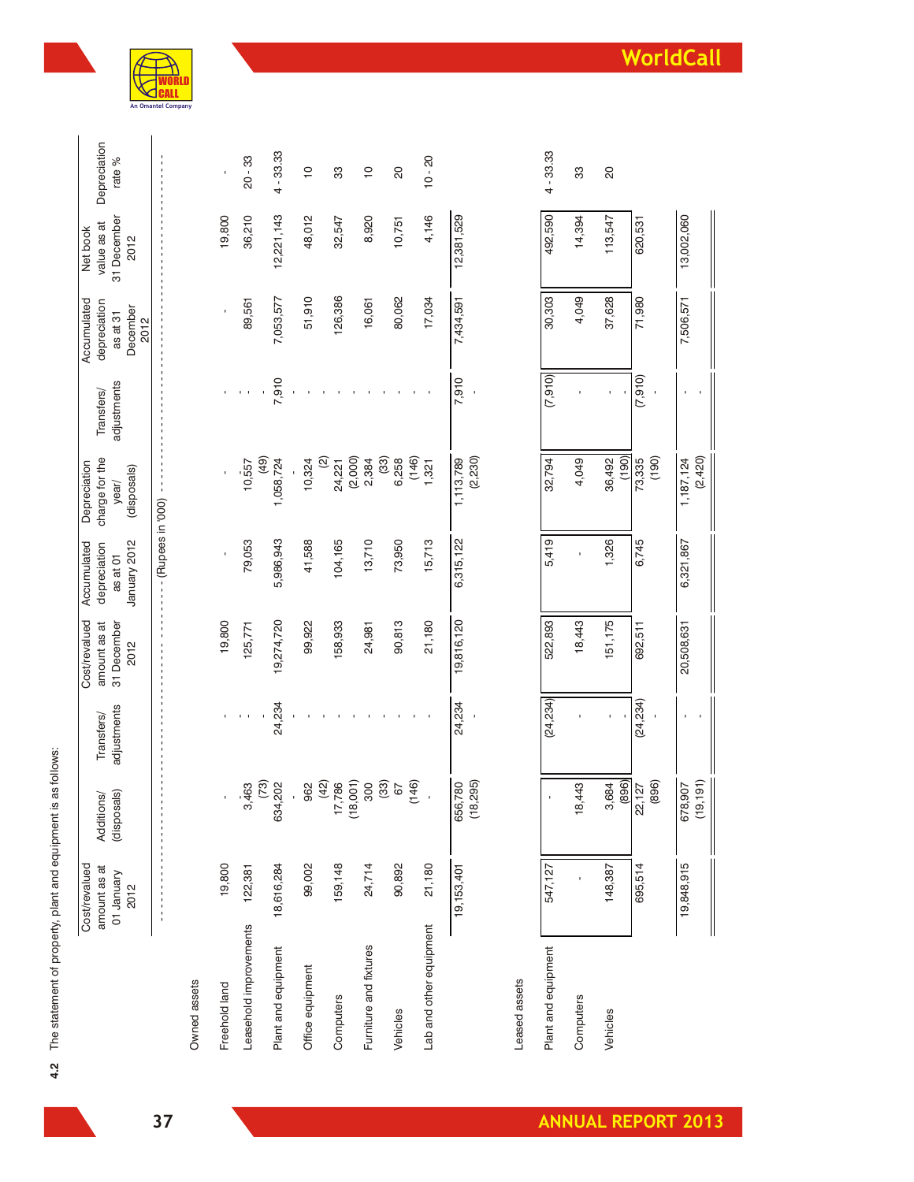**4.2** The statement of property, plant and equipment is as follows:

| | Cost/revalued amount as at 01 January 2012 | Additions/ (disposals) | Transfers/ adjustments | Cost/revalued amount as at 31 December 2012 | Accumulated depreciation as at 01 January 2012 | Depreciation charge for the year/ (disposals) | Transfers/ adjustments | Accumulated depreciation as at 31 December 2012 | Net book value as at 31 December 2012 | Depreciation rate % |
|---|---|---|---|---|---|---|---|---|---|---|
| | ------------------------------------------ (Rupees in '000) ------------------------------------------ | | | | | | | | | |
| **Owned assets** | | | | | | | | | | |
| Freehold land | 19,800 | - | - | 19,800 | - | - | - | - | 19,800 | - |
| Leasehold improvements | 122,381 | 3,463<br>(73) | -<br>- | 125,771 | 79,053 | 10,557<br>(49) | -<br>- | 89,561 | 36,210 | 20 - 33 |
| Plant and equipment | 18,616,284 | 634,202<br>- | 24,234<br>- | 19,274,720 | 5,986,943 | 1,058,724<br>- | 7,910<br>- | 7,053,577 | 12,221,143 | 4 - 33.33 |
| Office equipment | 99,002 | 962<br>(42) | -<br>- | 99,922 | 41,588 | 10,324<br>(2) | -<br>- | 51,910 | 48,012 | 10 |
| Computers | 159,148 | 17,786<br>(18,001) | -<br>- | 158,933 | 104,165 | 24,221<br>(2,000) | -<br>- | 126,386 | 32,547 | 33 |
| Furniture and fixtures | 24,714 | 300<br>(33) | -<br>- | 24,981 | 13,710 | 2,384<br>(33) | -<br>- | 16,061 | 8,920 | 10 |
| Vehicles | 90,892 | 67<br>(146) | -<br>- | 90,813 | 73,950 | 6,258<br>(146) | -<br>- | 80,062 | 10,751 | 20 |
| Lab and other equipment | 21,180 | - | - | 21,180 | 15,713 | 1,321 | - | 17,034 | 4,146 | 10 - 20 |
| | 19,153,401 | 656,780<br>(18,295) | 24,234<br>- | 19,816,120 | 6,315,122 | 1,113,789<br>(2,230) | 7,910<br>- | 7,434,591 | 12,381,529 | |
| **Leased assets** | | | | | | | | | | |
| Plant and equipment | 547,127 | - | (24,234) | 522,893 | 5,419 | 32,794 | (7,910) | 30,303 | 492,590 | 4 - 33.33 |
| Computers | - | 18,443 | - | 18,443 | - | 4,049 | - | 4,049 | 14,394 | 33 |
| Vehicles | 148,387 | 3,684<br>(896) | -<br>- | 151,175 | 1,326 | 36,492<br>(190) | -<br>- | 37,628 | 113,547 | 20 |
| | 695,514 | 22,127<br>(896) | (24,234)<br>- | 692,511 | 6,745 | 73,335<br>(190) | (7,910)<br>- | 71,980 | 620,531 | |
| | 19,848,915 | 678,907<br>(19,191) | -<br>- | 20,508,631 | 6,321,867 | 1,187,124<br>(2,420) | -<br>- | 7,506,571 | 13,002,060 | |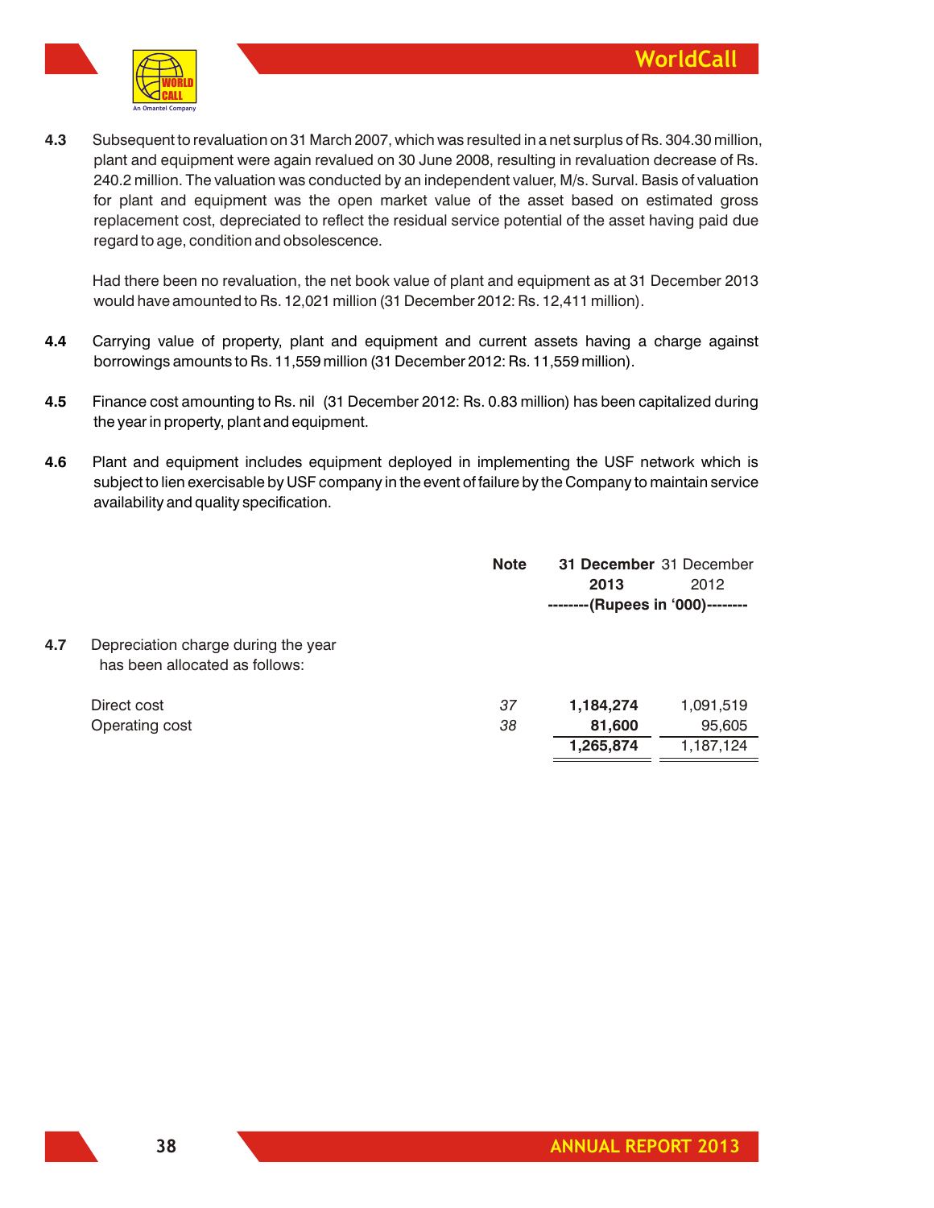**4.3** Subsequent to revaluation on 31 March 2007, which was resulted in a net surplus of Rs. 304.30 million, plant and equipment were again revalued on 30 June 2008, resulting in revaluation decrease of Rs. 240.2 million. The valuation was conducted by an independent valuer, M/s. Surval. Basis of valuation for plant and equipment was the open market value of the asset based on estimated gross replacement cost, depreciated to reflect the residual service potential of the asset having paid due regard to age, condition and obsolescence.

Had there been no revaluation, the net book value of plant and equipment as at 31 December 2013 would have amounted to Rs. 12,021 million (31 December 2012: Rs. 12,411 million).

**4.4** Carrying value of property, plant and equipment and current assets having a charge against borrowings amounts to Rs. 11,559 million (31 December 2012: Rs. 11,559 million).

**4.5** Finance cost amounting to Rs. nil (31 December 2012: Rs. 0.83 million) has been capitalized during the year in property, plant and equipment.

**4.6** Plant and equipment includes equipment deployed in implementing the USF network which is subject to lien exercisable by USF company in the event of failure by the Company to maintain service availability and quality specification.

| | Note | **31 December 2013** | 31 December 2012 |
|---|---|---|---|
| | | **--------(Rupees in '000)--------** | |
| **4.7** Depreciation charge during the year has been allocated as follows: | | | |
| Direct cost | *37* | **1,184,274** | 1,091,519 |
| Operating cost | *38* | **81,600** | 95,605 |
| | | **1,265,874** | 1,187,124 |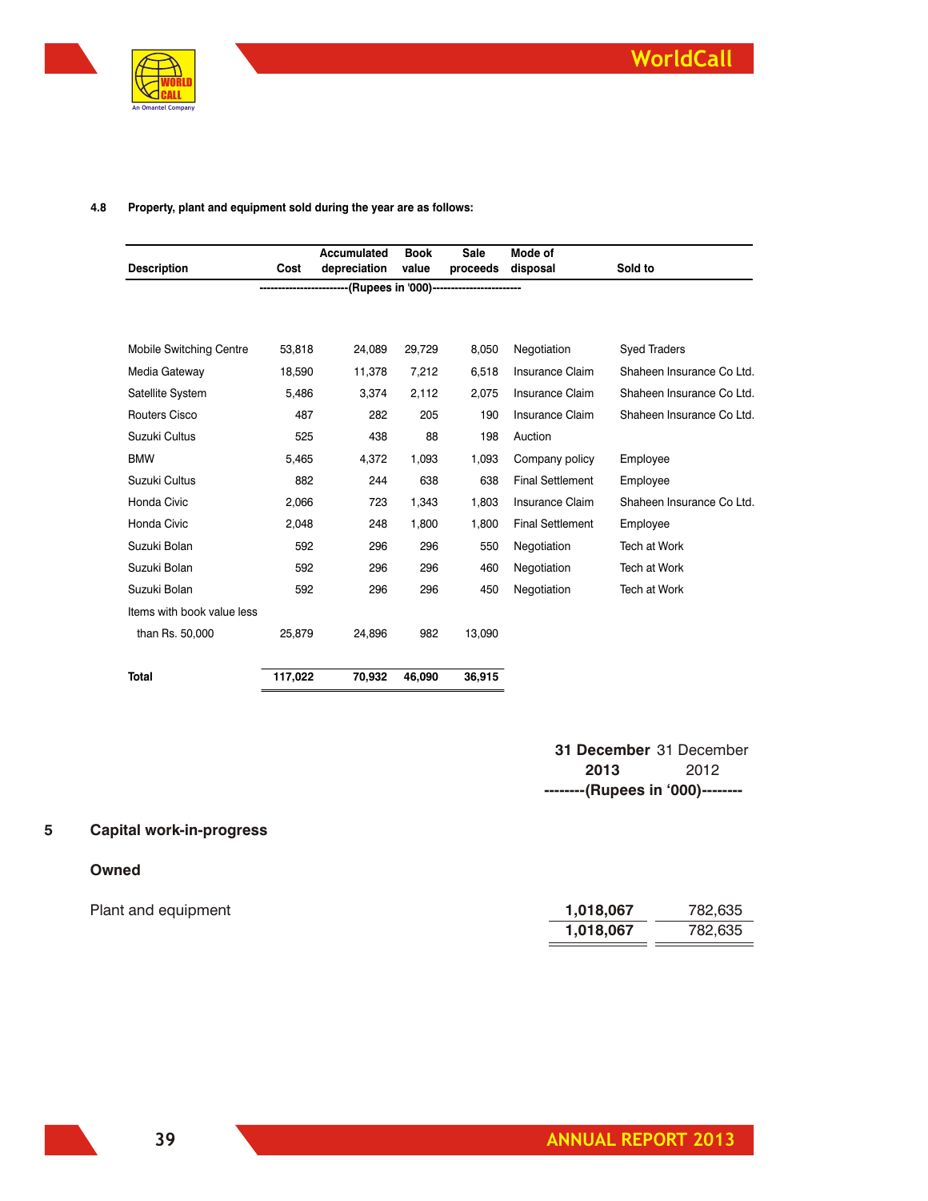#### 4.8 Property, plant and equipment sold during the year are as follows:

| Description | Cost | Accumulated depreciation | Book value | Sale proceeds | Mode of disposal | Sold to |
|---|---|---|---|---|---|---|
| | ------------------------(Rupees in '000)------------------------ | | | | | |
| Mobile Switching Centre | 53,818 | 24,089 | 29,729 | 8,050 | Negotiation | Syed Traders |
| Media Gateway | 18,590 | 11,378 | 7,212 | 6,518 | Insurance Claim | Shaheen Insurance Co Ltd. |
| Satellite System | 5,486 | 3,374 | 2,112 | 2,075 | Insurance Claim | Shaheen Insurance Co Ltd. |
| Routers Cisco | 487 | 282 | 205 | 190 | Insurance Claim | Shaheen Insurance Co Ltd. |
| Suzuki Cultus | 525 | 438 | 88 | 198 | Auction | |
| BMW | 5,465 | 4,372 | 1,093 | 1,093 | Company policy | Employee |
| Suzuki Cultus | 882 | 244 | 638 | 638 | Final Settlement | Employee |
| Honda Civic | 2,066 | 723 | 1,343 | 1,803 | Insurance Claim | Shaheen Insurance Co Ltd. |
| Honda Civic | 2,048 | 248 | 1,800 | 1,800 | Final Settlement | Employee |
| Suzuki Bolan | 592 | 296 | 296 | 550 | Negotiation | Tech at Work |
| Suzuki Bolan | 592 | 296 | 296 | 460 | Negotiation | Tech at Work |
| Suzuki Bolan | 592 | 296 | 296 | 450 | Negotiation | Tech at Work |
| Items with book value less than Rs. 50,000 | 25,879 | 24,896 | 982 | 13,090 | | |
| **Total** | **117,022** | **70,932** | **46,090** | **36,915** | | |

## 5 Capital work-in-progress

| | 31 December 2013 | 31 December 2012 |
|---|---|---|
| | --------(Rupees in '000)-------- | |
| **Owned** | | |
| Plant and equipment | **1,018,067** | 782,635 |
| | **1,018,067** | 782,635 |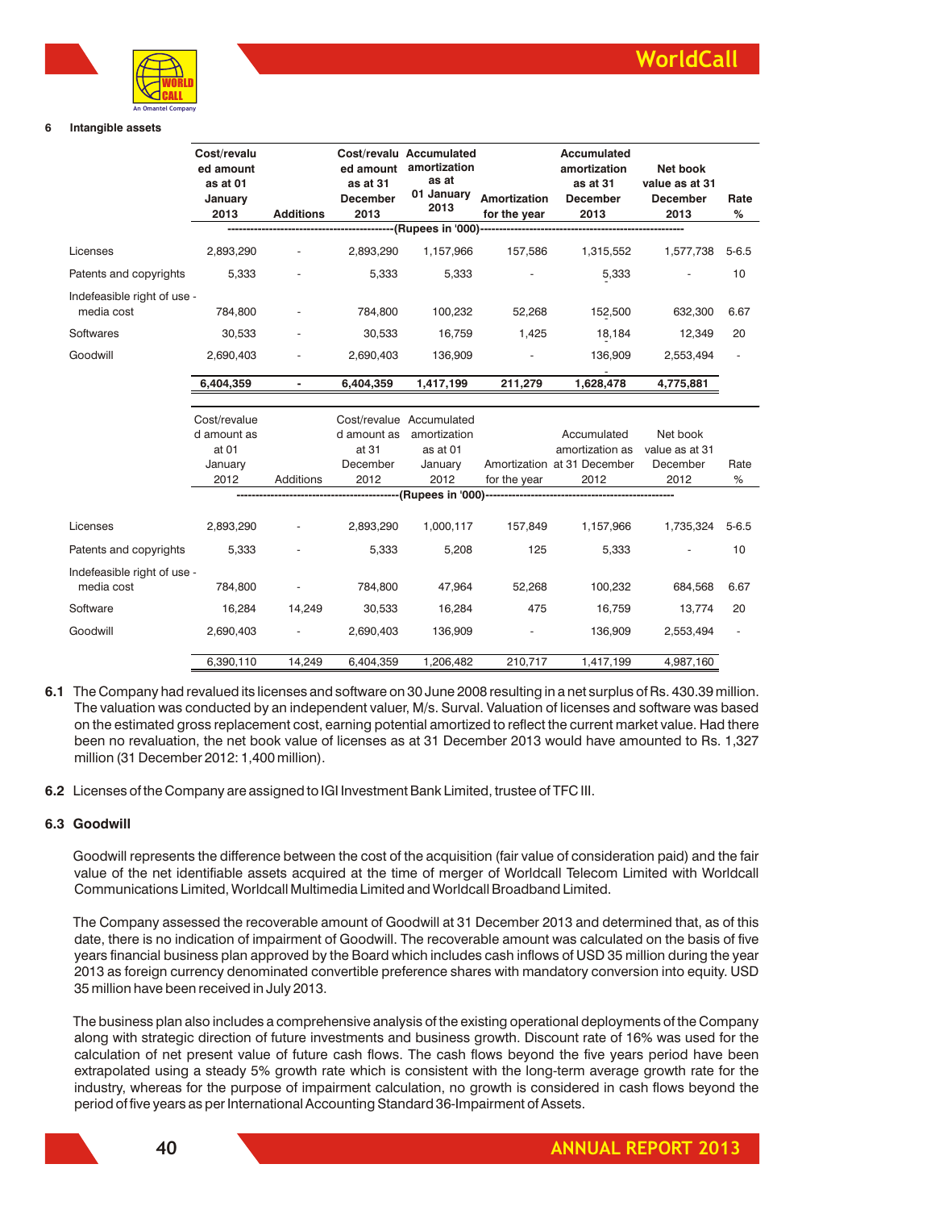**6 Intangible assets**

| | Cost/revalued amount as at 01 January 2013 | Additions | Cost/revalued amount as at 31 December 2013 | Accumulated amortization as at 01 January 2013 | Amortization for the year | Accumulated amortization as at 31 December 2013 | Net book value as at 31 December 2013 | Rate % |
|---|---|---|---|---|---|---|---|---|
| | (Rupees in '000) | | | | | | | |
| Licenses | 2,893,290 | - | 2,893,290 | 1,157,966 | 157,586 | 1,315,552 | 1,577,738 | 5-6.5 |
| Patents and copyrights | 5,333 | - | 5,333 | 5,333 | - | 5,333 | - | 10 |
| Indefeasible right of use - media cost | 784,800 | - | 784,800 | 100,232 | 52,268 | 152,500 | 632,300 | 6.67 |
| Softwares | 30,533 | - | 30,533 | 16,759 | 1,425 | 18,184 | 12,349 | 20 |
| Goodwill | 2,690,403 | - | 2,690,403 | 136,909 | - | 136,909 | 2,553,494 | - |
| | **6,404,359** | **-** | **6,404,359** | **1,417,199** | **211,279** | **1,628,478** | **4,775,881** | |

| | Cost/revalued amount as at 01 January 2012 | Additions | Cost/revalued amount as at 31 December 2012 | Accumulated amortization as at 01 January 2012 | Amortization for the year | Accumulated amortization as at 31 December 2012 | Net book value as at 31 December 2012 | Rate % |
|---|---|---|---|---|---|---|---|---|
| | (Rupees in '000) | | | | | | | |
| Licenses | 2,893,290 | - | 2,893,290 | 1,000,117 | 157,849 | 1,157,966 | 1,735,324 | 5-6.5 |
| Patents and copyrights | 5,333 | - | 5,333 | 5,208 | 125 | 5,333 | - | 10 |
| Indefeasible right of use - media cost | 784,800 | - | 784,800 | 47,964 | 52,268 | 100,232 | 684,568 | 6.67 |
| Software | 16,284 | 14,249 | 30,533 | 16,284 | 475 | 16,759 | 13,774 | 20 |
| Goodwill | 2,690,403 | - | 2,690,403 | 136,909 | - | 136,909 | 2,553,494 | - |
| | 6,390,110 | 14,249 | 6,404,359 | 1,206,482 | 210,717 | 1,417,199 | 4,987,160 | |

**6.1** The Company had revalued its licenses and software on 30 June 2008 resulting in a net surplus of Rs. 430.39 million. The valuation was conducted by an independent valuer, M/s. Surval. Valuation of licenses and software was based on the estimated gross replacement cost, earning potential amortized to reflect the current market value. Had there been no revaluation, the net book value of licenses as at 31 December 2013 would have amounted to Rs. 1,327 million (31 December 2012: 1,400 million).

**6.2** Licenses of the Company are assigned to IGI Investment Bank Limited, trustee of TFC III.

### 6.3 Goodwill

Goodwill represents the difference between the cost of the acquisition (fair value of consideration paid) and the fair value of the net identifiable assets acquired at the time of merger of Worldcall Telecom Limited with Worldcall Communications Limited, Worldcall Multimedia Limited and Worldcall Broadband Limited.

The Company assessed the recoverable amount of Goodwill at 31 December 2013 and determined that, as of this date, there is no indication of impairment of Goodwill. The recoverable amount was calculated on the basis of five years financial business plan approved by the Board which includes cash inflows of USD 35 million during the year 2013 as foreign currency denominated convertible preference shares with mandatory conversion into equity. USD 35 million have been received in July 2013.

The business plan also includes a comprehensive analysis of the existing operational deployments of the Company along with strategic direction of future investments and business growth. Discount rate of 16% was used for the calculation of net present value of future cash flows. The cash flows beyond the five years period have been extrapolated using a steady 5% growth rate which is consistent with the long-term average growth rate for the industry, whereas for the purpose of impairment calculation, no growth is considered in cash flows beyond the period of five years as per International Accounting Standard 36-Impairment of Assets.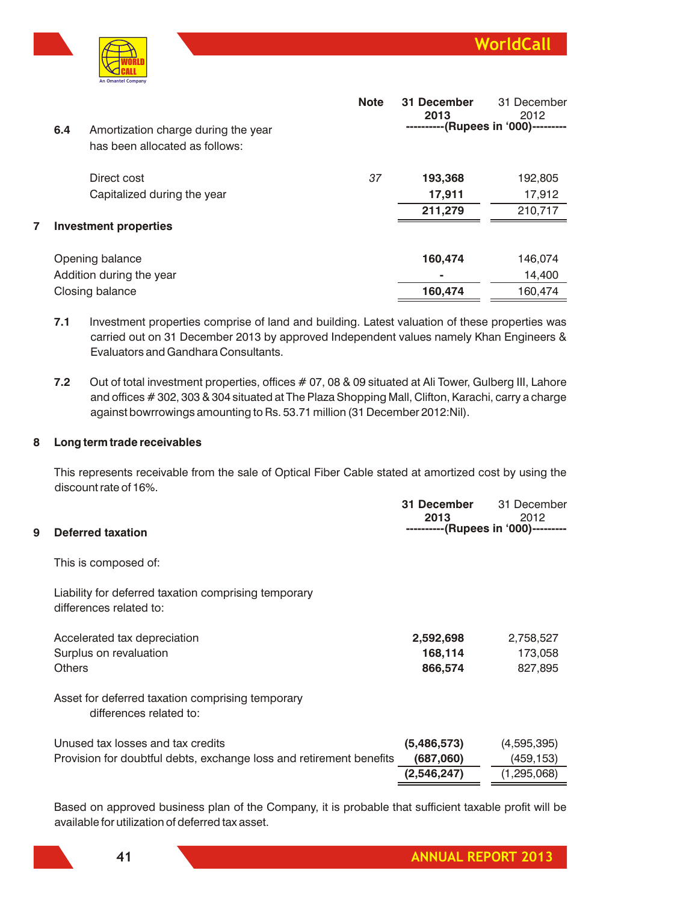| | Note | 31 December 2013 | 31 December 2012 |
|---|---|---|---|
| | | ----------(Rupees in '000)--------- | |
| **6.4** Amortization charge during the year has been allocated as follows: | | | |
| Direct cost | *37* | **193,368** | 192,805 |
| Capitalized during the year | | **17,911** | 17,912 |
| | | **211,279** | 210,717 |

## 7 Investment properties

| | | |
|---|---|---|
| Opening balance | **160,474** | 146,074 |
| Addition during the year | **-** | 14,400 |
| Closing balance | **160,474** | 160,474 |

**7.1** Investment properties comprise of land and building. Latest valuation of these properties was carried out on 31 December 2013 by approved Independent values namely Khan Engineers & Evaluators and Gandhara Consultants.

**7.2** Out of total investment properties, offices # 07, 08 & 09 situated at Ali Tower, Gulberg III, Lahore and offices # 302, 303 & 304 situated at The Plaza Shopping Mall, Clifton, Karachi, carry a charge against bowrrowings amounting to Rs. 53.71 million (31 December 2012:Nil).

## 8 Long term trade receivables

This represents receivable from the sale of Optical Fiber Cable stated at amortized cost by using the discount rate of 16%.

## 9 Deferred taxation

| | 31 December 2013 | 31 December 2012 |
|---|---|---|
| | ----------(Rupees in '000)--------- | |
| This is composed of: | | |
| Liability for deferred taxation comprising temporary differences related to: | | |
| Accelerated tax depreciation | **2,592,698** | 2,758,527 |
| Surplus on revaluation | **168,114** | 173,058 |
| Others | **866,574** | 827,895 |
| Asset for deferred taxation comprising temporary differences related to: | | |
| Unused tax losses and tax credits | **(5,486,573)** | (4,595,395) |
| Provision for doubtful debts, exchange loss and retirement benefits | **(687,060)** | (459,153) |
| | **(2,546,247)** | (1,295,068) |

Based on approved business plan of the Company, it is probable that sufficient taxable profit will be available for utilization of deferred tax asset.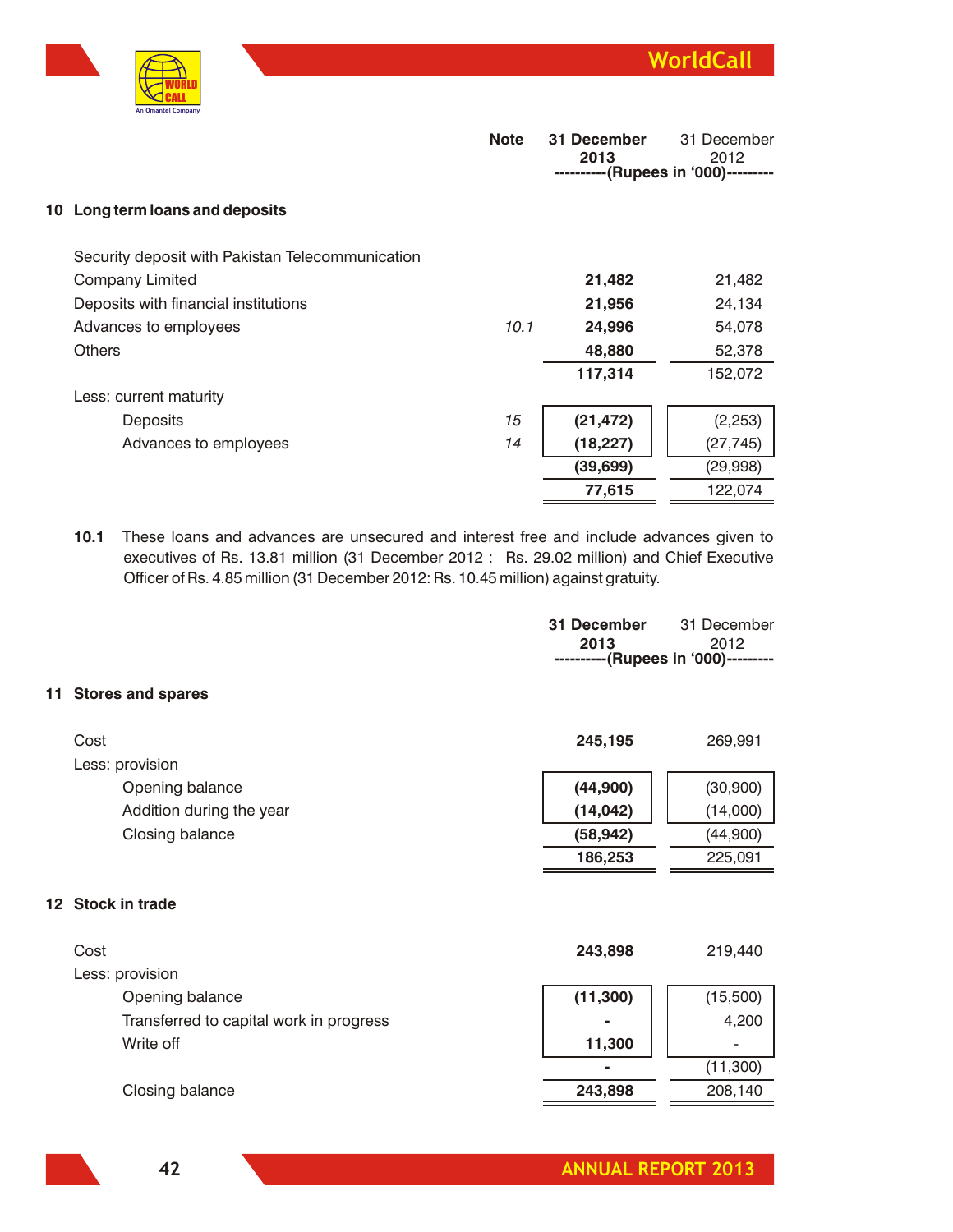| | Note | 31 December 2013 | 31 December 2012 |
|---|---|---|---|
| | | ----------(Rupees in '000)--------- | |

## 10 Long term loans and deposits

| | Note | 31 December 2013 | 31 December 2012 |
|---|---|---|---|
| Security deposit with Pakistan Telecommunication Company Limited | | **21,482** | 21,482 |
| Deposits with financial institutions | | **21,956** | 24,134 |
| Advances to employees | *10.1* | **24,996** | 54,078 |
| Others | | **48,880** | 52,378 |
| | | **117,314** | 152,072 |
| Less: current maturity | | | |
| Deposits | *15* | **(21,472)** | (2,253) |
| Advances to employees | *14* | **(18,227)** | (27,745) |
| | | **(39,699)** | (29,998) |
| | | **77,615** | 122,074 |

**10.1** These loans and advances are unsecured and interest free and include advances given to executives of Rs. 13.81 million (31 December 2012 : Rs. 29.02 million) and Chief Executive Officer of Rs. 4.85 million (31 December 2012: Rs. 10.45 million) against gratuity.

## 11 Stores and spares

| | 31 December 2013 | 31 December 2012 |
|---|---|---|
| | ----------(Rupees in '000)--------- | |
| Cost | **245,195** | 269,991 |
| Less: provision | | |
| Opening balance | **(44,900)** | (30,900) |
| Addition during the year | **(14,042)** | (14,000) |
| Closing balance | **(58,942)** | (44,900) |
| | **186,253** | 225,091 |

## 12 Stock in trade

| | 31 December 2013 | 31 December 2012 |
|---|---|---|
| Cost | **243,898** | 219,440 |
| Less: provision | | |
| Opening balance | **(11,300)** | (15,500) |
| Transferred to capital work in progress | **-** | 4,200 |
| Write off | **11,300** | - |
| | **-** | (11,300) |
| Closing balance | **243,898** | 208,140 |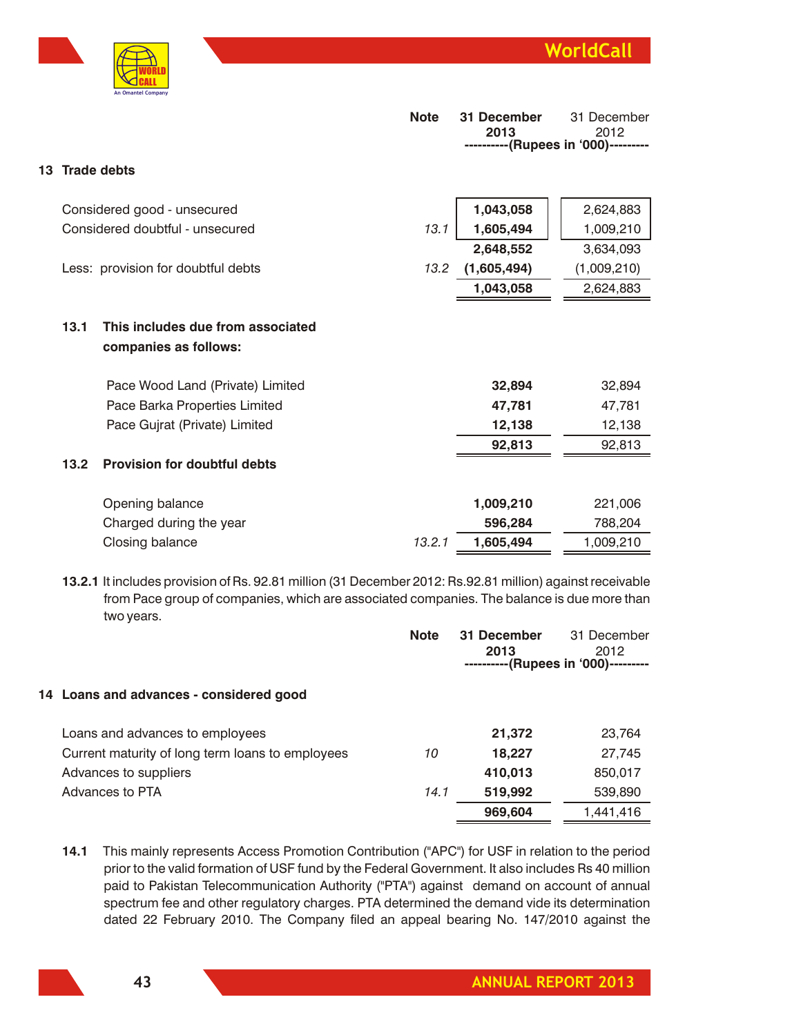## 13 Trade debts

| | Note | 31 December 2013 | 31 December 2012 |
|---|---|---|---|
| | | (Rupees in '000) | |
| Considered good - unsecured | | **1,043,058** | 2,624,883 |
| Considered doubtful - unsecured | 13.1 | **1,605,494** | 1,009,210 |
| | | **2,648,552** | 3,634,093 |
| Less: provision for doubtful debts | 13.2 | **(1,605,494)** | (1,009,210) |
| | | **1,043,058** | 2,624,883 |

### 13.1 This includes due from associated companies as follows:

| | | 31 December 2013 | 31 December 2012 |
|---|---|---|---|
| Pace Wood Land (Private) Limited | | **32,894** | 32,894 |
| Pace Barka Properties Limited | | **47,781** | 47,781 |
| Pace Gujrat (Private) Limited | | **12,138** | 12,138 |
| | | **92,813** | 92,813 |

### 13.2 Provision for doubtful debts

| | Note | 31 December 2013 | 31 December 2012 |
|---|---|---|---|
| Opening balance | | **1,009,210** | 221,006 |
| Charged during the year | | **596,284** | 788,204 |
| Closing balance | 13.2.1 | **1,605,494** | 1,009,210 |

**13.2.1** It includes provision of Rs. 92.81 million (31 December 2012: Rs.92.81 million) against receivable from Pace group of companies, which are associated companies. The balance is due more than two years.

## 14 Loans and advances - considered good

| | Note | 31 December 2013 | 31 December 2012 |
|---|---|---|---|
| | | (Rupees in '000) | |
| Loans and advances to employees | | **21,372** | 23,764 |
| Current maturity of long term loans to employees | 10 | **18,227** | 27,745 |
| Advances to suppliers | | **410,013** | 850,017 |
| Advances to PTA | 14.1 | **519,992** | 539,890 |
| | | **969,604** | 1,441,416 |

**14.1** This mainly represents Access Promotion Contribution ("APC") for USF in relation to the period prior to the valid formation of USF fund by the Federal Government. It also includes Rs 40 million paid to Pakistan Telecommunication Authority ("PTA") against demand on account of annual spectrum fee and other regulatory charges. PTA determined the demand vide its determination dated 22 February 2010. The Company filed an appeal bearing No. 147/2010 against the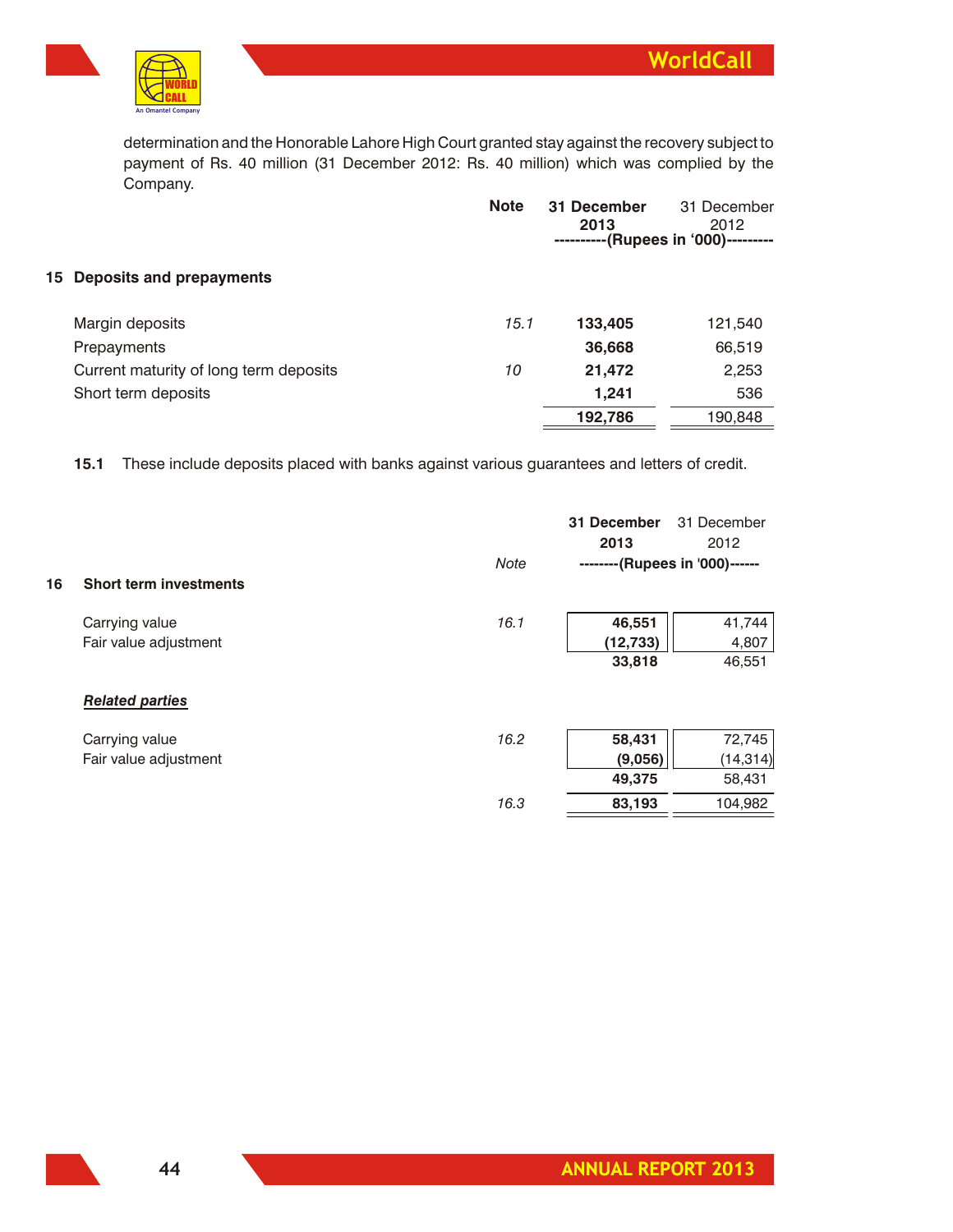determination and the Honorable Lahore High Court granted stay against the recovery subject to payment of Rs. 40 million (31 December 2012: Rs. 40 million) which was complied by the Company.

| | Note | 31 December 2013 | 31 December 2012 |
|---|---|---|---|
| | | ----------(Rupees in '000)--------- | |

## 15 Deposits and prepayments

| | Note | 31 December 2013 | 31 December 2012 |
|---|---|---|---|
| Margin deposits | 15.1 | **133,405** | 121,540 |
| Prepayments | | **36,668** | 66,519 |
| Current maturity of long term deposits | 10 | **21,472** | 2,253 |
| Short term deposits | | **1,241** | 536 |
| | | **192,786** | 190,848 |

**15.1** These include deposits placed with banks against various guarantees and letters of credit.

## 16 Short term investments

| | Note | 31 December 2013 | 31 December 2012 |
|---|---|---|---|
| | | --------(Rupees in '000)------ | |
| Carrying value | 16.1 | **46,551** | 41,744 |
| Fair value adjustment | | **(12,733)** | 4,807 |
| | | **33,818** | 46,551 |
| ***Related parties*** | | | |
| Carrying value | 16.2 | **58,431** | 72,745 |
| Fair value adjustment | | **(9,056)** | (14,314) |
| | | **49,375** | 58,431 |
| | 16.3 | **83,193** | 104,982 |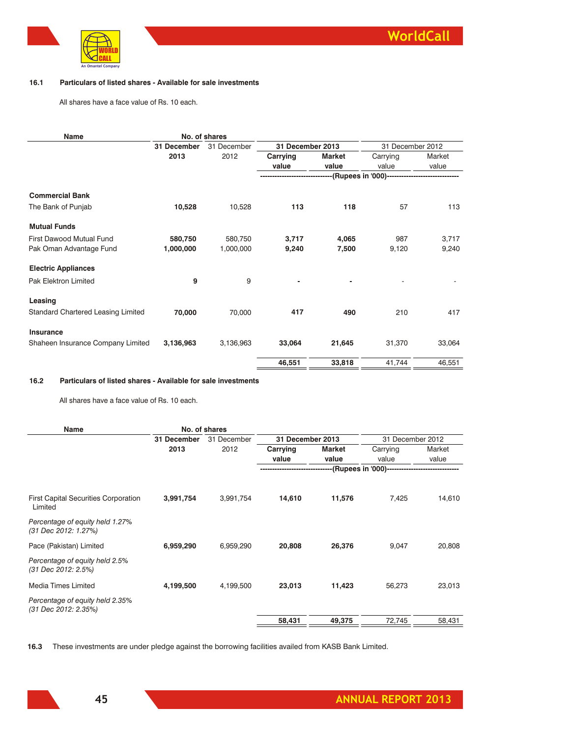### 16.1 Particulars of listed shares - Available for sale investments

All shares have a face value of Rs. 10 each.

| Name | No. of shares | | 31 December 2013 | | 31 December 2012 | |
|---|---|---|---|---|---|---|
| | **31 December 2013** | 31 December 2012 | **Carrying value** | **Market value** | Carrying value | Market value |
| | | | (Rupees in '000) | | | |
| **Commercial Bank** | | | | | | |
| The Bank of Punjab | **10,528** | 10,528 | **113** | **118** | 57 | 113 |
| **Mutual Funds** | | | | | | |
| First Dawood Mutual Fund | **580,750** | 580,750 | **3,717** | **4,065** | 987 | 3,717 |
| Pak Oman Advantage Fund | **1,000,000** | 1,000,000 | **9,240** | **7,500** | 9,120 | 9,240 |
| **Electric Appliances** | | | | | | |
| Pak Elektron Limited | **9** | 9 | **-** | **-** | - | - |
| **Leasing** | | | | | | |
| Standard Chartered Leasing Limited | **70,000** | 70,000 | **417** | **490** | 210 | 417 |
| **Insurance** | | | | | | |
| Shaheen Insurance Company Limited | **3,136,963** | 3,136,963 | **33,064** | **21,645** | 31,370 | 33,064 |
| | | | **46,551** | **33,818** | 41,744 | 46,551 |

### 16.2 Particulars of listed shares - Available for sale investments

All shares have a face value of Rs. 10 each.

| Name | No. of shares | | 31 December 2013 | | 31 December 2012 | |
|---|---|---|---|---|---|---|
| | **31 December 2013** | 31 December 2012 | **Carrying value** | **Market value** | Carrying value | Market value |
| | | | (Rupees in '000) | | | |
| First Capital Securities Corporation Limited | **3,991,754** | 3,991,754 | **14,610** | **11,576** | 7,425 | 14,610 |
| *Percentage of equity held 1.27% (31 Dec 2012: 1.27%)* | | | | | | |
| Pace (Pakistan) Limited | **6,959,290** | 6,959,290 | **20,808** | **26,376** | 9,047 | 20,808 |
| *Percentage of equity held 2.5% (31 Dec 2012: 2.5%)* | | | | | | |
| Media Times Limited | **4,199,500** | 4,199,500 | **23,013** | **11,423** | 56,273 | 23,013 |
| *Percentage of equity held 2.35% (31 Dec 2012: 2.35%)* | | | | | | |
| | | | **58,431** | **49,375** | 72,745 | 58,431 |

**16.3** These investments are under pledge against the borrowing facilities availed from KASB Bank Limited.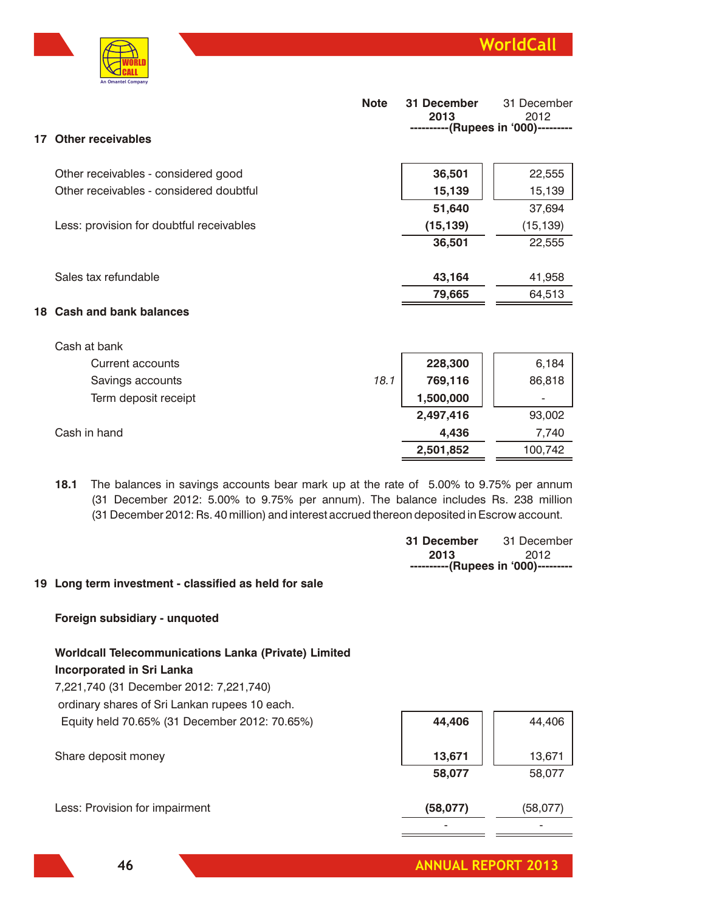| | Note | 31 December 2013 | 31 December 2012 |
|---|---|---|---|
| | | ----------(Rupees in '000)--------- | |

## 17 Other receivables

| | Note | 31 December 2013 | 31 December 2012 |
|---|---|---|---|
| Other receivables - considered good | | **36,501** | 22,555 |
| Other receivables - considered doubtful | | **15,139** | 15,139 |
| | | **51,640** | 37,694 |
| Less: provision for doubtful receivables | | **(15,139)** | (15,139) |
| | | **36,501** | 22,555 |
| Sales tax refundable | | **43,164** | 41,958 |
| | | **79,665** | 64,513 |

## 18 Cash and bank balances

| | Note | 31 December 2013 | 31 December 2012 |
|---|---|---|---|
| Cash at bank | | | |
| Current accounts | | **228,300** | 6,184 |
| Savings accounts | *18.1* | **769,116** | 86,818 |
| Term deposit receipt | | **1,500,000** | - |
| | | **2,497,416** | 93,002 |
| Cash in hand | | **4,436** | 7,740 |
| | | **2,501,852** | 100,742 |

**18.1** The balances in savings accounts bear mark up at the rate of 5.00% to 9.75% per annum (31 December 2012: 5.00% to 9.75% per annum). The balance includes Rs. 238 million (31 December 2012: Rs. 40 million) and interest accrued thereon deposited in Escrow account.

## 19 Long term investment - classified as held for sale

| | 31 December 2013 | 31 December 2012 |
|---|---|---|
| | ----------(Rupees in '000)--------- | |
| **Foreign subsidiary - unquoted** | | |
| **Worldcall Telecommunications Lanka (Private) Limited** | | |
| **Incorporated in Sri Lanka** | | |
| 7,221,740 (31 December 2012: 7,221,740) ordinary shares of Sri Lankan rupees 10 each. Equity held 70.65% (31 December 2012: 70.65%) | **44,406** | 44,406 |
| Share deposit money | **13,671** | 13,671 |
| | **58,077** | 58,077 |
| Less: Provision for impairment | **(58,077)** | (58,077) |
| | - | - |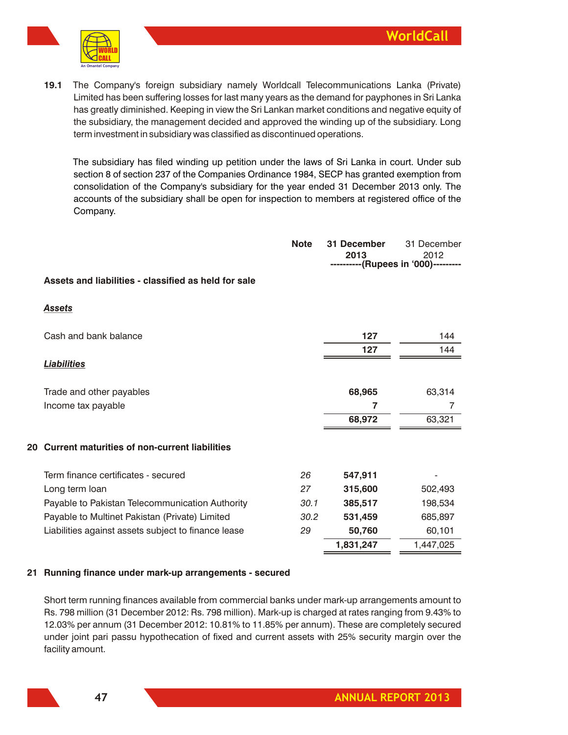**19.1** The Company's foreign subsidiary namely Worldcall Telecommunications Lanka (Private) Limited has been suffering losses for last many years as the demand for payphones in Sri Lanka has greatly diminished. Keeping in view the Sri Lankan market conditions and negative equity of the subsidiary, the management decided and approved the winding up of the subsidiary. Long term investment in subsidiary was classified as discontinued operations.

The subsidiary has filed winding up petition under the laws of Sri Lanka in court. Under sub section 8 of section 237 of the Companies Ordinance 1984, SECP has granted exemption from consolidation of the Company's subsidiary for the year ended 31 December 2013 only. The accounts of the subsidiary shall be open for inspection to members at registered office of the Company.

| | Note | **31 December 2013** | 31 December 2012 |
|---|---|---|---|
| | | **(Rupees in '000)** | |
| **Assets and liabilities - classified as held for sale** | | | |
| ***Assets*** | | | |
| Cash and bank balance | | **127** | 144 |
| | | **127** | 144 |
| ***Liabilities*** | | | |
| Trade and other payables | | **68,965** | 63,314 |
| Income tax payable | | **7** | 7 |
| | | **68,972** | 63,321 |

## 20 Current maturities of non-current liabilities

| | Note | 31 December 2013 | 31 December 2012 |
|---|---|---|---|
| Term finance certificates - secured | *26* | **547,911** | - |
| Long term loan | *27* | **315,600** | 502,493 |
| Payable to Pakistan Telecommunication Authority | *30.1* | **385,517** | 198,534 |
| Payable to Multinet Pakistan (Private) Limited | *30.2* | **531,459** | 685,897 |
| Liabilities against assets subject to finance lease | *29* | **50,760** | 60,101 |
| | | **1,831,247** | 1,447,025 |

## 21 Running finance under mark-up arrangements - secured

Short term running finances available from commercial banks under mark-up arrangements amount to Rs. 798 million (31 December 2012: Rs. 798 million). Mark-up is charged at rates ranging from 9.43% to 12.03% per annum (31 December 2012: 10.81% to 11.85% per annum). These are completely secured under joint pari passu hypothecation of fixed and current assets with 25% security margin over the facility amount.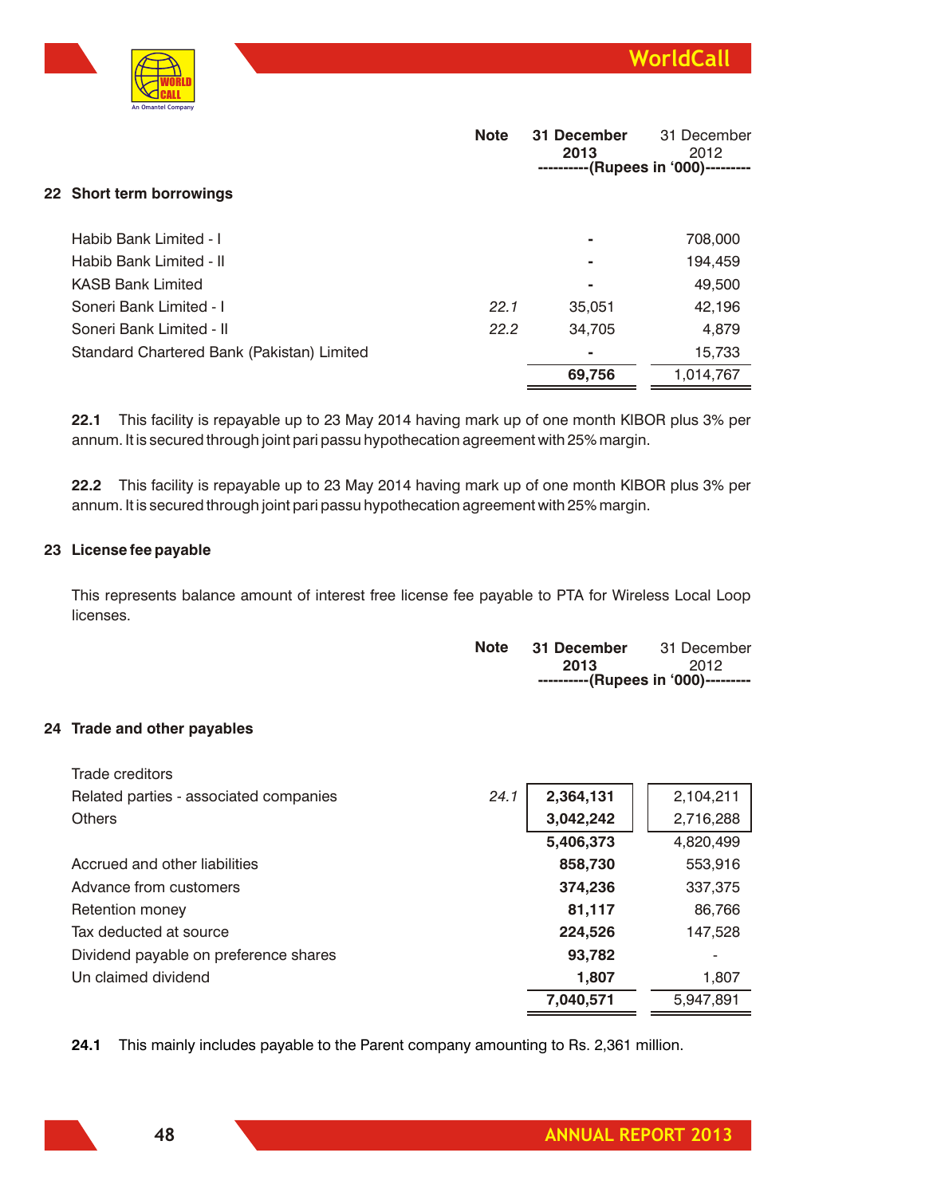## 22 Short term borrowings

| | Note | 31 December 2013 | 31 December 2012 |
|---|---|---|---|
| | | (Rupees in '000) | |
| Habib Bank Limited - I | | - | 708,000 |
| Habib Bank Limited - II | | - | 194,459 |
| KASB Bank Limited | | - | 49,500 |
| Soneri Bank Limited - I | *22.1* | 35,051 | 42,196 |
| Soneri Bank Limited - II | *22.2* | 34,705 | 4,879 |
| Standard Chartered Bank (Pakistan) Limited | | - | 15,733 |
| | | **69,756** | 1,014,767 |

**22.1** This facility is repayable up to 23 May 2014 having mark up of one month KIBOR plus 3% per annum. It is secured through joint pari passu hypothecation agreement with 25% margin.

**22.2** This facility is repayable up to 23 May 2014 having mark up of one month KIBOR plus 3% per annum. It is secured through joint pari passu hypothecation agreement with 25% margin.

## 23 License fee payable

This represents balance amount of interest free license fee payable to PTA for Wireless Local Loop licenses.

## 24 Trade and other payables

| | Note | 31 December 2013 | 31 December 2012 |
|---|---|---|---|
| | | (Rupees in '000) | |
| Trade creditors | | | |
| Related parties - associated companies | *24.1* | **2,364,131** | 2,104,211 |
| Others | | **3,042,242** | 2,716,288 |
| | | **5,406,373** | 4,820,499 |
| Accrued and other liabilities | | **858,730** | 553,916 |
| Advance from customers | | **374,236** | 337,375 |
| Retention money | | **81,117** | 86,766 |
| Tax deducted at source | | **224,526** | 147,528 |
| Dividend payable on preference shares | | **93,782** | - |
| Un claimed dividend | | **1,807** | 1,807 |
| | | **7,040,571** | 5,947,891 |

**24.1** This mainly includes payable to the Parent company amounting to Rs. 2,361 million.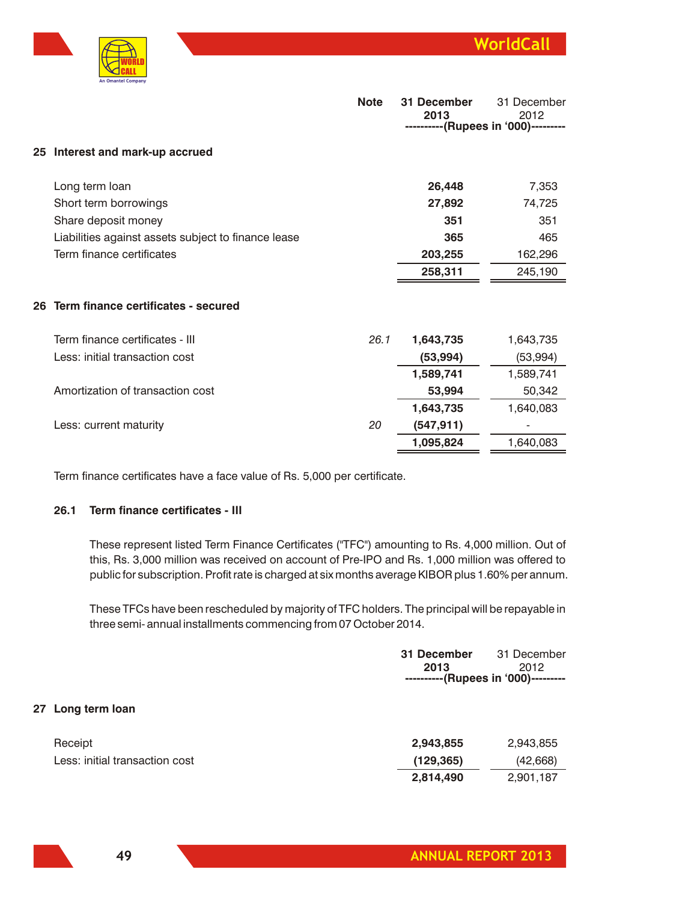| | Note | 31 December 2013 | 31 December 2012 |
|---|---|---|---|
| | | ----------(Rupees in '000)--------- | |

## 25 Interest and mark-up accrued

| | | | |
|---|---|---|---|
| Long term loan | | **26,448** | 7,353 |
| Short term borrowings | | **27,892** | 74,725 |
| Share deposit money | | **351** | 351 |
| Liabilities against assets subject to finance lease | | **365** | 465 |
| Term finance certificates | | **203,255** | 162,296 |
| | | **258,311** | 245,190 |

## 26 Term finance certificates - secured

| | | | |
|---|---|---|---|
| Term finance certificates - III | *26.1* | **1,643,735** | 1,643,735 |
| Less: initial transaction cost | | **(53,994)** | (53,994) |
| | | **1,589,741** | 1,589,741 |
| Amortization of transaction cost | | **53,994** | 50,342 |
| | | **1,643,735** | 1,640,083 |
| Less: current maturity | *20* | **(547,911)** | - |
| | | **1,095,824** | 1,640,083 |

Term finance certificates have a face value of Rs. 5,000 per certificate.

### 26.1 Term finance certificates - III

These represent listed Term Finance Certificates ("TFC") amounting to Rs. 4,000 million. Out of this, Rs. 3,000 million was received on account of Pre-IPO and Rs. 1,000 million was offered to public for subscription. Profit rate is charged at six months average KIBOR plus 1.60% per annum.

These TFCs have been rescheduled by majority of TFC holders. The principal will be repayable in three semi- annual installments commencing from 07 October 2014.

| | 31 December 2013 | 31 December 2012 |
|---|---|---|
| | ----------(Rupees in '000)--------- | |

## 27 Long term loan

| | | |
|---|---|---|
| Receipt | **2,943,855** | 2,943,855 |
| Less: initial transaction cost | **(129,365)** | (42,668) |
| | **2,814,490** | 2,901,187 |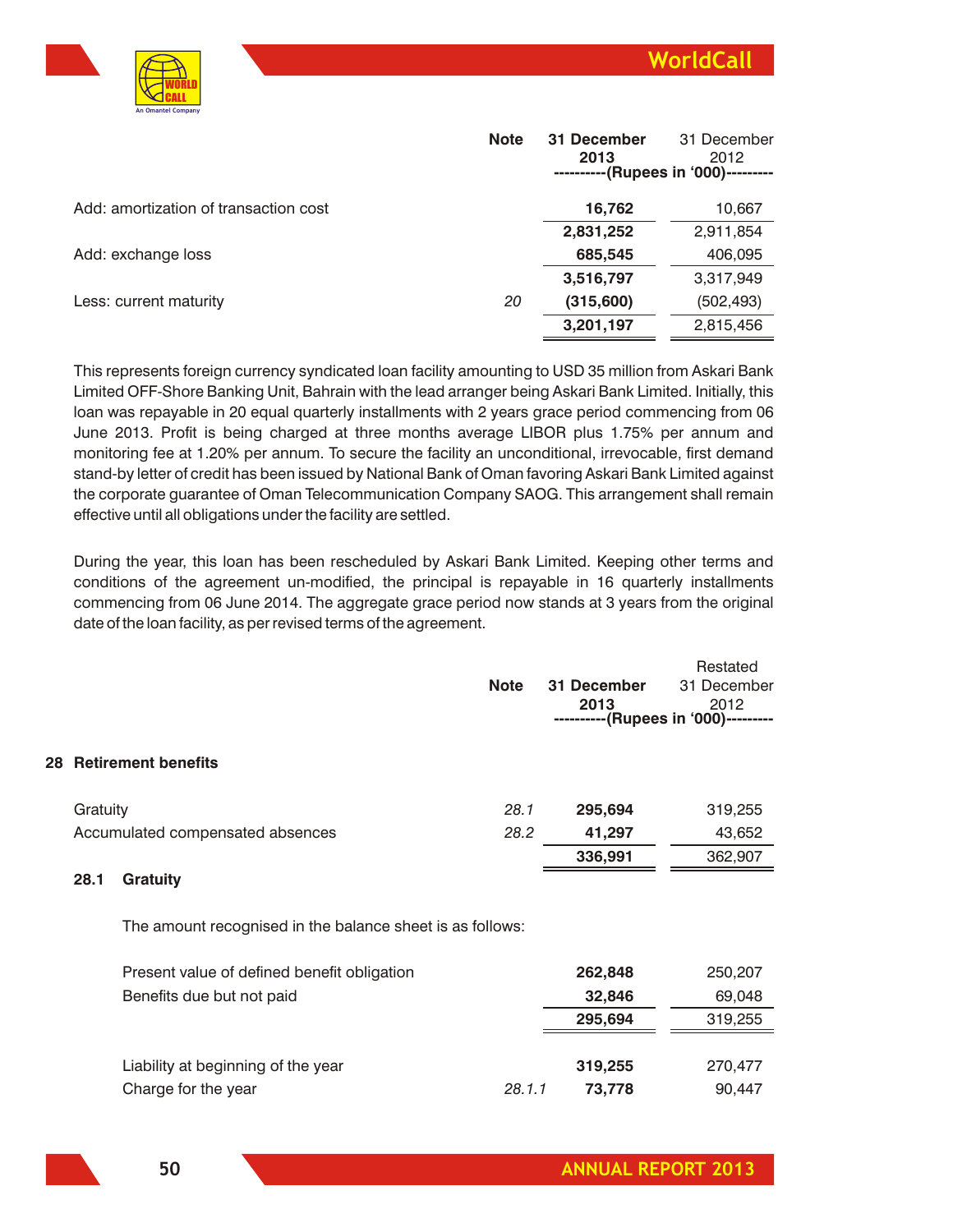| | Note | 31 December 2013 | 31 December 2012 |
|---|---|---|---|
| | | ----------(Rupees in '000)--------- | |
| Add: amortization of transaction cost | | **16,762** | 10,667 |
| | | **2,831,252** | 2,911,854 |
| Add: exchange loss | | **685,545** | 406,095 |
| | | **3,516,797** | 3,317,949 |
| Less: current maturity | 20 | **(315,600)** | (502,493) |
| | | **3,201,197** | 2,815,456 |

This represents foreign currency syndicated loan facility amounting to USD 35 million from Askari Bank Limited OFF-Shore Banking Unit, Bahrain with the lead arranger being Askari Bank Limited. Initially, this loan was repayable in 20 equal quarterly installments with 2 years grace period commencing from 06 June 2013. Profit is being charged at three months average LIBOR plus 1.75% per annum and monitoring fee at 1.20% per annum. To secure the facility an unconditional, irrevocable, first demand stand-by letter of credit has been issued by National Bank of Oman favoring Askari Bank Limited against the corporate guarantee of Oman Telecommunication Company SAOG. This arrangement shall remain effective until all obligations under the facility are settled.

During the year, this loan has been rescheduled by Askari Bank Limited. Keeping other terms and conditions of the agreement un-modified, the principal is repayable in 16 quarterly installments commencing from 06 June 2014. The aggregate grace period now stands at 3 years from the original date of the loan facility, as per revised terms of the agreement.

## 28 Retirement benefits

| | Note | 31 December 2013 | Restated 31 December 2012 |
|---|---|---|---|
| | | ----------(Rupees in '000)--------- | |
| Gratuity | 28.1 | **295,694** | 319,255 |
| Accumulated compensated absences | 28.2 | **41,297** | 43,652 |
| | | **336,991** | 362,907 |

### 28.1 Gratuity

The amount recognised in the balance sheet is as follows:

| | Note | 31 December 2013 | Restated 31 December 2012 |
|---|---|---|---|
| Present value of defined benefit obligation | | **262,848** | 250,207 |
| Benefits due but not paid | | **32,846** | 69,048 |
| | | **295,694** | 319,255 |
| Liability at beginning of the year | | **319,255** | 270,477 |
| Charge for the year | 28.1.1 | **73,778** | 90,447 |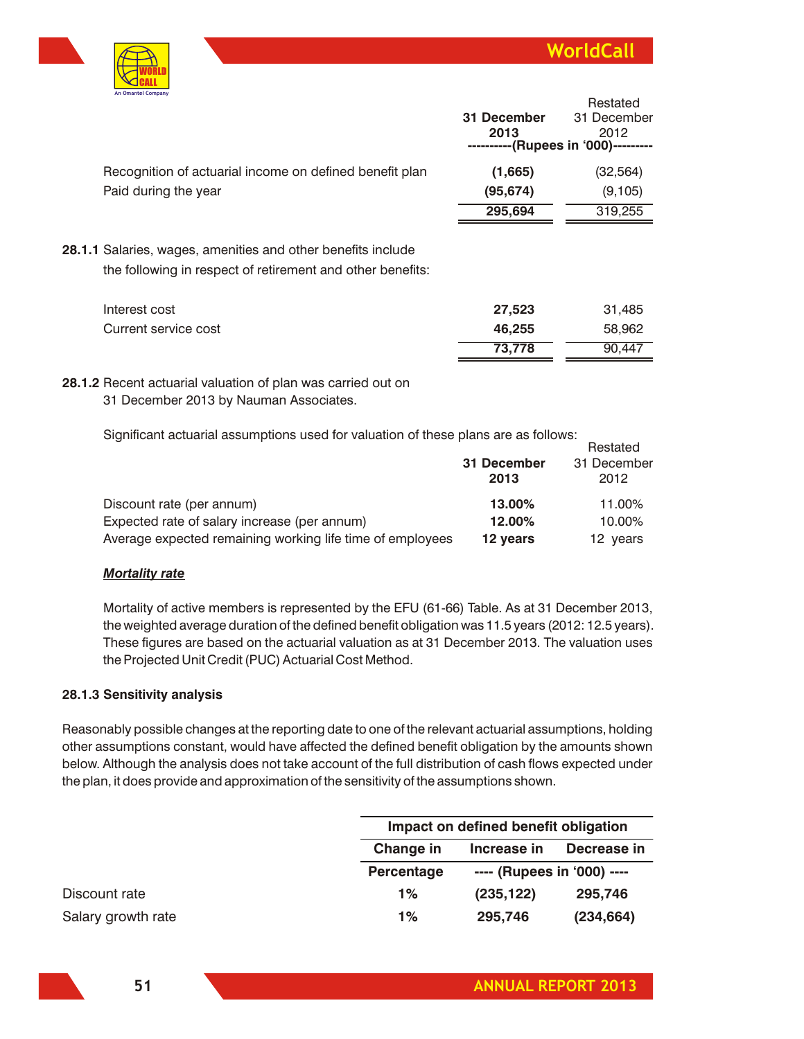| | 31 December 2013 | Restated 31 December 2012 |
|---|---|---|
| | ----------(Rupees in '000)--------- | |
| Recognition of actuarial income on defined benefit plan | **(1,665)** | (32,564) |
| Paid during the year | **(95,674)** | (9,105) |
| | **295,694** | 319,255 |

**28.1.1** Salaries, wages, amenities and other benefits include the following in respect of retirement and other benefits:

| | | |
|---|---|---|
| Interest cost | **27,523** | 31,485 |
| Current service cost | **46,255** | 58,962 |
| | **73,778** | 90,447 |

**28.1.2** Recent actuarial valuation of plan was carried out on 31 December 2013 by Nauman Associates.

Significant actuarial assumptions used for valuation of these plans are as follows:

| | 31 December 2013 | Restated 31 December 2012 |
|---|---|---|
| Discount rate (per annum) | **13.00%** | 11.00% |
| Expected rate of salary increase (per annum) | **12.00%** | 10.00% |
| Average expected remaining working life time of employees | **12 years** | 12 years |

***Mortality rate***

Mortality of active members is represented by the EFU (61-66) Table. As at 31 December 2013, the weighted average duration of the defined benefit obligation was 11.5 years (2012: 12.5 years). These figures are based on the actuarial valuation as at 31 December 2013. The valuation uses the Projected Unit Credit (PUC) Actuarial Cost Method.

### 28.1.3 Sensitivity analysis

Reasonably possible changes at the reporting date to one of the relevant actuarial assumptions, holding other assumptions constant, would have affected the defined benefit obligation by the amounts shown below. Although the analysis does not take account of the full distribution of cash flows expected under the plan, it does provide and approximation of the sensitivity of the assumptions shown.

| | Impact on defined benefit obligation | | |
|---|---|---|---|
| | **Change in** | **Increase in** | **Decrease in** |
| | **Percentage** | **---- (Rupees in '000) ----** | |
| Discount rate | **1%** | **(235,122)** | **295,746** |
| Salary growth rate | **1%** | **295,746** | **(234,664)** |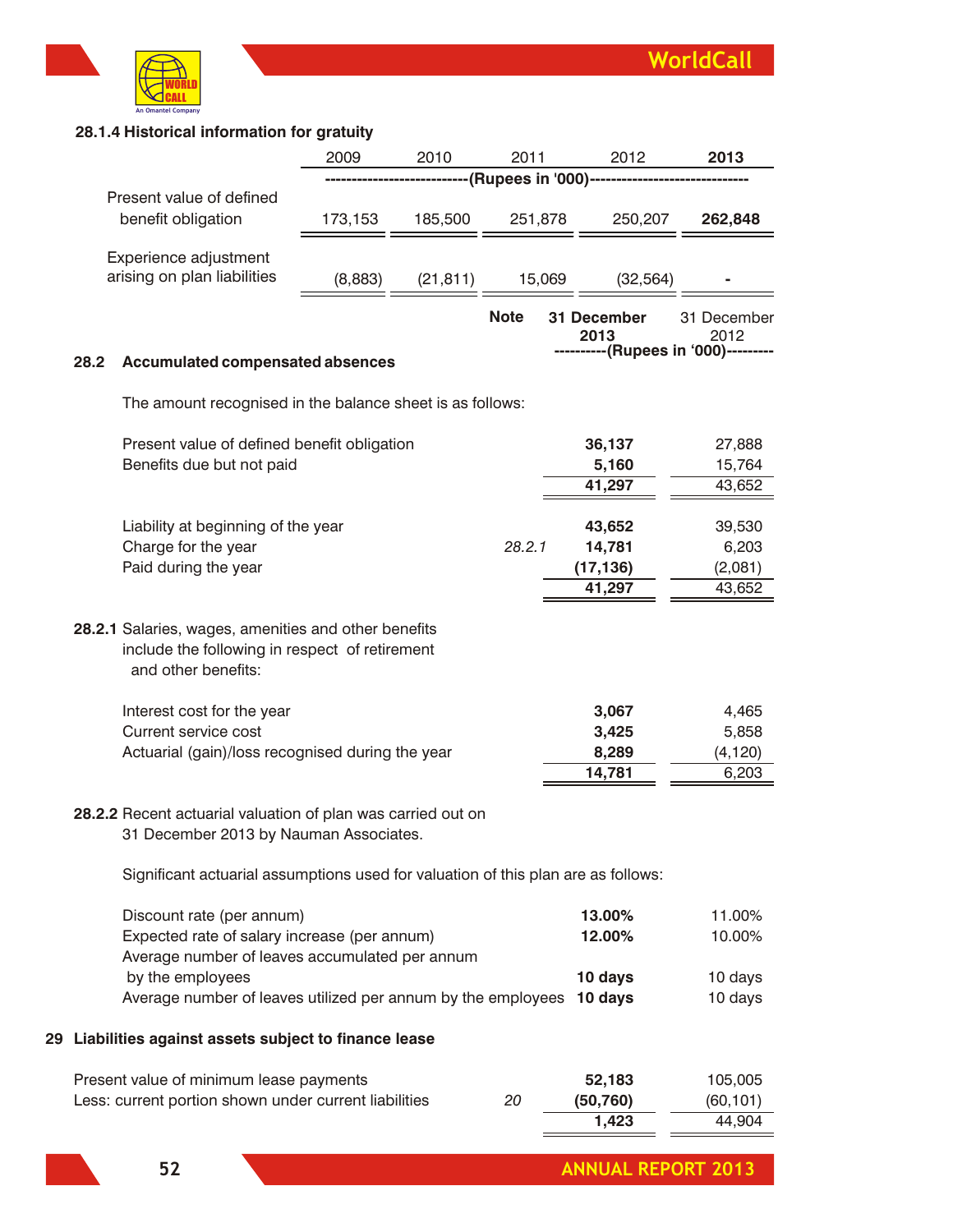#### 28.1.4 Historical information for gratuity

| | 2009 | 2010 | 2011 | 2012 | **2013** |
|---|---|---|---|---|---|
| | (Rupees in '000) | | | | |
| Present value of defined benefit obligation | 173,153 | 185,500 | 251,878 | 250,207 | **262,848** |
| Experience adjustment arising on plan liabilities | (8,883) | (21,811) | 15,069 | (32,564) | **-** |

### 28.2 Accumulated compensated absences

The amount recognised in the balance sheet is as follows:

| | Note | **31 December 2013** | 31 December 2012 |
|---|---|---|---|
| | | (Rupees in '000) | |
| Present value of defined benefit obligation | | **36,137** | 27,888 |
| Benefits due but not paid | | **5,160** | 15,764 |
| | | **41,297** | 43,652 |
| Liability at beginning of the year | | **43,652** | 39,530 |
| Charge for the year | *28.2.1* | **14,781** | 6,203 |
| Paid during the year | | **(17,136)** | (2,081) |
| | | **41,297** | 43,652 |

**28.2.1** Salaries, wages, amenities and other benefits include the following in respect of retirement and other benefits:

| | | |
|---|---|---|
| Interest cost for the year | **3,067** | 4,465 |
| Current service cost | **3,425** | 5,858 |
| Actuarial (gain)/loss recognised during the year | **8,289** | (4,120) |
| | **14,781** | 6,203 |

**28.2.2** Recent actuarial valuation of plan was carried out on 31 December 2013 by Nauman Associates.

Significant actuarial assumptions used for valuation of this plan are as follows:

| | | |
|---|---|---|
| Discount rate (per annum) | **13.00%** | 11.00% |
| Expected rate of salary increase (per annum) | **12.00%** | 10.00% |
| Average number of leaves accumulated per annum by the employees | **10 days** | 10 days |
| Average number of leaves utilized per annum by the employees | **10 days** | 10 days |

## 29 Liabilities against assets subject to finance lease

| | Note | | |
|---|---|---|---|
| Present value of minimum lease payments | | **52,183** | 105,005 |
| Less: current portion shown under current liabilities | *20* | **(50,760)** | (60,101) |
| | | **1,423** | 44,904 |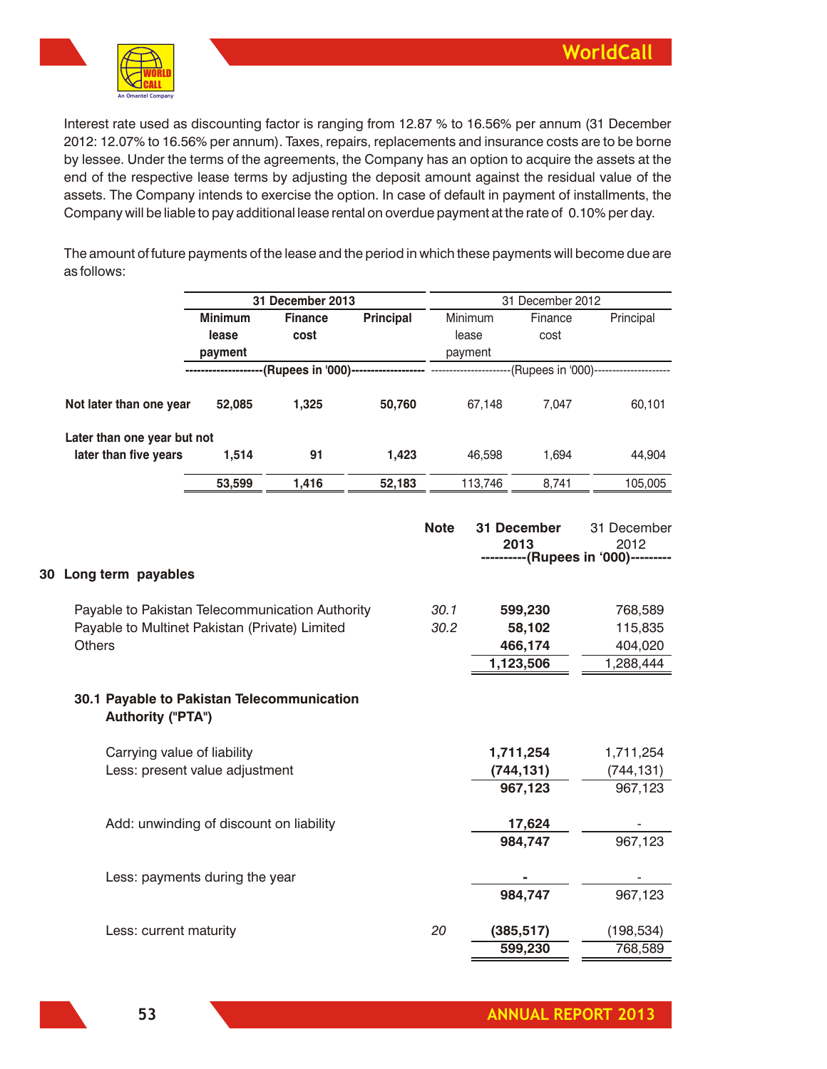Interest rate used as discounting factor is ranging from 12.87 % to 16.56% per annum (31 December 2012: 12.07% to 16.56% per annum). Taxes, repairs, replacements and insurance costs are to be borne by lessee. Under the terms of the agreements, the Company has an option to acquire the assets at the end of the respective lease terms by adjusting the deposit amount against the residual value of the assets. The Company intends to exercise the option. In case of default in payment of installments, the Company will be liable to pay additional lease rental on overdue payment at the rate of 0.10% per day.

The amount of future payments of the lease and the period in which these payments will become due are as follows:

| | 31 December 2013 | | | 31 December 2012 | | |
|---|---|---|---|---|---|---|
| | **Minimum lease payment** | **Finance cost** | **Principal** | Minimum lease payment | Finance cost | Principal |
| | **(Rupees in '000)** | | | (Rupees in '000) | | |
| **Not later than one year** | **52,085** | **1,325** | **50,760** | 67,148 | 7,047 | 60,101 |
| **Later than one year but not later than five years** | **1,514** | **91** | **1,423** | 46,598 | 1,694 | 44,904 |
| | **53,599** | **1,416** | **52,183** | 113,746 | 8,741 | 105,005 |

## 30 Long term payables

| | Note | 31 December 2013 | 31 December 2012 |
|---|---|---|---|
| | | (Rupees in '000) | |
| Payable to Pakistan Telecommunication Authority | *30.1* | **599,230** | 768,589 |
| Payable to Multinet Pakistan (Private) Limited | *30.2* | **58,102** | 115,835 |
| Others | | **466,174** | 404,020 |
| | | **1,123,506** | 1,288,444 |

### 30.1 Payable to Pakistan Telecommunication Authority ("PTA")

| | Note | 31 December 2013 | 31 December 2012 |
|---|---|---|---|
| Carrying value of liability | | **1,711,254** | 1,711,254 |
| Less: present value adjustment | | **(744,131)** | (744,131) |
| | | **967,123** | 967,123 |
| Add: unwinding of discount on liability | | **17,624** | - |
| | | **984,747** | 967,123 |
| Less: payments during the year | | **-** | - |
| | | **984,747** | 967,123 |
| Less: current maturity | *20* | **(385,517)** | (198,534) |
| | | **599,230** | 768,589 |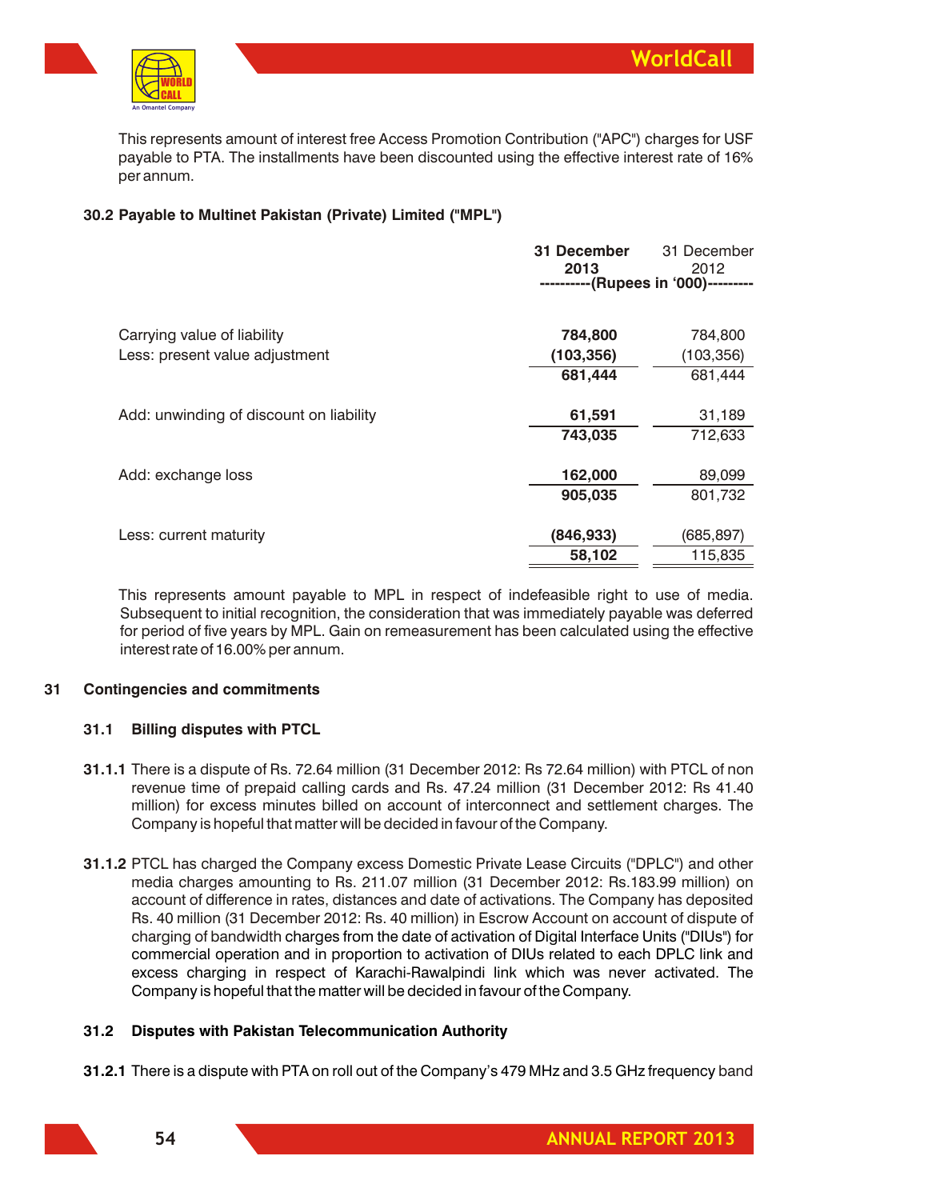This represents amount of interest free Access Promotion Contribution ("APC") charges for USF payable to PTA. The installments have been discounted using the effective interest rate of 16% per annum.

### 30.2 Payable to Multinet Pakistan (Private) Limited ("MPL")

| | **31 December 2013** | 31 December 2012 |
|---|---|---|
| | **----------(Rupees in '000)---------** | |
| Carrying value of liability | **784,800** | 784,800 |
| Less: present value adjustment | **(103,356)** | (103,356) |
| | **681,444** | 681,444 |
| Add: unwinding of discount on liability | **61,591** | 31,189 |
| | **743,035** | 712,633 |
| Add: exchange loss | **162,000** | 89,099 |
| | **905,035** | 801,732 |
| Less: current maturity | **(846,933)** | (685,897) |
| | **58,102** | 115,835 |

This represents amount payable to MPL in respect of indefeasible right to use of media. Subsequent to initial recognition, the consideration that was immediately payable was deferred for period of five years by MPL. Gain on remeasurement has been calculated using the effective interest rate of 16.00% per annum.

## 31 Contingencies and commitments

### 31.1 Billing disputes with PTCL

**31.1.1** There is a dispute of Rs. 72.64 million (31 December 2012: Rs 72.64 million) with PTCL of non revenue time of prepaid calling cards and Rs. 47.24 million (31 December 2012: Rs 41.40 million) for excess minutes billed on account of interconnect and settlement charges. The Company is hopeful that matter will be decided in favour of the Company.

**31.1.2** PTCL has charged the Company excess Domestic Private Lease Circuits ("DPLC") and other media charges amounting to Rs. 211.07 million (31 December 2012: Rs.183.99 million) on account of difference in rates, distances and date of activations. The Company has deposited Rs. 40 million (31 December 2012: Rs. 40 million) in Escrow Account on account of dispute of charging of bandwidth charges from the date of activation of Digital Interface Units ("DIUs") for commercial operation and in proportion to activation of DIUs related to each DPLC link and excess charging in respect of Karachi-Rawalpindi link which was never activated. The Company is hopeful that the matter will be decided in favour of the Company.

### 31.2 Disputes with Pakistan Telecommunication Authority

**31.2.1** There is a dispute with PTA on roll out of the Company's 479 MHz and 3.5 GHz frequency band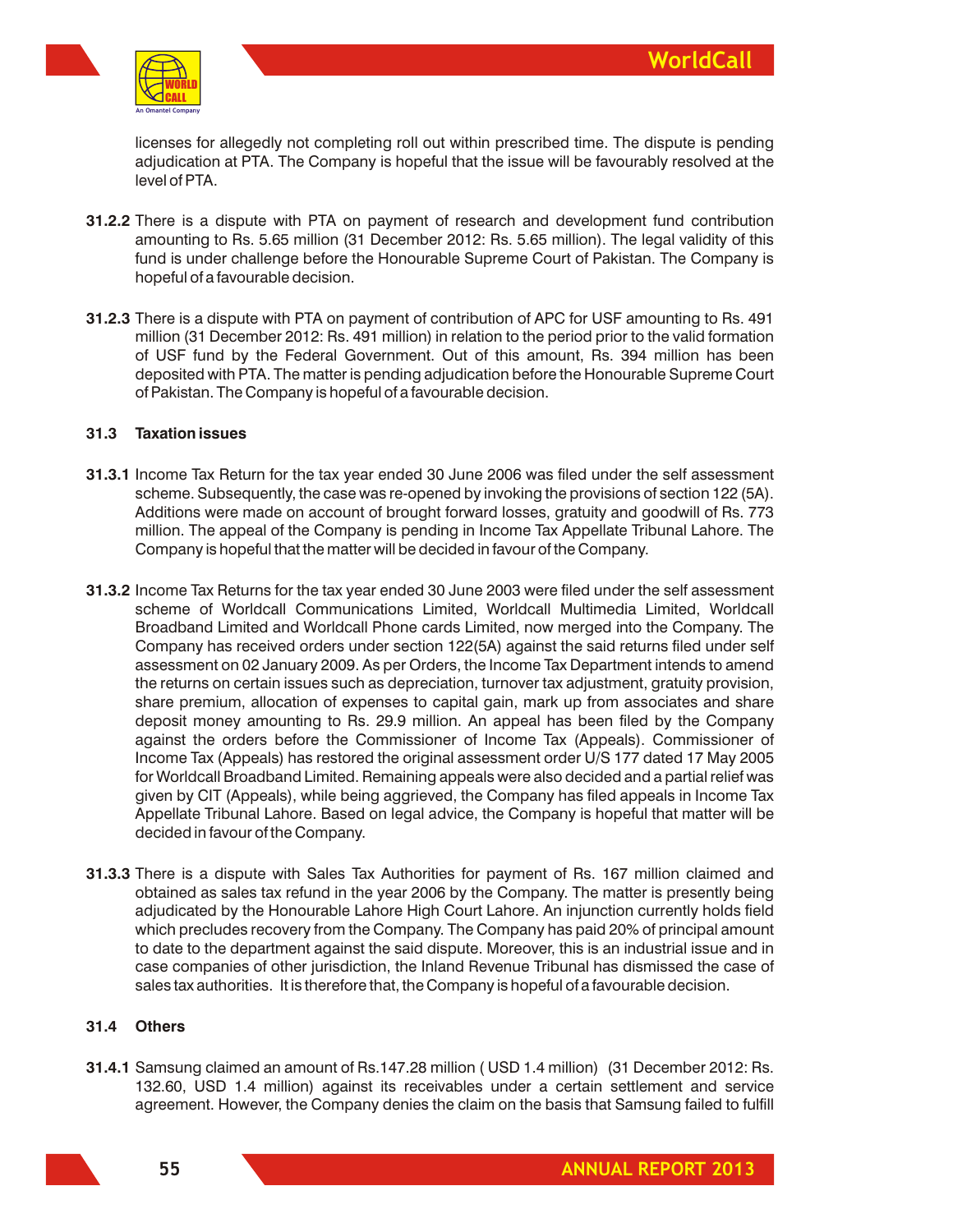licenses for allegedly not completing roll out within prescribed time. The dispute is pending adjudication at PTA. The Company is hopeful that the issue will be favourably resolved at the level of PTA.

**31.2.2** There is a dispute with PTA on payment of research and development fund contribution amounting to Rs. 5.65 million (31 December 2012: Rs. 5.65 million). The legal validity of this fund is under challenge before the Honourable Supreme Court of Pakistan. The Company is hopeful of a favourable decision.

**31.2.3** There is a dispute with PTA on payment of contribution of APC for USF amounting to Rs. 491 million (31 December 2012: Rs. 491 million) in relation to the period prior to the valid formation of USF fund by the Federal Government. Out of this amount, Rs. 394 million has been deposited with PTA. The matter is pending adjudication before the Honourable Supreme Court of Pakistan. The Company is hopeful of a favourable decision.

### 31.3 Taxation issues

**31.3.1** Income Tax Return for the tax year ended 30 June 2006 was filed under the self assessment scheme. Subsequently, the case was re-opened by invoking the provisions of section 122 (5A). Additions were made on account of brought forward losses, gratuity and goodwill of Rs. 773 million. The appeal of the Company is pending in Income Tax Appellate Tribunal Lahore. The Company is hopeful that the matter will be decided in favour of the Company.

**31.3.2** Income Tax Returns for the tax year ended 30 June 2003 were filed under the self assessment scheme of Worldcall Communications Limited, Worldcall Multimedia Limited, Worldcall Broadband Limited and Worldcall Phone cards Limited, now merged into the Company. The Company has received orders under section 122(5A) against the said returns filed under self assessment on 02 January 2009. As per Orders, the Income Tax Department intends to amend the returns on certain issues such as depreciation, turnover tax adjustment, gratuity provision, share premium, allocation of expenses to capital gain, mark up from associates and share deposit money amounting to Rs. 29.9 million. An appeal has been filed by the Company against the orders before the Commissioner of Income Tax (Appeals). Commissioner of Income Tax (Appeals) has restored the original assessment order U/S 177 dated 17 May 2005 for Worldcall Broadband Limited. Remaining appeals were also decided and a partial relief was given by CIT (Appeals), while being aggrieved, the Company has filed appeals in Income Tax Appellate Tribunal Lahore. Based on legal advice, the Company is hopeful that matter will be decided in favour of the Company.

**31.3.3** There is a dispute with Sales Tax Authorities for payment of Rs. 167 million claimed and obtained as sales tax refund in the year 2006 by the Company. The matter is presently being adjudicated by the Honourable Lahore High Court Lahore. An injunction currently holds field which precludes recovery from the Company. The Company has paid 20% of principal amount to date to the department against the said dispute. Moreover, this is an industrial issue and in case companies of other jurisdiction, the Inland Revenue Tribunal has dismissed the case of sales tax authorities. It is therefore that, the Company is hopeful of a favourable decision.

### 31.4 Others

**31.4.1** Samsung claimed an amount of Rs.147.28 million ( USD 1.4 million) (31 December 2012: Rs. 132.60, USD 1.4 million) against its receivables under a certain settlement and service agreement. However, the Company denies the claim on the basis that Samsung failed to fulfill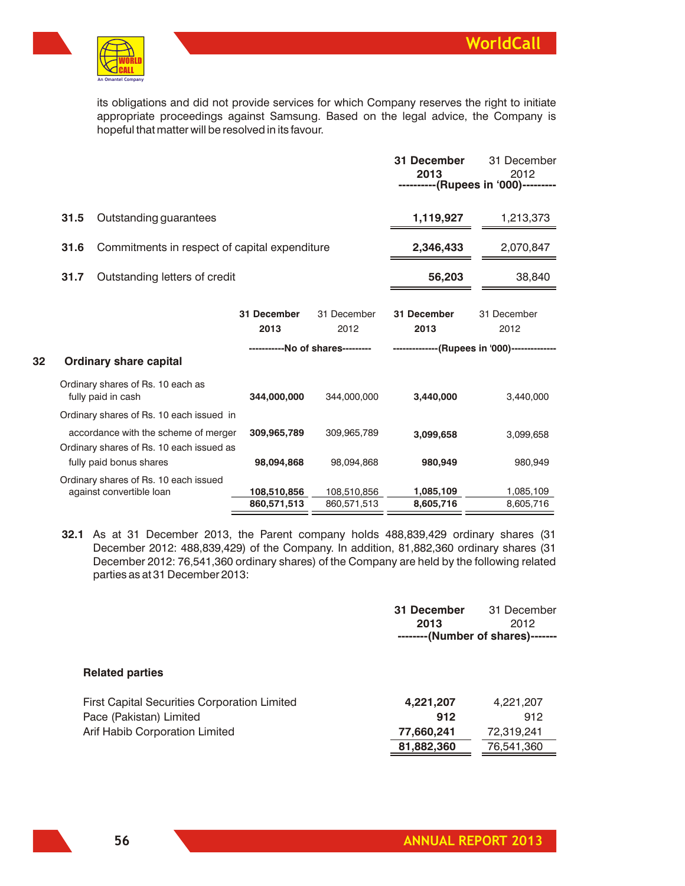its obligations and did not provide services for which Company reserves the right to initiate appropriate proceedings against Samsung. Based on the legal advice, the Company is hopeful that matter will be resolved in its favour.

| | | **31 December 2013** | 31 December 2012 |
|---|---|---|---|
| | | ----------(Rupees in '000)--------- | |
| **31.5** | Outstanding guarantees | **1,119,927** | 1,213,373 |
| **31.6** | Commitments in respect of capital expenditure | **2,346,433** | 2,070,847 |
| **31.7** | Outstanding letters of credit | **56,203** | 38,840 |

## 32 Ordinary share capital

| | **31 December 2013** | 31 December 2012 | **31 December 2013** | 31 December 2012 |
|---|---|---|---|---|
| | -----------No of shares--------- | | --------------(Rupees in '000)-------------- | |
| Ordinary shares of Rs. 10 each as fully paid in cash | **344,000,000** | 344,000,000 | **3,440,000** | 3,440,000 |
| Ordinary shares of Rs. 10 each issued in accordance with the scheme of merger | **309,965,789** | 309,965,789 | **3,099,658** | 3,099,658 |
| Ordinary shares of Rs. 10 each issued as fully paid bonus shares | **98,094,868** | 98,094,868 | **980,949** | 980,949 |
| Ordinary shares of Rs. 10 each issued against convertible loan | **108,510,856** | 108,510,856 | **1,085,109** | 1,085,109 |
| | **860,571,513** | 860,571,513 | **8,605,716** | 8,605,716 |

**32.1** As at 31 December 2013, the Parent company holds 488,839,429 ordinary shares (31 December 2012: 488,839,429) of the Company. In addition, 81,882,360 ordinary shares (31 December 2012: 76,541,360 ordinary shares) of the Company are held by the following related parties as at 31 December 2013:

| | **31 December 2013** | 31 December 2012 |
|---|---|---|
| | --------(Number of shares)------- | |
| **Related parties** | | |
| First Capital Securities Corporation Limited | **4,221,207** | 4,221,207 |
| Pace (Pakistan) Limited | **912** | 912 |
| Arif Habib Corporation Limited | **77,660,241** | 72,319,241 |
| | **81,882,360** | 76,541,360 |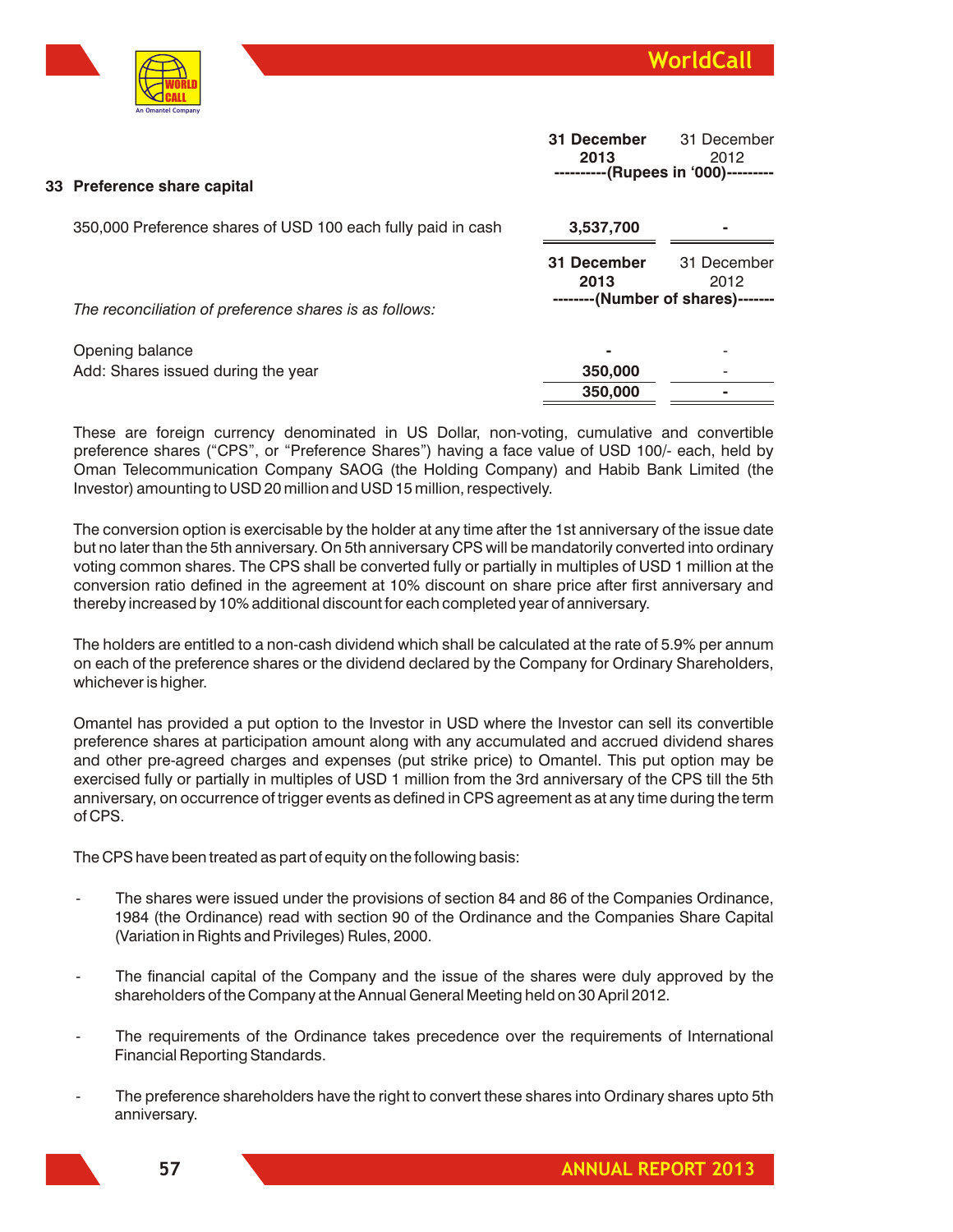## 33 Preference share capital

| | 31 December 2013 | 31 December 2012 |
|---|---|---|
| | ----------(Rupees in '000)--------- | |
| 350,000 Preference shares of USD 100 each fully paid in cash | **3,537,700** | - |

*The reconciliation of preference shares is as follows:*

| | 31 December 2013 | 31 December 2012 |
|---|---|---|
| | --------(Number of shares)------- | |
| Opening balance | **-** | - |
| Add: Shares issued during the year | **350,000** | - |
| | **350,000** | **-** |

These are foreign currency denominated in US Dollar, non-voting, cumulative and convertible preference shares ("CPS", or "Preference Shares") having a face value of USD 100/- each, held by Oman Telecommunication Company SAOG (the Holding Company) and Habib Bank Limited (the Investor) amounting to USD 20 million and USD 15 million, respectively.

The conversion option is exercisable by the holder at any time after the 1st anniversary of the issue date but no later than the 5th anniversary. On 5th anniversary CPS will be mandatorily converted into ordinary voting common shares. The CPS shall be converted fully or partially in multiples of USD 1 million at the conversion ratio defined in the agreement at 10% discount on share price after first anniversary and thereby increased by 10% additional discount for each completed year of anniversary.

The holders are entitled to a non-cash dividend which shall be calculated at the rate of 5.9% per annum on each of the preference shares or the dividend declared by the Company for Ordinary Shareholders, whichever is higher.

Omantel has provided a put option to the Investor in USD where the Investor can sell its convertible preference shares at participation amount along with any accumulated and accrued dividend shares and other pre-agreed charges and expenses (put strike price) to Omantel. This put option may be exercised fully or partially in multiples of USD 1 million from the 3rd anniversary of the CPS till the 5th anniversary, on occurrence of trigger events as defined in CPS agreement as at any time during the term of CPS.

The CPS have been treated as part of equity on the following basis:

- The shares were issued under the provisions of section 84 and 86 of the Companies Ordinance, 1984 (the Ordinance) read with section 90 of the Ordinance and the Companies Share Capital (Variation in Rights and Privileges) Rules, 2000.

- The financial capital of the Company and the issue of the shares were duly approved by the shareholders of the Company at the Annual General Meeting held on 30 April 2012.

- The requirements of the Ordinance takes precedence over the requirements of International Financial Reporting Standards.

- The preference shareholders have the right to convert these shares into Ordinary shares upto 5th anniversary.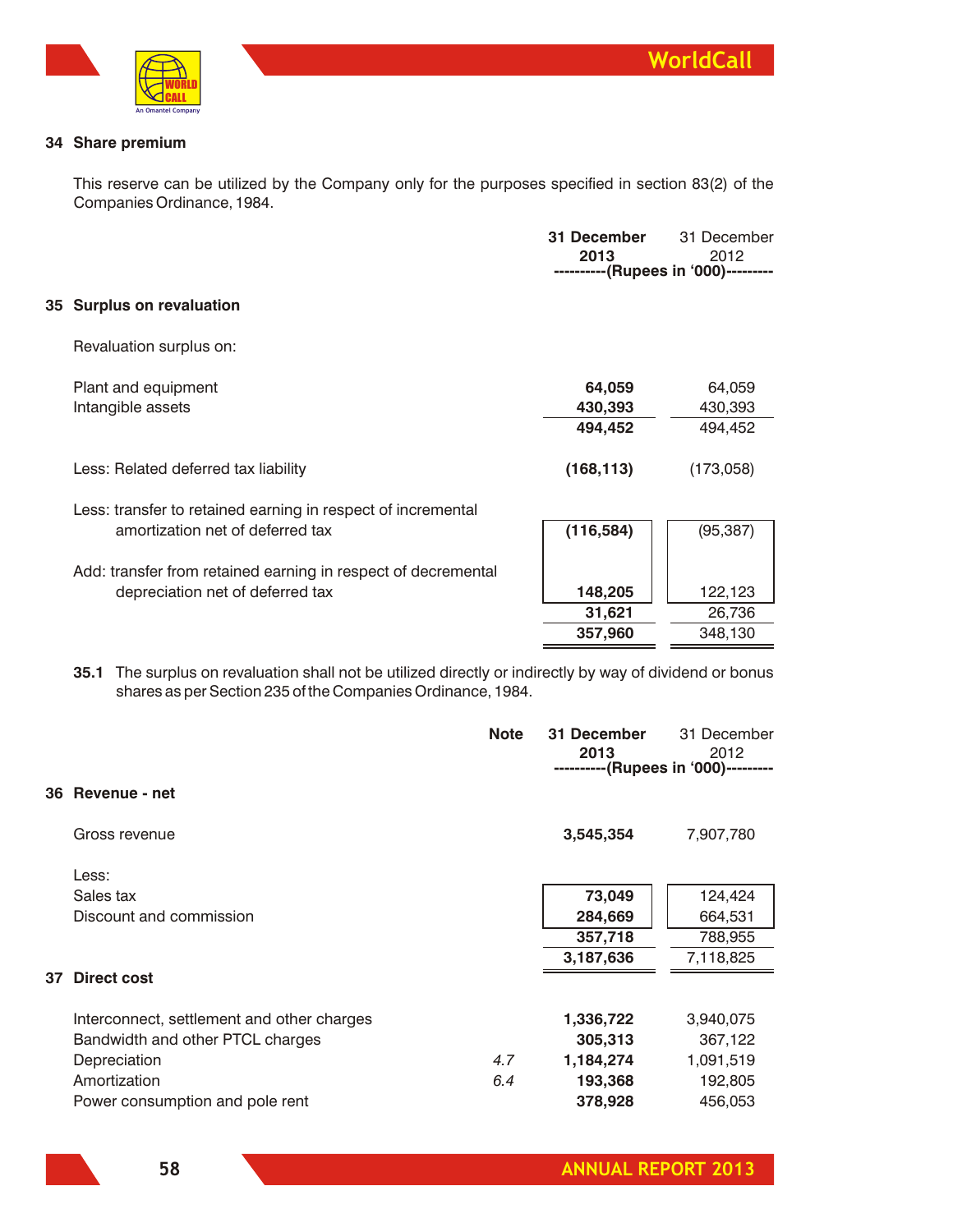## 34 Share premium

This reserve can be utilized by the Company only for the purposes specified in section 83(2) of the Companies Ordinance, 1984.

| | 31 December 2013 | 31 December 2012 |
|---|---|---|
| | ----------(Rupees in '000)--------- | |
| **35 Surplus on revaluation** | | |
| Revaluation surplus on: | | |
| Plant and equipment | **64,059** | 64,059 |
| Intangible assets | **430,393** | 430,393 |
| | **494,452** | 494,452 |
| Less: Related deferred tax liability | **(168,113)** | (173,058) |
| Less: transfer to retained earning in respect of incremental amortization net of deferred tax | **(116,584)** | (95,387) |
| Add: transfer from retained earning in respect of decremental depreciation net of deferred tax | **148,205** | 122,123 |
| | **31,621** | 26,736 |
| | **357,960** | 348,130 |

**35.1** The surplus on revaluation shall not be utilized directly or indirectly by way of dividend or bonus shares as per Section 235 of the Companies Ordinance, 1984.

| | Note | 31 December 2013 | 31 December 2012 |
|---|---|---|---|
| | | ----------(Rupees in '000)--------- | |
| **36 Revenue - net** | | | |
| Gross revenue | | **3,545,354** | 7,907,780 |
| Less: | | | |
| Sales tax | | **73,049** | 124,424 |
| Discount and commission | | **284,669** | 664,531 |
| | | **357,718** | 788,955 |
| | | **3,187,636** | 7,118,825 |
| **37 Direct cost** | | | |
| Interconnect, settlement and other charges | | **1,336,722** | 3,940,075 |
| Bandwidth and other PTCL charges | | **305,313** | 367,122 |
| Depreciation | *4.7* | **1,184,274** | 1,091,519 |
| Amortization | *6.4* | **193,368** | 192,805 |
| Power consumption and pole rent | | **378,928** | 456,053 |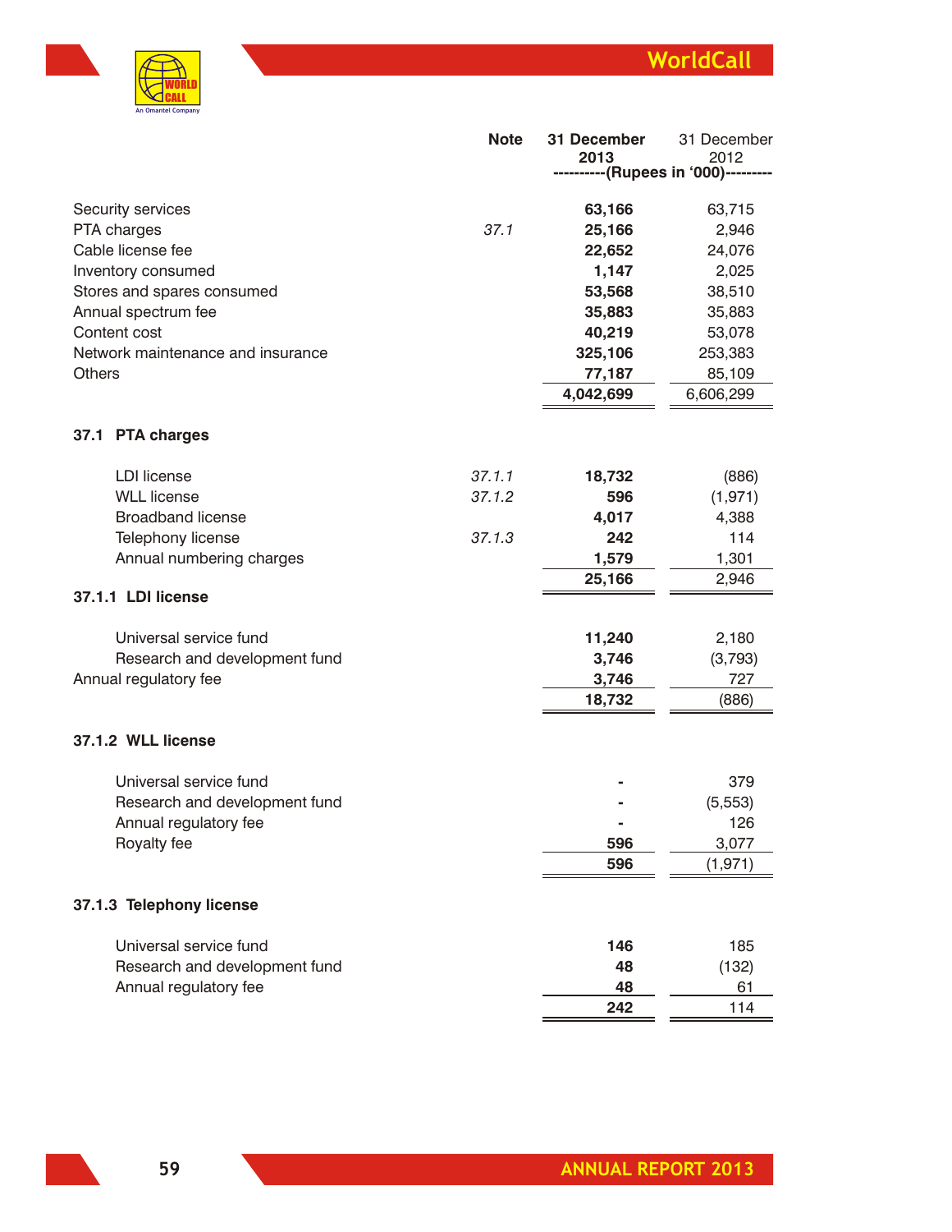| | Note | 31 December 2013 | 31 December 2012 |
|---|---|---|---|
| | | ----------(Rupees in '000)--------- | |
| Security services | | **63,166** | 63,715 |
| PTA charges | *37.1* | **25,166** | 2,946 |
| Cable license fee | | **22,652** | 24,076 |
| Inventory consumed | | **1,147** | 2,025 |
| Stores and spares consumed | | **53,568** | 38,510 |
| Annual spectrum fee | | **35,883** | 35,883 |
| Content cost | | **40,219** | 53,078 |
| Network maintenance and insurance | | **325,106** | 253,383 |
| Others | | **77,187** | 85,109 |
| | | **4,042,699** | 6,606,299 |

**37.1 PTA charges**

| | Note | 2013 | 2012 |
|---|---|---|---|
| LDI license | *37.1.1* | **18,732** | (886) |
| WLL license | *37.1.2* | **596** | (1,971) |
| Broadband license | | **4,017** | 4,388 |
| Telephony license | *37.1.3* | **242** | 114 |
| Annual numbering charges | | **1,579** | 1,301 |
| | | **25,166** | 2,946 |

**37.1.1 LDI license**

| | 2013 | 2012 |
|---|---|---|
| Universal service fund | **11,240** | 2,180 |
| Research and development fund | **3,746** | (3,793) |
| Annual regulatory fee | **3,746** | 727 |
| | **18,732** | (886) |

**37.1.2 WLL license**

| | 2013 | 2012 |
|---|---|---|
| Universal service fund | **-** | 379 |
| Research and development fund | **-** | (5,553) |
| Annual regulatory fee | **-** | 126 |
| Royalty fee | **596** | 3,077 |
| | **596** | (1,971) |

**37.1.3 Telephony license**

| | 2013 | 2012 |
|---|---|---|
| Universal service fund | **146** | 185 |
| Research and development fund | **48** | (132) |
| Annual regulatory fee | **48** | 61 |
| | **242** | 114 |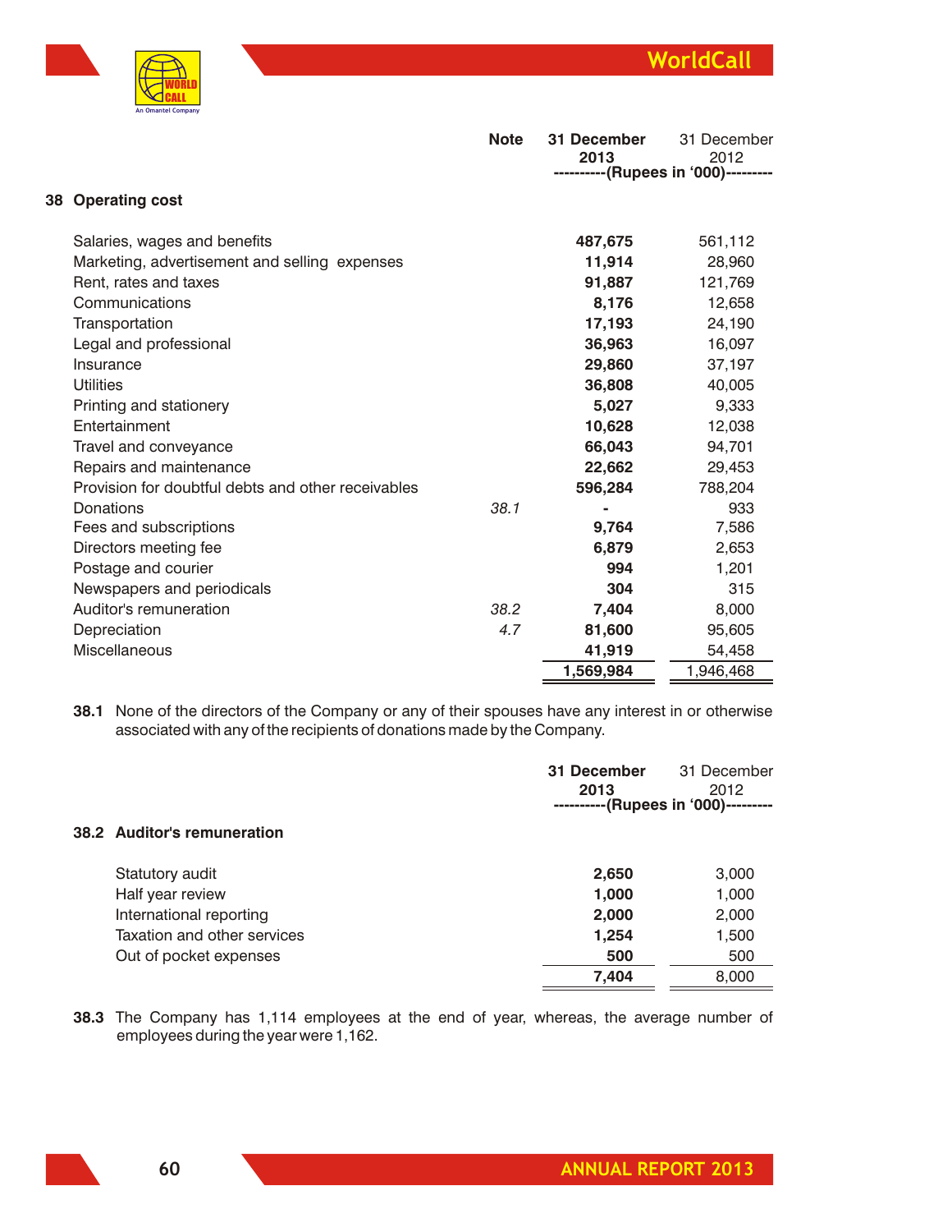| | Note | 31 December 2013 | 31 December 2012 |
|---|---|---|---|
| | | ----------(Rupees in '000)--------- | |
| **38 Operating cost** | | | |
| Salaries, wages and benefits | | **487,675** | 561,112 |
| Marketing, advertisement and selling expenses | | **11,914** | 28,960 |
| Rent, rates and taxes | | **91,887** | 121,769 |
| Communications | | **8,176** | 12,658 |
| Transportation | | **17,193** | 24,190 |
| Legal and professional | | **36,963** | 16,097 |
| Insurance | | **29,860** | 37,197 |
| Utilities | | **36,808** | 40,005 |
| Printing and stationery | | **5,027** | 9,333 |
| Entertainment | | **10,628** | 12,038 |
| Travel and conveyance | | **66,043** | 94,701 |
| Repairs and maintenance | | **22,662** | 29,453 |
| Provision for doubtful debts and other receivables | | **596,284** | 788,204 |
| Donations | *38.1* | **-** | 933 |
| Fees and subscriptions | | **9,764** | 7,586 |
| Directors meeting fee | | **6,879** | 2,653 |
| Postage and courier | | **994** | 1,201 |
| Newspapers and periodicals | | **304** | 315 |
| Auditor's remuneration | *38.2* | **7,404** | 8,000 |
| Depreciation | *4.7* | **81,600** | 95,605 |
| Miscellaneous | | **41,919** | 54,458 |
| | | **1,569,984** | 1,946,468 |

**38.1** None of the directors of the Company or any of their spouses have any interest in or otherwise associated with any of the recipients of donations made by the Company.

| | 31 December 2013 | 31 December 2012 |
|---|---|---|
| | ----------(Rupees in '000)--------- | |
| **38.2 Auditor's remuneration** | | |
| Statutory audit | **2,650** | 3,000 |
| Half year review | **1,000** | 1,000 |
| International reporting | **2,000** | 2,000 |
| Taxation and other services | **1,254** | 1,500 |
| Out of pocket expenses | **500** | 500 |
| | **7,404** | 8,000 |

**38.3** The Company has 1,114 employees at the end of year, whereas, the average number of employees during the year were 1,162.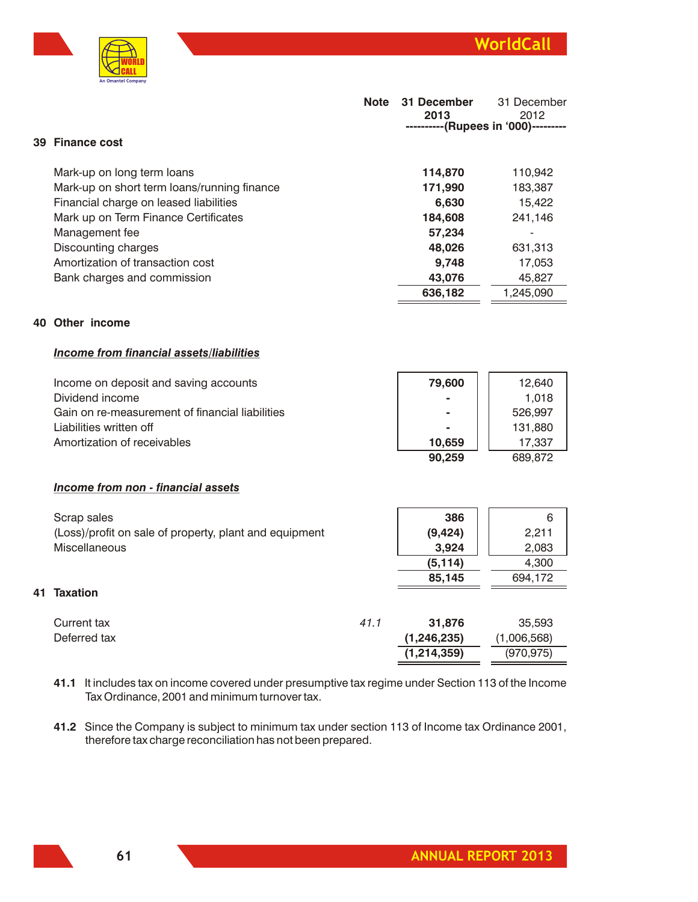| | Note | 31 December 2013 | 31 December 2012 |
|---|---|---|---|
| | | ----------(Rupees in '000)--------- | |

## 39 Finance cost

| | Note | 31 December 2013 | 31 December 2012 |
|---|---|---|---|
| Mark-up on long term loans | | **114,870** | 110,942 |
| Mark-up on short term loans/running finance | | **171,990** | 183,387 |
| Financial charge on leased liabilities | | **6,630** | 15,422 |
| Mark up on Term Finance Certificates | | **184,608** | 241,146 |
| Management fee | | **57,234** | - |
| Discounting charges | | **48,026** | 631,313 |
| Amortization of transaction cost | | **9,748** | 17,053 |
| Bank charges and commission | | **43,076** | 45,827 |
| | | **636,182** | 1,245,090 |

## 40 Other income

***Income from financial assets/liabilities***

| | | 31 December 2013 | 31 December 2012 |
|---|---|---|---|
| Income on deposit and saving accounts | | **79,600** | 12,640 |
| Dividend income | | **-** | 1,018 |
| Gain on re-measurement of financial liabilities | | **-** | 526,997 |
| Liabilities written off | | **-** | 131,880 |
| Amortization of receivables | | **10,659** | 17,337 |
| | | **90,259** | 689,872 |

***Income from non - financial assets***

| | | 31 December 2013 | 31 December 2012 |
|---|---|---|---|
| Scrap sales | | **386** | 6 |
| (Loss)/profit on sale of property, plant and equipment | | **(9,424)** | 2,211 |
| Miscellaneous | | **3,924** | 2,083 |
| | | **(5,114)** | 4,300 |
| | | **85,145** | 694,172 |

## 41 Taxation

| | Note | 31 December 2013 | 31 December 2012 |
|---|---|---|---|
| Current tax | *41.1* | **31,876** | 35,593 |
| Deferred tax | | **(1,246,235)** | (1,006,568) |
| | | **(1,214,359)** | (970,975) |

**41.1** It includes tax on income covered under presumptive tax regime under Section 113 of the Income Tax Ordinance, 2001 and minimum turnover tax.

**41.2** Since the Company is subject to minimum tax under section 113 of Income tax Ordinance 2001, therefore tax charge reconciliation has not been prepared.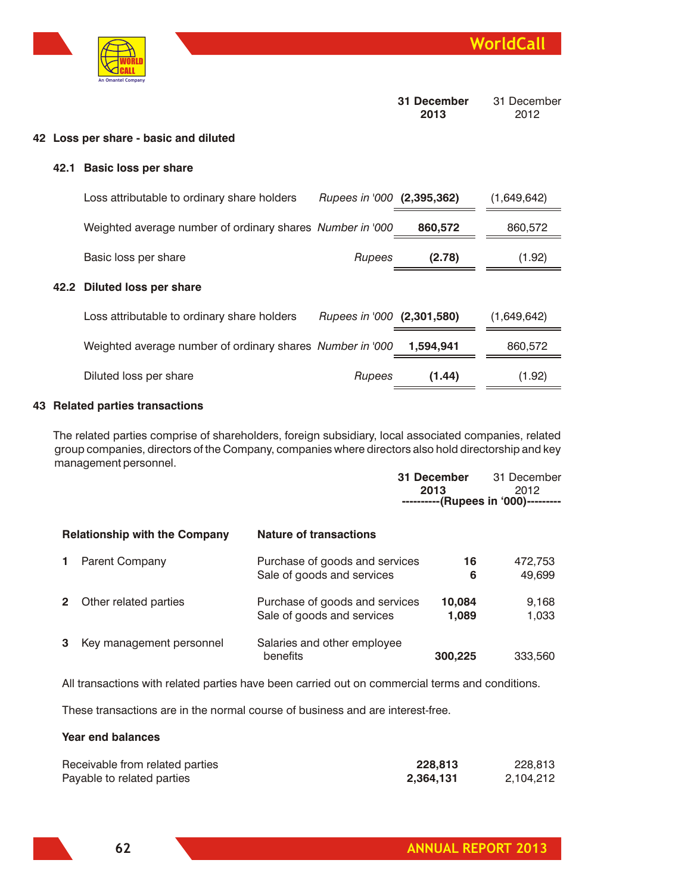## 42 Loss per share - basic and diluted

### 42.1 Basic loss per share

| | | 31 December 2013 | 31 December 2012 |
|---|---|---|---|
| Loss attributable to ordinary share holders | *Rupees in '000* | **(2,395,362)** | (1,649,642) |
| Weighted average number of ordinary shares | *Number in '000* | **860,572** | 860,572 |
| Basic loss per share | *Rupees* | **(2.78)** | (1.92) |

### 42.2 Diluted loss per share

| | | 31 December 2013 | 31 December 2012 |
|---|---|---|---|
| Loss attributable to ordinary share holders | *Rupees in '000* | **(2,301,580)** | (1,649,642) |
| Weighted average number of ordinary shares | *Number in '000* | **1,594,941** | 860,572 |
| Diluted loss per share | *Rupees* | **(1.44)** | (1.92) |

## 43 Related parties transactions

The related parties comprise of shareholders, foreign subsidiary, local associated companies, related group companies, directors of the Company, companies where directors also hold directorship and key management personnel.

| Relationship with the Company | Nature of transactions | 31 December 2013 (Rupees in '000) | 31 December 2012 (Rupees in '000) |
|---|---|---|---|
| 1 Parent Company | Purchase of goods and services | **16** | 472,753 |
| | Sale of goods and services | **6** | 49,699 |
| 2 Other related parties | Purchase of goods and services | **10,084** | 9,168 |
| | Sale of goods and services | **1,089** | 1,033 |
| 3 Key management personnel | Salaries and other employee benefits | **300,225** | 333,560 |

All transactions with related parties have been carried out on commercial terms and conditions.

These transactions are in the normal course of business and are interest-free.

**Year end balances**

| | 31 December 2013 | 31 December 2012 |
|---|---|---|
| Receivable from related parties | **228,813** | 228,813 |
| Payable to related parties | **2,364,131** | 2,104,212 |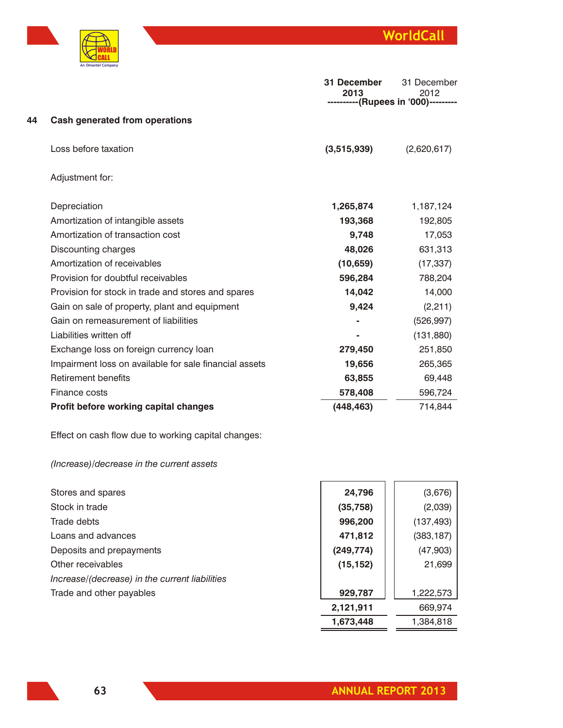| | 31 December 2013 | 31 December 2012 |
|---|---|---|
| | ----------(Rupees in '000)--------- | |

## 44 Cash generated from operations

| | 31 December 2013 | 31 December 2012 |
|---|---|---|
| Loss before taxation | **(3,515,939)** | (2,620,617) |
| Adjustment for: | | |
| Depreciation | **1,265,874** | 1,187,124 |
| Amortization of intangible assets | **193,368** | 192,805 |
| Amortization of transaction cost | **9,748** | 17,053 |
| Discounting charges | **48,026** | 631,313 |
| Amortization of receivables | **(10,659)** | (17,337) |
| Provision for doubtful receivables | **596,284** | 788,204 |
| Provision for stock in trade and stores and spares | **14,042** | 14,000 |
| Gain on sale of property, plant and equipment | **9,424** | (2,211) |
| Gain on remeasurement of liabilities | **-** | (526,997) |
| Liabilities written off | **-** | (131,880) |
| Exchange loss on foreign currency loan | **279,450** | 251,850 |
| Impairment loss on available for sale financial assets | **19,656** | 265,365 |
| Retirement benefits | **63,855** | 69,448 |
| Finance costs | **578,408** | 596,724 |
| **Profit before working capital changes** | **(448,463)** | 714,844 |
| Effect on cash flow due to working capital changes: | | |
| *(Increase)/decrease in the current assets* | | |
| Stores and spares | **24,796** | (3,676) |
| Stock in trade | **(35,758)** | (2,039) |
| Trade debts | **996,200** | (137,493) |
| Loans and advances | **471,812** | (383,187) |
| Deposits and prepayments | **(249,774)** | (47,903) |
| Other receivables | **(15,152)** | 21,699 |
| *Increase/(decrease) in the current liabilities* | | |
| Trade and other payables | **929,787** | 1,222,573 |
| | **2,121,911** | 669,974 |
| | **1,673,448** | 1,384,818 |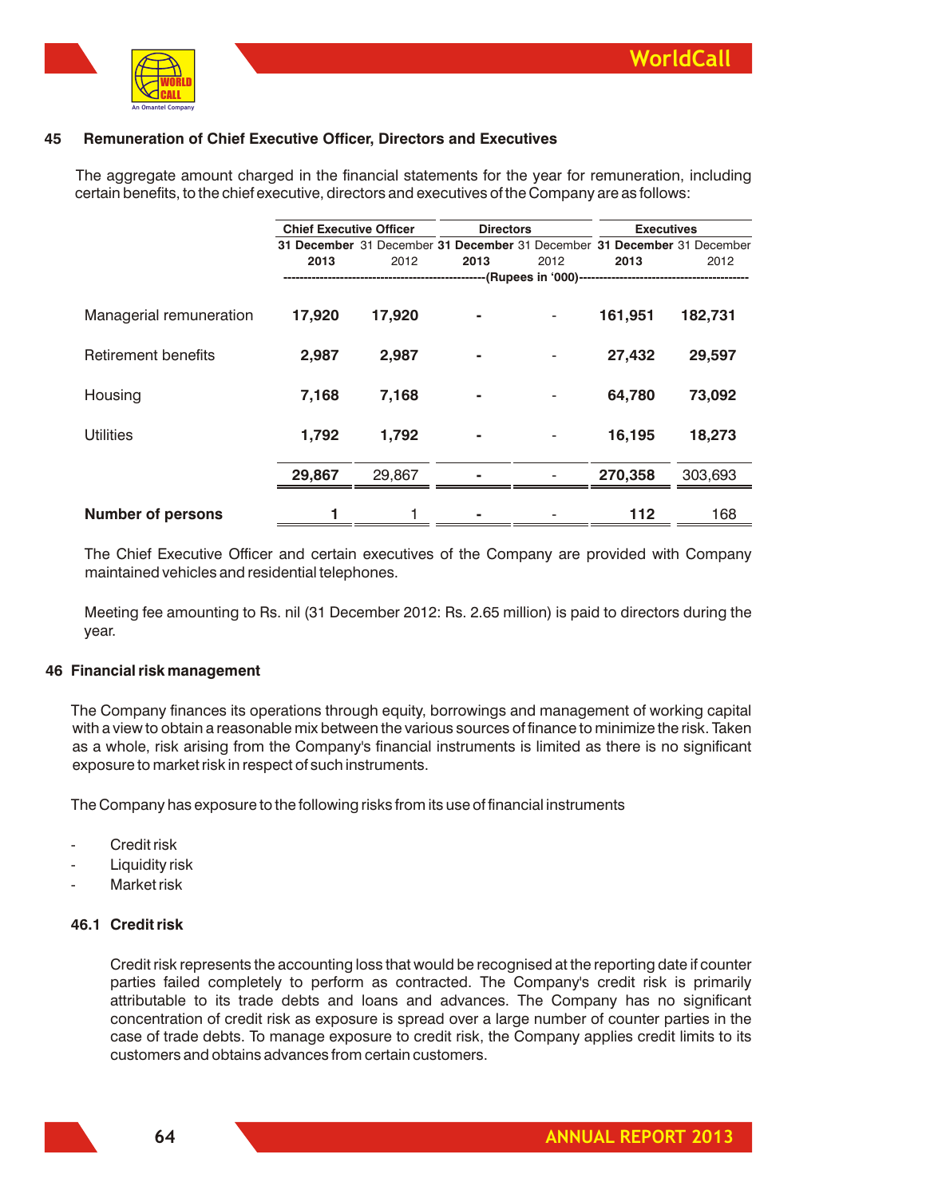## 45 Remuneration of Chief Executive Officer, Directors and Executives

The aggregate amount charged in the financial statements for the year for remuneration, including certain benefits, to the chief executive, directors and executives of the Company are as follows:

| | Chief Executive Officer | | Directors | | Executives | |
|---|---|---|---|---|---|---|
| | **31 December 2013** | 31 December 2012 | **31 December 2013** | 31 December 2012 | **31 December 2013** | 31 December 2012 |
| | (Rupees in '000) | | | | | |
| Managerial remuneration | **17,920** | 17,920 | **-** | - | **161,951** | 182,731 |
| Retirement benefits | **2,987** | 2,987 | **-** | - | **27,432** | 29,597 |
| Housing | **7,168** | 7,168 | **-** | - | **64,780** | 73,092 |
| Utilities | **1,792** | 1,792 | **-** | - | **16,195** | 18,273 |
| | **29,867** | 29,867 | **-** | - | **270,358** | 303,693 |
| **Number of persons** | **1** | 1 | **-** | - | **112** | 168 |

The Chief Executive Officer and certain executives of the Company are provided with Company maintained vehicles and residential telephones.

Meeting fee amounting to Rs. nil (31 December 2012: Rs. 2.65 million) is paid to directors during the year.

## 46 Financial risk management

The Company finances its operations through equity, borrowings and management of working capital with a view to obtain a reasonable mix between the various sources of finance to minimize the risk. Taken as a whole, risk arising from the Company's financial instruments is limited as there is no significant exposure to market risk in respect of such instruments.

The Company has exposure to the following risks from its use of financial instruments

- Credit risk
- Liquidity risk
- Market risk

### 46.1 Credit risk

Credit risk represents the accounting loss that would be recognised at the reporting date if counter parties failed completely to perform as contracted. The Company's credit risk is primarily attributable to its trade debts and loans and advances. The Company has no significant concentration of credit risk as exposure is spread over a large number of counter parties in the case of trade debts. To manage exposure to credit risk, the Company applies credit limits to its customers and obtains advances from certain customers.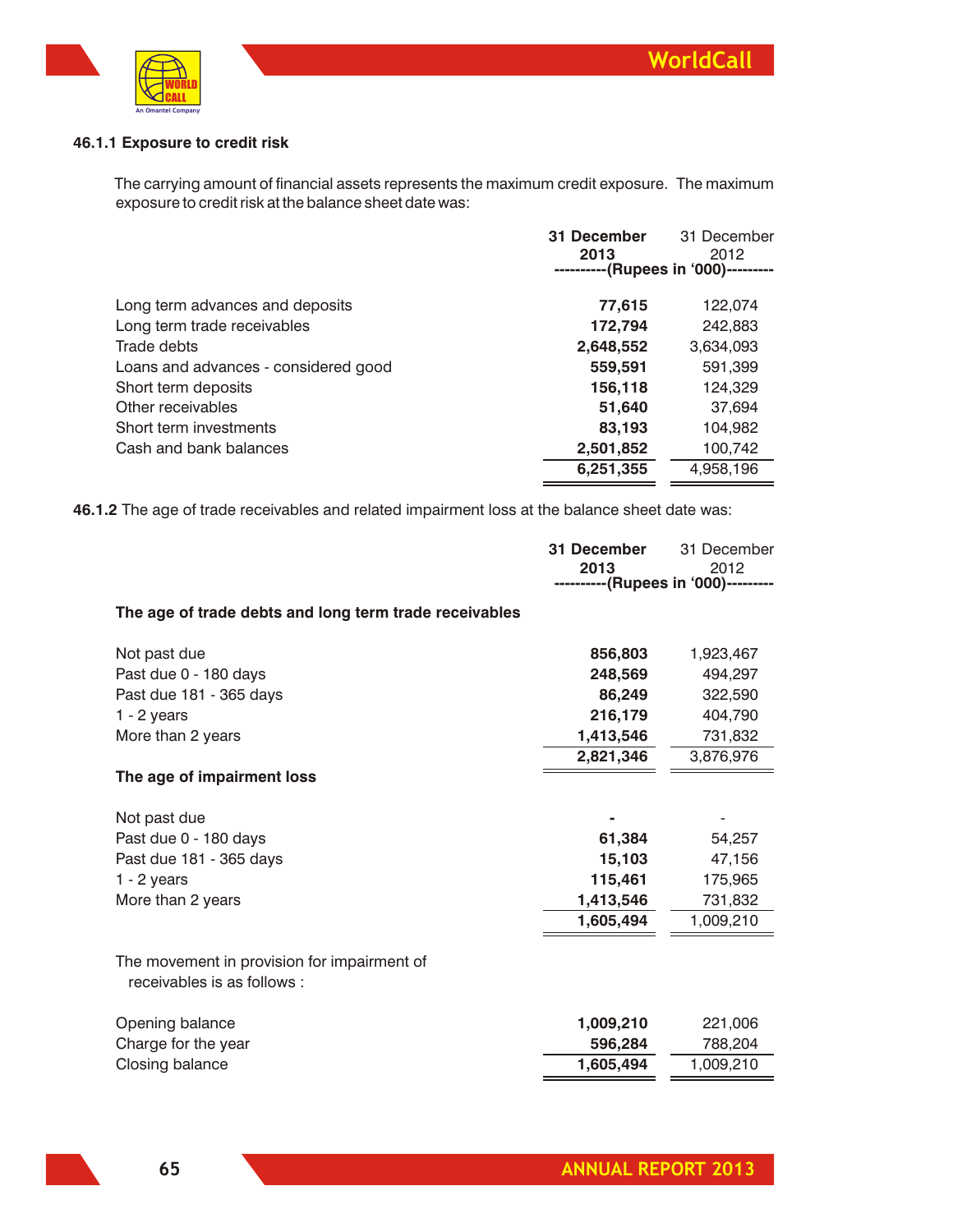#### 46.1.1 Exposure to credit risk

The carrying amount of financial assets represents the maximum credit exposure. The maximum exposure to credit risk at the balance sheet date was:

| | 31 December 2013 | 31 December 2012 |
|---|---|---|
| | ----------(Rupees in '000)--------- | |
| Long term advances and deposits | **77,615** | 122,074 |
| Long term trade receivables | **172,794** | 242,883 |
| Trade debts | **2,648,552** | 3,634,093 |
| Loans and advances - considered good | **559,591** | 591,399 |
| Short term deposits | **156,118** | 124,329 |
| Other receivables | **51,640** | 37,694 |
| Short term investments | **83,193** | 104,982 |
| Cash and bank balances | **2,501,852** | 100,742 |
| | **6,251,355** | 4,958,196 |

**46.1.2** The age of trade receivables and related impairment loss at the balance sheet date was:

| | 31 December 2013 | 31 December 2012 |
|---|---|---|
| | ----------(Rupees in '000)--------- | |
| **The age of trade debts and long term trade receivables** | | |
| Not past due | **856,803** | 1,923,467 |
| Past due 0 - 180 days | **248,569** | 494,297 |
| Past due 181 - 365 days | **86,249** | 322,590 |
| 1 - 2 years | **216,179** | 404,790 |
| More than 2 years | **1,413,546** | 731,832 |
| | **2,821,346** | 3,876,976 |
| **The age of impairment loss** | | |
| Not past due | **-** | - |
| Past due 0 - 180 days | **61,384** | 54,257 |
| Past due 181 - 365 days | **15,103** | 47,156 |
| 1 - 2 years | **115,461** | 175,965 |
| More than 2 years | **1,413,546** | 731,832 |
| | **1,605,494** | 1,009,210 |
| The movement in provision for impairment of receivables is as follows : | | |
| Opening balance | **1,009,210** | 221,006 |
| Charge for the year | **596,284** | 788,204 |
| Closing balance | **1,605,494** | 1,009,210 |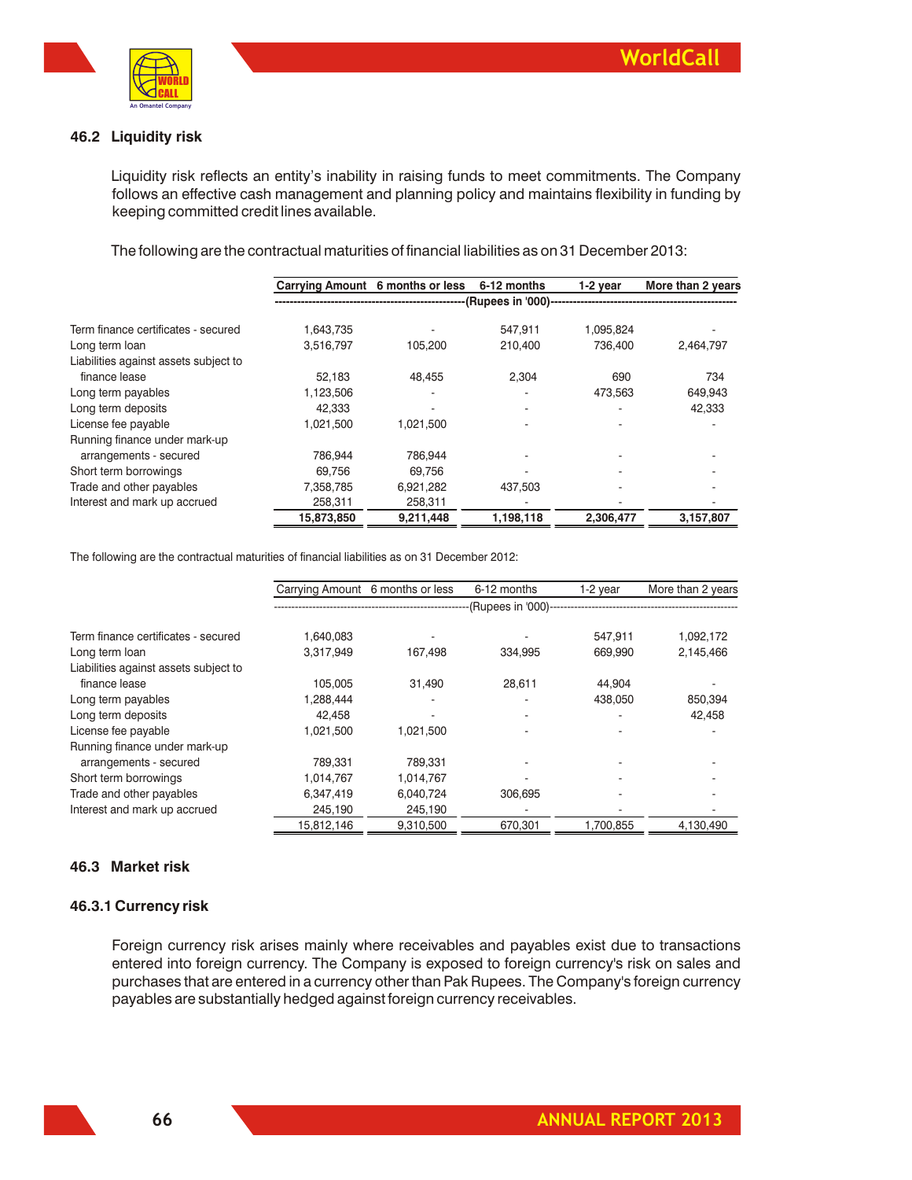### 46.2 Liquidity risk

Liquidity risk reflects an entity's inability in raising funds to meet commitments. The Company follows an effective cash management and planning policy and maintains flexibility in funding by keeping committed credit lines available.

The following are the contractual maturities of financial liabilities as on 31 December 2013:

| | Carrying Amount | 6 months or less | 6-12 months | 1-2 year | More than 2 years |
|---|---|---|---|---|---|
| | -------------------- | -------------------- | (Rupees in '000) | -------------------- | -------------------- |
| Term finance certificates - secured | 1,643,735 | - | 547,911 | 1,095,824 | - |
| Long term loan | 3,516,797 | 105,200 | 210,400 | 736,400 | 2,464,797 |
| Liabilities against assets subject to finance lease | 52,183 | 48,455 | 2,304 | 690 | 734 |
| Long term payables | 1,123,506 | - | - | 473,563 | 649,943 |
| Long term deposits | 42,333 | - | - | - | 42,333 |
| License fee payable | 1,021,500 | 1,021,500 | - | - | - |
| Running finance under mark-up arrangements - secured | 786,944 | 786,944 | - | - | - |
| Short term borrowings | 69,756 | 69,756 | - | - | - |
| Trade and other payables | 7,358,785 | 6,921,282 | 437,503 | - | - |
| Interest and mark up accrued | 258,311 | 258,311 | - | - | - |
| | **15,873,850** | **9,211,448** | **1,198,118** | **2,306,477** | **3,157,807** |

The following are the contractual maturities of financial liabilities as on 31 December 2012:

| | Carrying Amount | 6 months or less | 6-12 months | 1-2 year | More than 2 years |
|---|---|---|---|---|---|
| | -------------------- | -------------------- | (Rupees in '000) | -------------------- | -------------------- |
| Term finance certificates - secured | 1,640,083 | - | - | 547,911 | 1,092,172 |
| Long term loan | 3,317,949 | 167,498 | 334,995 | 669,990 | 2,145,466 |
| Liabilities against assets subject to finance lease | 105,005 | 31,490 | 28,611 | 44,904 | - |
| Long term payables | 1,288,444 | - | - | 438,050 | 850,394 |
| Long term deposits | 42,458 | - | - | - | 42,458 |
| License fee payable | 1,021,500 | 1,021,500 | - | - | - |
| Running finance under mark-up arrangements - secured | 789,331 | 789,331 | - | - | - |
| Short term borrowings | 1,014,767 | 1,014,767 | - | - | - |
| Trade and other payables | 6,347,419 | 6,040,724 | 306,695 | - | - |
| Interest and mark up accrued | 245,190 | 245,190 | - | - | - |
| | 15,812,146 | 9,310,500 | 670,301 | 1,700,855 | 4,130,490 |

### 46.3 Market risk

#### 46.3.1 Currency risk

Foreign currency risk arises mainly where receivables and payables exist due to transactions entered into foreign currency. The Company is exposed to foreign currency's risk on sales and purchases that are entered in a currency other than Pak Rupees. The Company's foreign currency payables are substantially hedged against foreign currency receivables.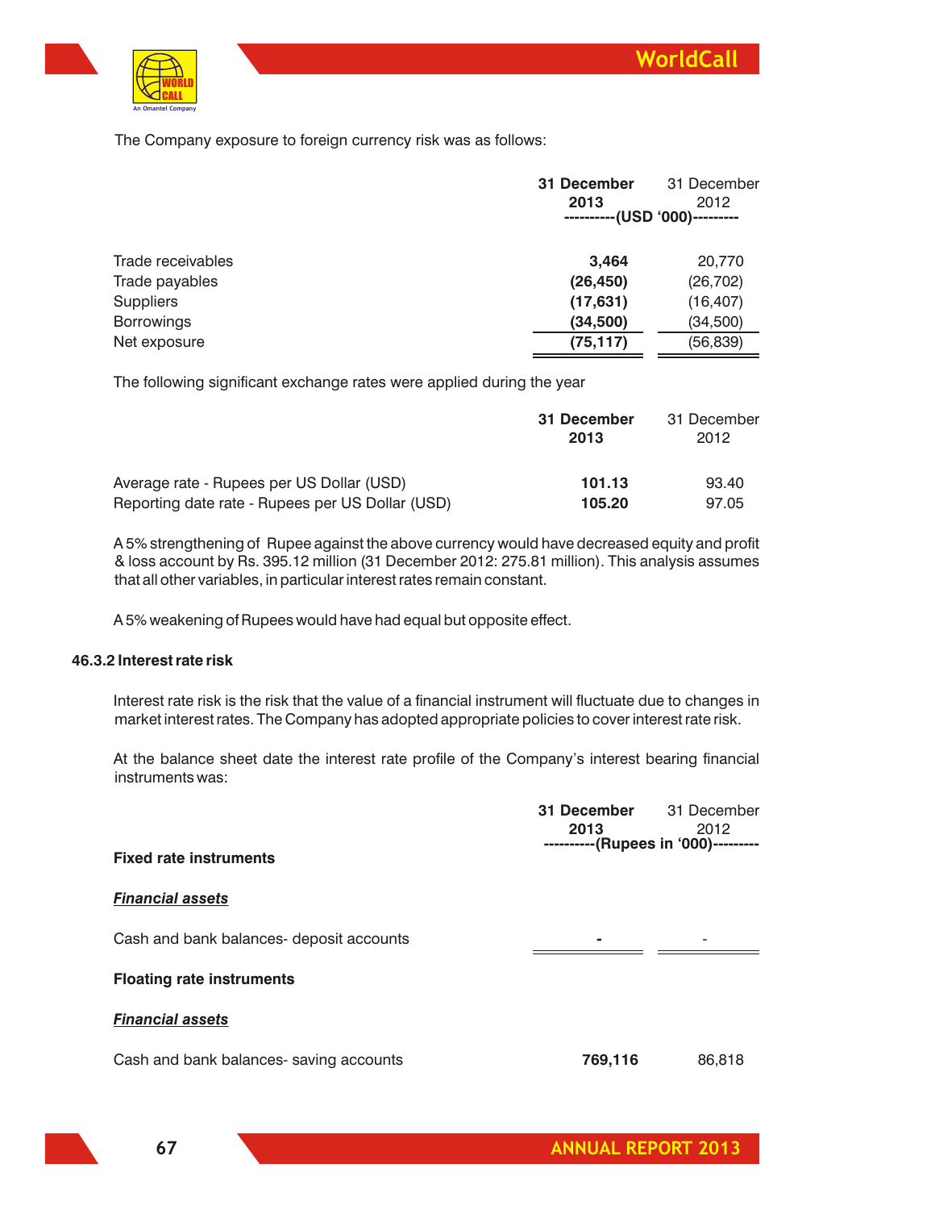The Company exposure to foreign currency risk was as follows:

| | 31 December 2013 | 31 December 2012 |
|---|---|---|
| | ----------(USD '000)--------- | |
| Trade receivables | **3,464** | 20,770 |
| Trade payables | **(26,450)** | (26,702) |
| Suppliers | **(17,631)** | (16,407) |
| Borrowings | **(34,500)** | (34,500) |
| Net exposure | **(75,117)** | (56,839) |

The following significant exchange rates were applied during the year

| | 31 December 2013 | 31 December 2012 |
|---|---|---|
| Average rate - Rupees per US Dollar (USD) | **101.13** | 93.40 |
| Reporting date rate - Rupees per US Dollar (USD) | **105.20** | 97.05 |

A 5% strengthening of Rupee against the above currency would have decreased equity and profit & loss account by Rs. 395.12 million (31 December 2012: 275.81 million). This analysis assumes that all other variables, in particular interest rates remain constant.

A 5% weakening of Rupees would have had equal but opposite effect.

#### 46.3.2 Interest rate risk

Interest rate risk is the risk that the value of a financial instrument will fluctuate due to changes in market interest rates. The Company has adopted appropriate policies to cover interest rate risk.

At the balance sheet date the interest rate profile of the Company's interest bearing financial instruments was:

| | 31 December 2013 | 31 December 2012 |
|---|---|---|
| | ----------(Rupees in '000)--------- | |
| **Fixed rate instruments** | | |
| ***Financial assets*** | | |
| Cash and bank balances- deposit accounts | **-** | - |
| **Floating rate instruments** | | |
| ***Financial assets*** | | |
| Cash and bank balances- saving accounts | **769,116** | 86,818 |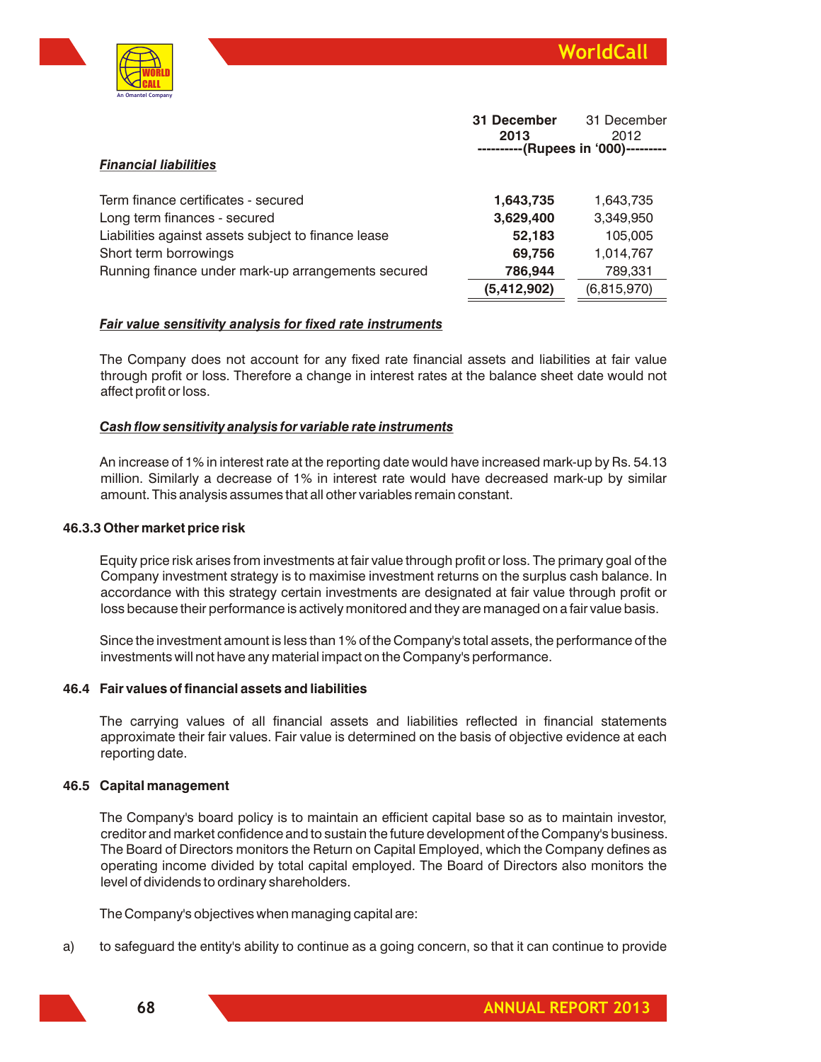| | 31 December 2013 | 31 December 2012 |
|---|---|---|
| | ----------(Rupees in '000)--------- | |
| ***Financial liabilities*** | | |
| Term finance certificates - secured | **1,643,735** | 1,643,735 |
| Long term finances - secured | **3,629,400** | 3,349,950 |
| Liabilities against assets subject to finance lease | **52,183** | 105,005 |
| Short term borrowings | **69,756** | 1,014,767 |
| Running finance under mark-up arrangements secured | **786,944** | 789,331 |
| | **(5,412,902)** | (6,815,970) |

***Fair value sensitivity analysis for fixed rate instruments***

The Company does not account for any fixed rate financial assets and liabilities at fair value through profit or loss. Therefore a change in interest rates at the balance sheet date would not affect profit or loss.

***Cash flow sensitivity analysis for variable rate instruments***

An increase of 1% in interest rate at the reporting date would have increased mark-up by Rs. 54.13 million. Similarly a decrease of 1% in interest rate would have decreased mark-up by similar amount. This analysis assumes that all other variables remain constant.

**46.3.3 Other market price risk**

Equity price risk arises from investments at fair value through profit or loss. The primary goal of the Company investment strategy is to maximise investment returns on the surplus cash balance. In accordance with this strategy certain investments are designated at fair value through profit or loss because their performance is actively monitored and they are managed on a fair value basis.

Since the investment amount is less than 1% of the Company's total assets, the performance of the investments will not have any material impact on the Company's performance.

**46.4 Fair values of financial assets and liabilities**

The carrying values of all financial assets and liabilities reflected in financial statements approximate their fair values. Fair value is determined on the basis of objective evidence at each reporting date.

**46.5 Capital management**

The Company's board policy is to maintain an efficient capital base so as to maintain investor, creditor and market confidence and to sustain the future development of the Company's business. The Board of Directors monitors the Return on Capital Employed, which the Company defines as operating income divided by total capital employed. The Board of Directors also monitors the level of dividends to ordinary shareholders.

The Company's objectives when managing capital are:

a) to safeguard the entity's ability to continue as a going concern, so that it can continue to provide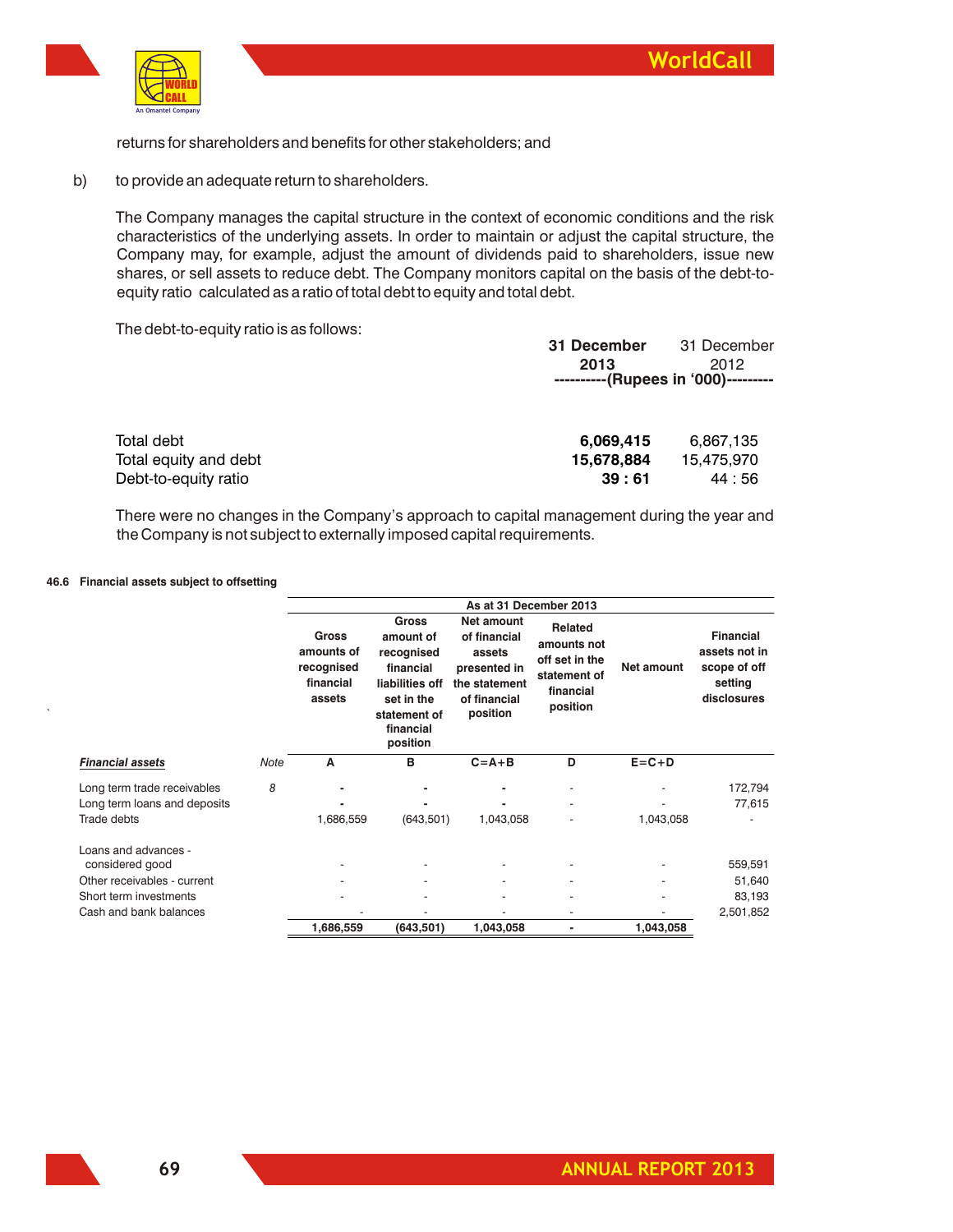returns for shareholders and benefits for other stakeholders; and

b) to provide an adequate return to shareholders.

The Company manages the capital structure in the context of economic conditions and the risk characteristics of the underlying assets. In order to maintain or adjust the capital structure, the Company may, for example, adjust the amount of dividends paid to shareholders, issue new shares, or sell assets to reduce debt. The Company monitors capital on the basis of the debt-to-equity ratio calculated as a ratio of total debt to equity and total debt.

The debt-to-equity ratio is as follows:

| | **31 December 2013** | 31 December 2012 |
|---|---|---|
| | **----------(Rupees in '000)---------** | |
| Total debt | **6,069,415** | 6,867,135 |
| Total equity and debt | **15,678,884** | 15,475,970 |
| Debt-to-equity ratio | **39 : 61** | 44 : 56 |

There were no changes in the Company's approach to capital management during the year and the Company is not subject to externally imposed capital requirements.

### 46.6 Financial assets subject to offsetting

| | | As at 31 December 2013 | | | | | |
|---|---|---|---|---|---|---|---|
| | | Gross amounts of recognised financial assets | Gross amount of recognised financial liabilities off set in the statement of financial position | Net amount of financial assets presented in the statement of financial position | Related amounts not off set in the statement of financial position | Net amount | Financial assets not in scope of off setting disclosures |
| ***Financial assets*** | *Note* | A | B | C=A+B | D | E=C+D | |
| Long term trade receivables | *8* | - | - | - | - | - | 172,794 |
| Long term loans and deposits | | - | - | - | - | - | 77,615 |
| Trade debts | | 1,686,559 | (643,501) | 1,043,058 | - | 1,043,058 | - |
| Loans and advances - considered good | | - | - | - | - | - | 559,591 |
| Other receivables - current | | - | - | - | - | - | 51,640 |
| Short term investments | | - | - | - | - | - | 83,193 |
| Cash and bank balances | | - | - | - | - | - | 2,501,852 |
| | | **1,686,559** | **(643,501)** | **1,043,058** | **-** | **1,043,058** | |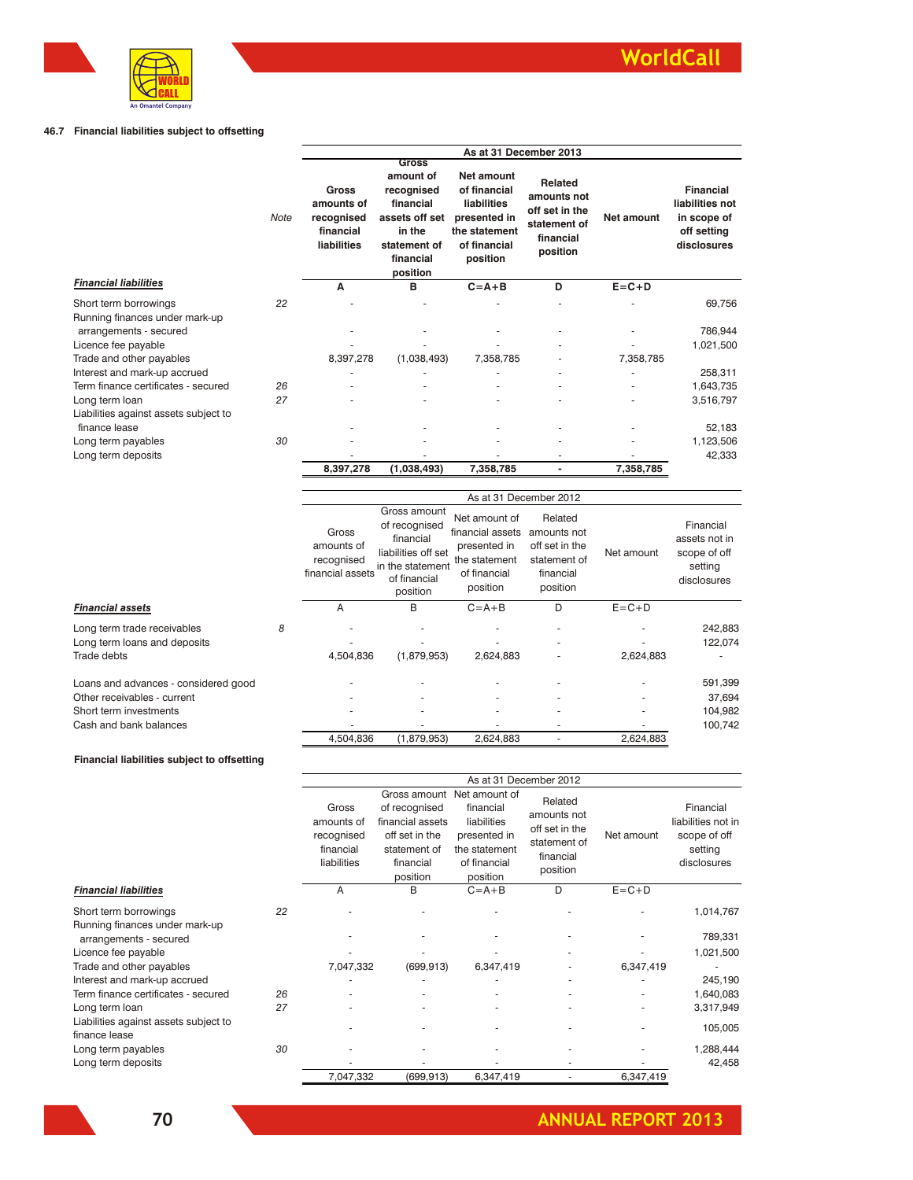**46.7 Financial liabilities subject to offsetting**

| *Financial liabilities* | Note | Gross amounts of recognised financial liabilities | Gross amount of recognised financial assets off set in the statement of financial position | Net amount of financial liabilities presented in the statement of financial position | Related amounts not off set in the statement of financial position | Net amount | Financial liabilities not in scope of off setting disclosures |
|---|---|---|---|---|---|---|---|
| | | As at 31 December 2013 | | | | | |
| | | A | B | C=A+B | D | E=C+D | |
| Short term borrowings | 22 | - | - | - | - | - | 69,756 |
| Running finances under mark-up arrangements - secured | | - | - | - | - | - | 786,944 |
| Licence fee payable | | - | - | - | - | - | 1,021,500 |
| Trade and other payables | | 8,397,278 | (1,038,493) | 7,358,785 | - | 7,358,785 | |
| Interest and mark-up accrued | | - | - | - | - | - | 258,311 |
| Term finance certificates - secured | 26 | - | - | - | - | - | 1,643,735 |
| Long term loan | 27 | - | - | - | - | - | 3,516,797 |
| Liabilities against assets subject to finance lease | | - | - | - | - | - | 52,183 |
| Long term payables | 30 | - | - | - | - | - | 1,123,506 |
| Long term deposits | | - | - | - | - | - | 42,333 |
| | | **8,397,278** | **(1,038,493)** | **7,358,785** | **-** | **7,358,785** | |

| *Financial assets* | Note | Gross amounts of recognised financial assets | Gross amount of recognised financial liabilities off set in the statement of financial position | Net amount of financial assets presented in the statement of financial position | Related amounts not off set in the statement of financial position | Net amount | Financial assets not in scope of off setting disclosures |
|---|---|---|---|---|---|---|---|
| | | As at 31 December 2012 | | | | | |
| | | A | B | C=A+B | D | E=C+D | |
| Long term trade receivables | 8 | - | - | - | - | - | 242,883 |
| Long term loans and deposits | | - | - | - | - | - | 122,074 |
| Trade debts | | 4,504,836 | (1,879,953) | 2,624,883 | - | 2,624,883 | - |
| Loans and advances - considered good | | - | - | - | - | - | 591,399 |
| Other receivables - current | | - | - | - | - | - | 37,694 |
| Short term investments | | - | - | - | - | - | 104,982 |
| Cash and bank balances | | - | - | - | - | - | 100,742 |
| | | 4,504,836 | (1,879,953) | 2,624,883 | - | 2,624,883 | |

**Financial liabilities subject to offsetting**

| *Financial liabilities* | Note | Gross amounts of recognised financial liabilities | Gross amount of recognised financial assets off set in the statement of financial position | Net amount of financial liabilities presented in the statement of financial position | Related amounts not off set in the statement of financial position | Net amount | Financial liabilities not in scope of off setting disclosures |
|---|---|---|---|---|---|---|---|
| | | As at 31 December 2012 | | | | | |
| | | A | B | C=A+B | D | E=C+D | |
| Short term borrowings | 22 | - | - | - | - | - | 1,014,767 |
| Running finances under mark-up arrangements - secured | | - | - | - | - | - | 789,331 |
| Licence fee payable | | - | - | - | - | - | 1,021,500 |
| Trade and other payables | | 7,047,332 | (699,913) | 6,347,419 | - | 6,347,419 | - |
| Interest and mark-up accrued | | - | - | - | - | - | 245,190 |
| Term finance certificates - secured | 26 | - | - | - | - | - | 1,640,083 |
| Long term loan | 27 | - | - | - | - | - | 3,317,949 |
| Liabilities against assets subject to finance lease | | - | - | - | - | - | 105,005 |
| Long term payables | 30 | - | - | - | - | - | 1,288,444 |
| Long term deposits | | - | - | - | - | - | 42,458 |
| | | 7,047,332 | (699,913) | 6,347,419 | - | 6,347,419 | |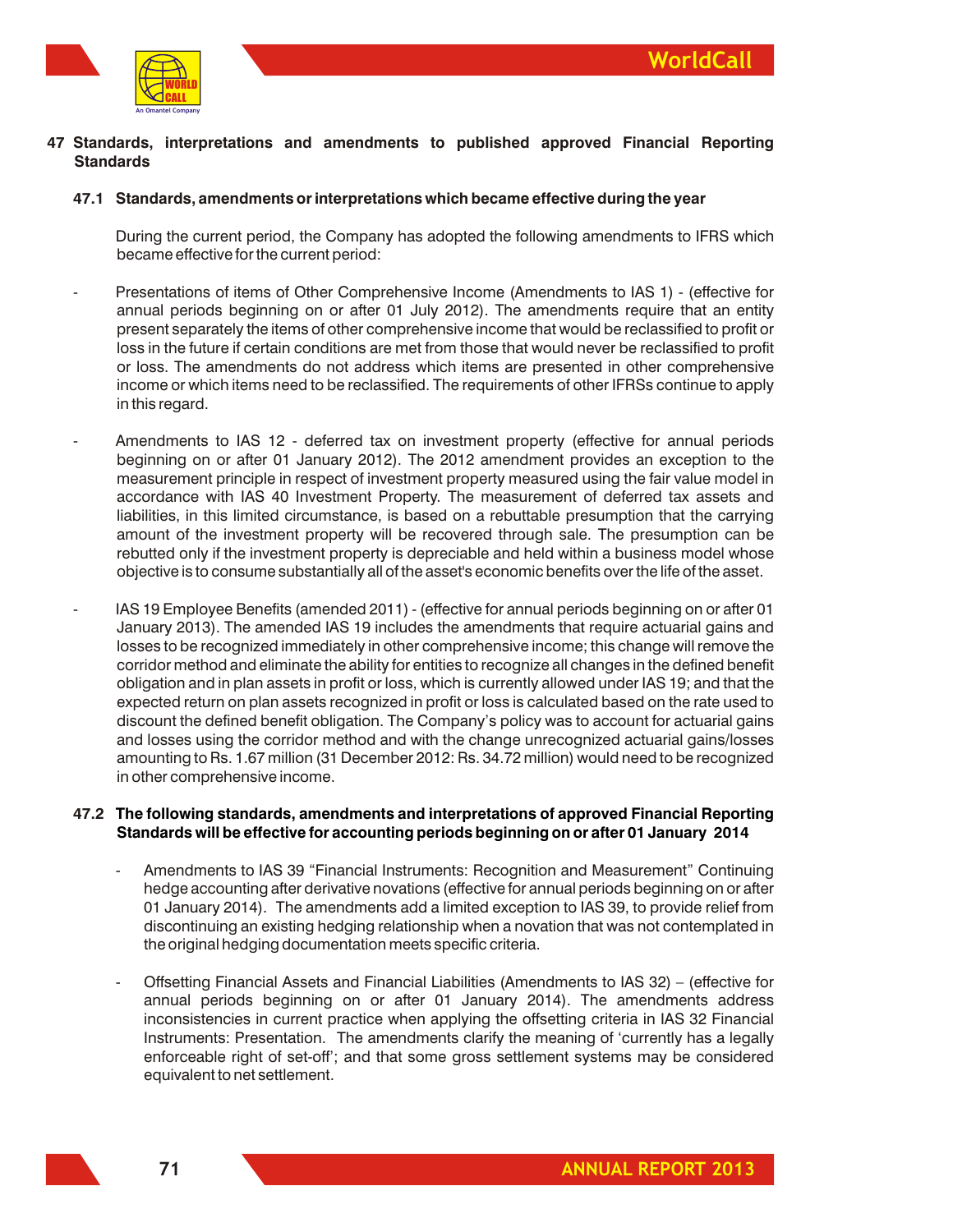## 47 Standards, interpretations and amendments to published approved Financial Reporting Standards

### 47.1 Standards, amendments or interpretations which became effective during the year

During the current period, the Company has adopted the following amendments to IFRS which became effective for the current period:

- Presentations of items of Other Comprehensive Income (Amendments to IAS 1) - (effective for annual periods beginning on or after 01 July 2012). The amendments require that an entity present separately the items of other comprehensive income that would be reclassified to profit or loss in the future if certain conditions are met from those that would never be reclassified to profit or loss. The amendments do not address which items are presented in other comprehensive income or which items need to be reclassified. The requirements of other IFRSs continue to apply in this regard.

- Amendments to IAS 12 - deferred tax on investment property (effective for annual periods beginning on or after 01 January 2012). The 2012 amendment provides an exception to the measurement principle in respect of investment property measured using the fair value model in accordance with IAS 40 Investment Property. The measurement of deferred tax assets and liabilities, in this limited circumstance, is based on a rebuttable presumption that the carrying amount of the investment property will be recovered through sale. The presumption can be rebutted only if the investment property is depreciable and held within a business model whose objective is to consume substantially all of the asset's economic benefits over the life of the asset.

- IAS 19 Employee Benefits (amended 2011) - (effective for annual periods beginning on or after 01 January 2013). The amended IAS 19 includes the amendments that require actuarial gains and losses to be recognized immediately in other comprehensive income; this change will remove the corridor method and eliminate the ability for entities to recognize all changes in the defined benefit obligation and in plan assets in profit or loss, which is currently allowed under IAS 19; and that the expected return on plan assets recognized in profit or loss is calculated based on the rate used to discount the defined benefit obligation. The Company's policy was to account for actuarial gains and losses using the corridor method and with the change unrecognized actuarial gains/losses amounting to Rs. 1.67 million (31 December 2012: Rs. 34.72 million) would need to be recognized in other comprehensive income.

### 47.2 The following standards, amendments and interpretations of approved Financial Reporting Standards will be effective for accounting periods beginning on or after 01 January 2014

- Amendments to IAS 39 "Financial Instruments: Recognition and Measurement" Continuing hedge accounting after derivative novations (effective for annual periods beginning on or after 01 January 2014). The amendments add a limited exception to IAS 39, to provide relief from discontinuing an existing hedging relationship when a novation that was not contemplated in the original hedging documentation meets specific criteria.

- Offsetting Financial Assets and Financial Liabilities (Amendments to IAS 32) – (effective for annual periods beginning on or after 01 January 2014). The amendments address inconsistencies in current practice when applying the offsetting criteria in IAS 32 Financial Instruments: Presentation. The amendments clarify the meaning of 'currently has a legally enforceable right of set-off'; and that some gross settlement systems may be considered equivalent to net settlement.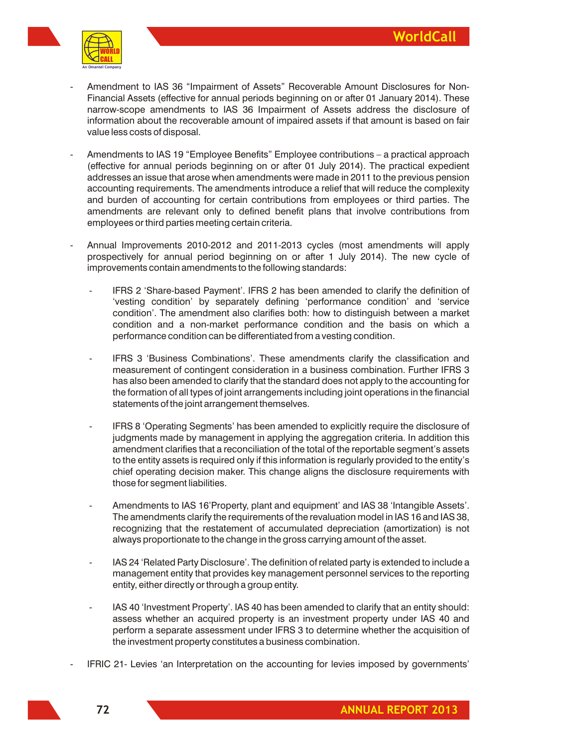- Amendment to IAS 36 "Impairment of Assets" Recoverable Amount Disclosures for Non-Financial Assets (effective for annual periods beginning on or after 01 January 2014). These narrow-scope amendments to IAS 36 Impairment of Assets address the disclosure of information about the recoverable amount of impaired assets if that amount is based on fair value less costs of disposal.

- Amendments to IAS 19 "Employee Benefits" Employee contributions – a practical approach (effective for annual periods beginning on or after 01 July 2014). The practical expedient addresses an issue that arose when amendments were made in 2011 to the previous pension accounting requirements. The amendments introduce a relief that will reduce the complexity and burden of accounting for certain contributions from employees or third parties. The amendments are relevant only to defined benefit plans that involve contributions from employees or third parties meeting certain criteria.

- Annual Improvements 2010-2012 and 2011-2013 cycles (most amendments will apply prospectively for annual period beginning on or after 1 July 2014). The new cycle of improvements contain amendments to the following standards:

  - IFRS 2 'Share-based Payment'. IFRS 2 has been amended to clarify the definition of 'vesting condition' by separately defining 'performance condition' and 'service condition'. The amendment also clarifies both: how to distinguish between a market condition and a non-market performance condition and the basis on which a performance condition can be differentiated from a vesting condition.

  - IFRS 3 'Business Combinations'. These amendments clarify the classification and measurement of contingent consideration in a business combination. Further IFRS 3 has also been amended to clarify that the standard does not apply to the accounting for the formation of all types of joint arrangements including joint operations in the financial statements of the joint arrangement themselves.

  - IFRS 8 'Operating Segments' has been amended to explicitly require the disclosure of judgments made by management in applying the aggregation criteria. In addition this amendment clarifies that a reconciliation of the total of the reportable segment's assets to the entity assets is required only if this information is regularly provided to the entity's chief operating decision maker. This change aligns the disclosure requirements with those for segment liabilities.

  - Amendments to IAS 16'Property, plant and equipment' and IAS 38 'Intangible Assets'. The amendments clarify the requirements of the revaluation model in IAS 16 and IAS 38, recognizing that the restatement of accumulated depreciation (amortization) is not always proportionate to the change in the gross carrying amount of the asset.

  - IAS 24 'Related Party Disclosure'. The definition of related party is extended to include a management entity that provides key management personnel services to the reporting entity, either directly or through a group entity.

  - IAS 40 'Investment Property'. IAS 40 has been amended to clarify that an entity should: assess whether an acquired property is an investment property under IAS 40 and perform a separate assessment under IFRS 3 to determine whether the acquisition of the investment property constitutes a business combination.

- IFRIC 21- Levies 'an Interpretation on the accounting for levies imposed by governments'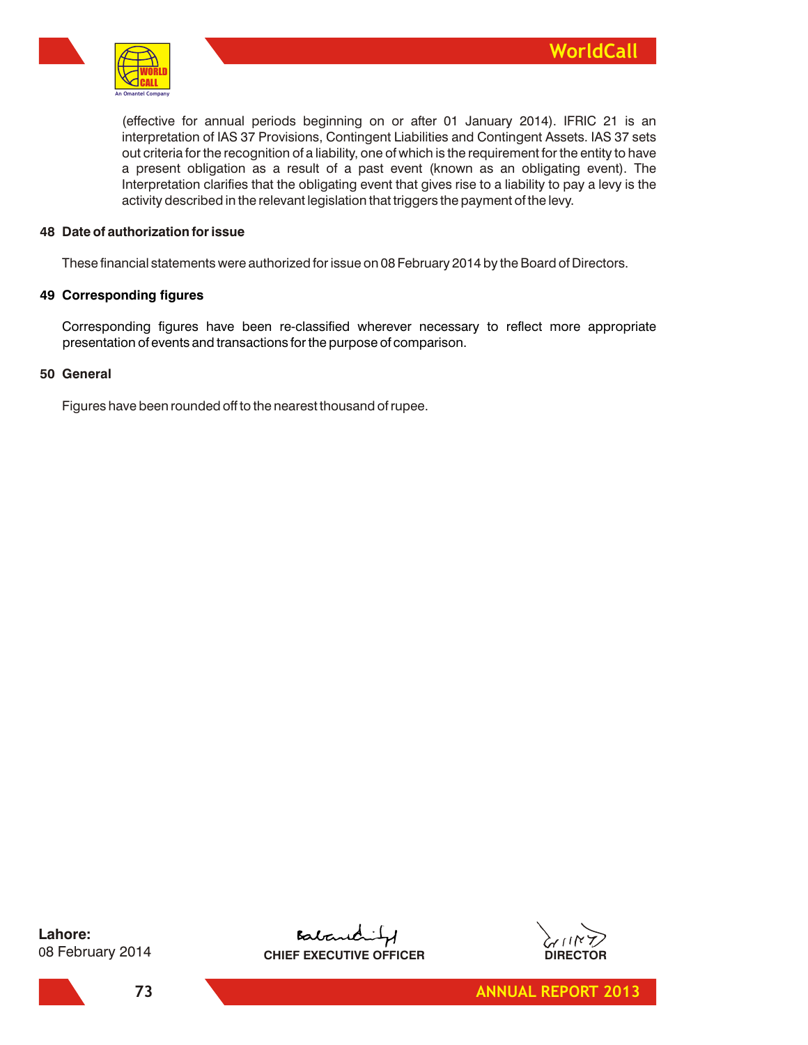(effective for annual periods beginning on or after 01 January 2014). IFRIC 21 is an interpretation of IAS 37 Provisions, Contingent Liabilities and Contingent Assets. IAS 37 sets out criteria for the recognition of a liability, one of which is the requirement for the entity to have a present obligation as a result of a past event (known as an obligating event). The Interpretation clarifies that the obligating event that gives rise to a liability to pay a levy is the activity described in the relevant legislation that triggers the payment of the levy.

## 48 Date of authorization for issue

These financial statements were authorized for issue on 08 February 2014 by the Board of Directors.

## 49 Corresponding figures

Corresponding figures have been re-classified wherever necessary to reflect more appropriate presentation of events and transactions for the purpose of comparison.

## 50 General

Figures have been rounded off to the nearest thousand of rupee.

**Lahore:**
08 February 2014

**CHIEF EXECUTIVE OFFICER**

**DIRECTOR**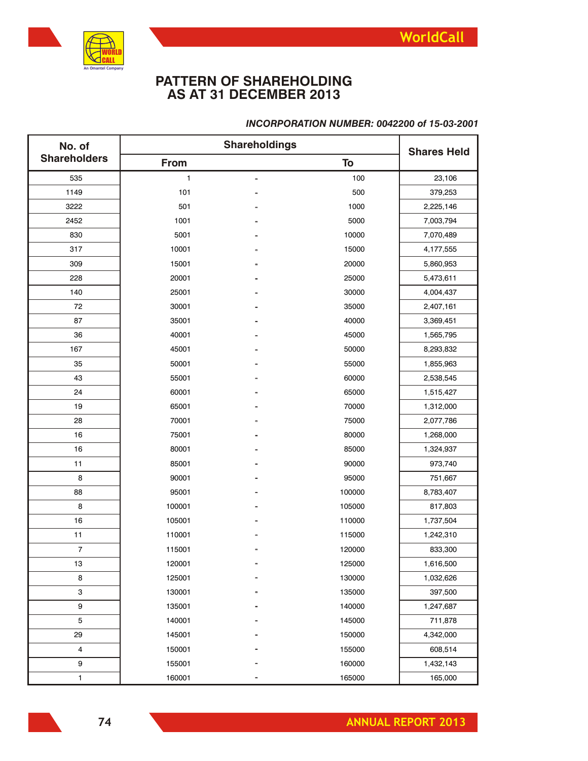# PATTERN OF SHAREHOLDING AS AT 31 DECEMBER 2013

***INCORPORATION NUMBER: 0042200 of 15-03-2001***

| No. of Shareholders | Shareholdings | | | Shares Held |
|---|---|---|---|---|
| | From | | To | |
| 535 | 1 | - | 100 | 23,106 |
| 1149 | 101 | - | 500 | 379,253 |
| 3222 | 501 | - | 1000 | 2,225,146 |
| 2452 | 1001 | - | 5000 | 7,003,794 |
| 830 | 5001 | - | 10000 | 7,070,489 |
| 317 | 10001 | - | 15000 | 4,177,555 |
| 309 | 15001 | - | 20000 | 5,860,953 |
| 228 | 20001 | - | 25000 | 5,473,611 |
| 140 | 25001 | - | 30000 | 4,004,437 |
| 72 | 30001 | - | 35000 | 2,407,161 |
| 87 | 35001 | - | 40000 | 3,369,451 |
| 36 | 40001 | - | 45000 | 1,565,795 |
| 167 | 45001 | - | 50000 | 8,293,832 |
| 35 | 50001 | - | 55000 | 1,855,963 |
| 43 | 55001 | - | 60000 | 2,538,545 |
| 24 | 60001 | - | 65000 | 1,515,427 |
| 19 | 65001 | - | 70000 | 1,312,000 |
| 28 | 70001 | - | 75000 | 2,077,786 |
| 16 | 75001 | - | 80000 | 1,268,000 |
| 16 | 80001 | - | 85000 | 1,324,937 |
| 11 | 85001 | - | 90000 | 973,740 |
| 8 | 90001 | - | 95000 | 751,667 |
| 88 | 95001 | - | 100000 | 8,783,407 |
| 8 | 100001 | - | 105000 | 817,803 |
| 16 | 105001 | - | 110000 | 1,737,504 |
| 11 | 110001 | - | 115000 | 1,242,310 |
| 7 | 115001 | - | 120000 | 833,300 |
| 13 | 120001 | - | 125000 | 1,616,500 |
| 8 | 125001 | - | 130000 | 1,032,626 |
| 3 | 130001 | - | 135000 | 397,500 |
| 9 | 135001 | - | 140000 | 1,247,687 |
| 5 | 140001 | - | 145000 | 711,878 |
| 29 | 145001 | - | 150000 | 4,342,000 |
| 4 | 150001 | - | 155000 | 608,514 |
| 9 | 155001 | - | 160000 | 1,432,143 |
| 1 | 160001 | - | 165000 | 165,000 |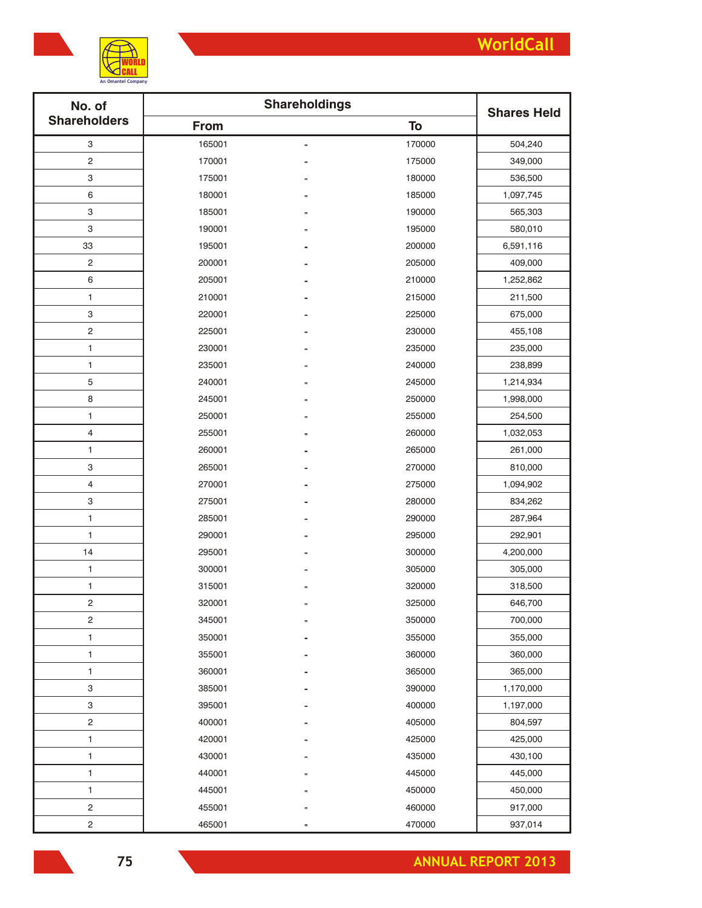| No. of Shareholders | Shareholdings | | | Shares Held |
|---|---|---|---|---|
| | From | | To | |
| 3 | 165001 | - | 170000 | 504,240 |
| 2 | 170001 | - | 175000 | 349,000 |
| 3 | 175001 | - | 180000 | 536,500 |
| 6 | 180001 | - | 185000 | 1,097,745 |
| 3 | 185001 | - | 190000 | 565,303 |
| 3 | 190001 | - | 195000 | 580,010 |
| 33 | 195001 | - | 200000 | 6,591,116 |
| 2 | 200001 | - | 205000 | 409,000 |
| 6 | 205001 | - | 210000 | 1,252,862 |
| 1 | 210001 | - | 215000 | 211,500 |
| 3 | 220001 | - | 225000 | 675,000 |
| 2 | 225001 | - | 230000 | 455,108 |
| 1 | 230001 | - | 235000 | 235,000 |
| 1 | 235001 | - | 240000 | 238,899 |
| 5 | 240001 | - | 245000 | 1,214,934 |
| 8 | 245001 | - | 250000 | 1,998,000 |
| 1 | 250001 | - | 255000 | 254,500 |
| 4 | 255001 | - | 260000 | 1,032,053 |
| 1 | 260001 | - | 265000 | 261,000 |
| 3 | 265001 | - | 270000 | 810,000 |
| 4 | 270001 | - | 275000 | 1,094,902 |
| 3 | 275001 | - | 280000 | 834,262 |
| 1 | 285001 | - | 290000 | 287,964 |
| 1 | 290001 | - | 295000 | 292,901 |
| 14 | 295001 | - | 300000 | 4,200,000 |
| 1 | 300001 | - | 305000 | 305,000 |
| 1 | 315001 | - | 320000 | 318,500 |
| 2 | 320001 | - | 325000 | 646,700 |
| 2 | 345001 | - | 350000 | 700,000 |
| 1 | 350001 | - | 355000 | 355,000 |
| 1 | 355001 | - | 360000 | 360,000 |
| 1 | 360001 | - | 365000 | 365,000 |
| 3 | 385001 | - | 390000 | 1,170,000 |
| 3 | 395001 | - | 400000 | 1,197,000 |
| 2 | 400001 | - | 405000 | 804,597 |
| 1 | 420001 | - | 425000 | 425,000 |
| 1 | 430001 | - | 435000 | 430,100 |
| 1 | 440001 | - | 445000 | 445,000 |
| 1 | 445001 | - | 450000 | 450,000 |
| 2 | 455001 | - | 460000 | 917,000 |
| 2 | 465001 | - | 470000 | 937,014 |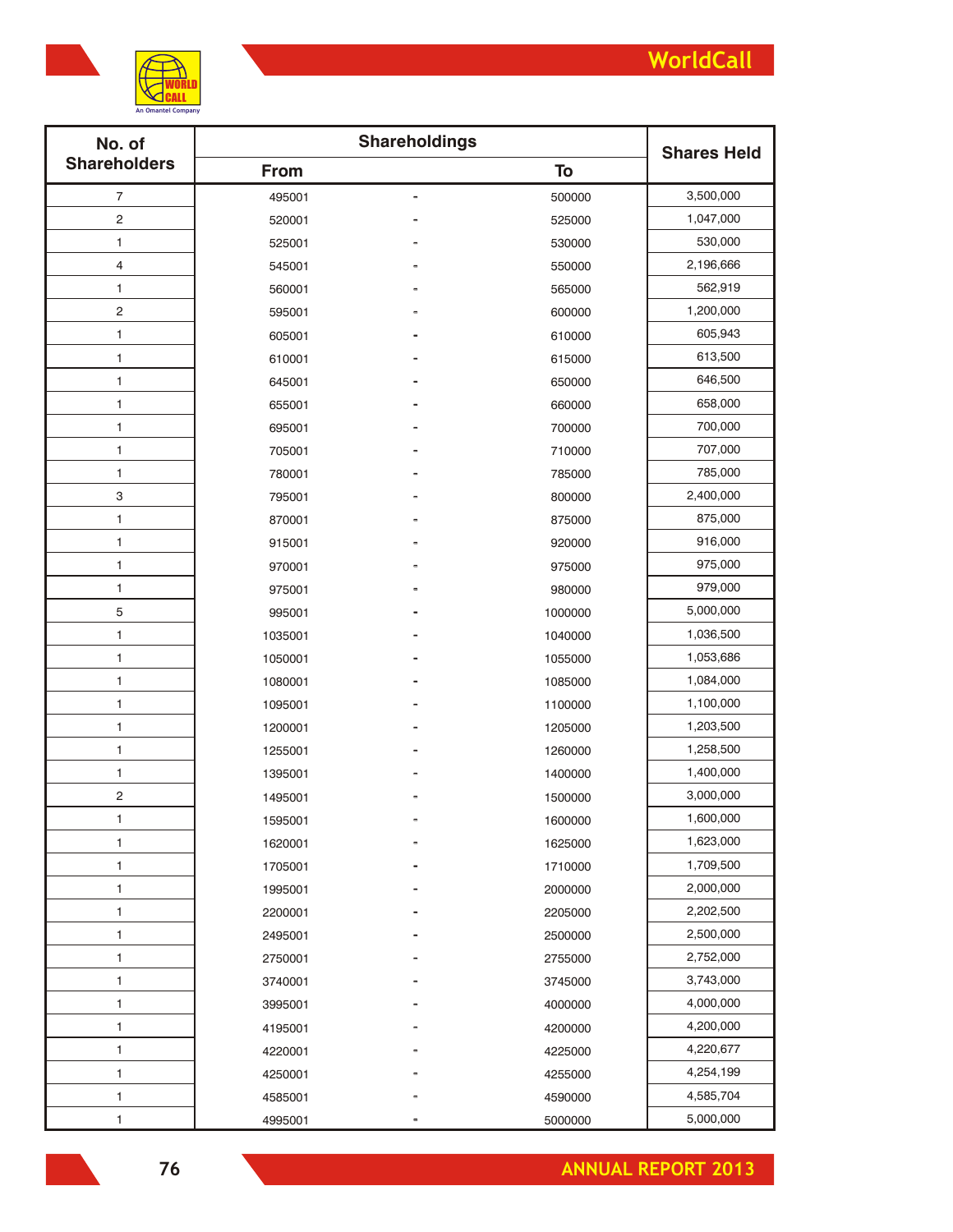| No. of Shareholders | Shareholdings | | | Shares Held |
|---|---|---|---|---|
| | From | | To | |
| 7 | 495001 | - | 500000 | 3,500,000 |
| 2 | 520001 | - | 525000 | 1,047,000 |
| 1 | 525001 | - | 530000 | 530,000 |
| 4 | 545001 | - | 550000 | 2,196,666 |
| 1 | 560001 | - | 565000 | 562,919 |
| 2 | 595001 | - | 600000 | 1,200,000 |
| 1 | 605001 | - | 610000 | 605,943 |
| 1 | 610001 | - | 615000 | 613,500 |
| 1 | 645001 | - | 650000 | 646,500 |
| 1 | 655001 | - | 660000 | 658,000 |
| 1 | 695001 | - | 700000 | 700,000 |
| 1 | 705001 | - | 710000 | 707,000 |
| 1 | 780001 | - | 785000 | 785,000 |
| 3 | 795001 | - | 800000 | 2,400,000 |
| 1 | 870001 | - | 875000 | 875,000 |
| 1 | 915001 | - | 920000 | 916,000 |
| 1 | 970001 | - | 975000 | 975,000 |
| 1 | 975001 | - | 980000 | 979,000 |
| 5 | 995001 | - | 1000000 | 5,000,000 |
| 1 | 1035001 | - | 1040000 | 1,036,500 |
| 1 | 1050001 | - | 1055000 | 1,053,686 |
| 1 | 1080001 | - | 1085000 | 1,084,000 |
| 1 | 1095001 | - | 1100000 | 1,100,000 |
| 1 | 1200001 | - | 1205000 | 1,203,500 |
| 1 | 1255001 | - | 1260000 | 1,258,500 |
| 1 | 1395001 | - | 1400000 | 1,400,000 |
| 2 | 1495001 | - | 1500000 | 3,000,000 |
| 1 | 1595001 | - | 1600000 | 1,600,000 |
| 1 | 1620001 | - | 1625000 | 1,623,000 |
| 1 | 1705001 | - | 1710000 | 1,709,500 |
| 1 | 1995001 | - | 2000000 | 2,000,000 |
| 1 | 2200001 | - | 2205000 | 2,202,500 |
| 1 | 2495001 | - | 2500000 | 2,500,000 |
| 1 | 2750001 | - | 2755000 | 2,752,000 |
| 1 | 3740001 | - | 3745000 | 3,743,000 |
| 1 | 3995001 | - | 4000000 | 4,000,000 |
| 1 | 4195001 | - | 4200000 | 4,200,000 |
| 1 | 4220001 | - | 4225000 | 4,220,677 |
| 1 | 4250001 | - | 4255000 | 4,254,199 |
| 1 | 4585001 | - | 4590000 | 4,585,704 |
| 1 | 4995001 | - | 5000000 | 5,000,000 |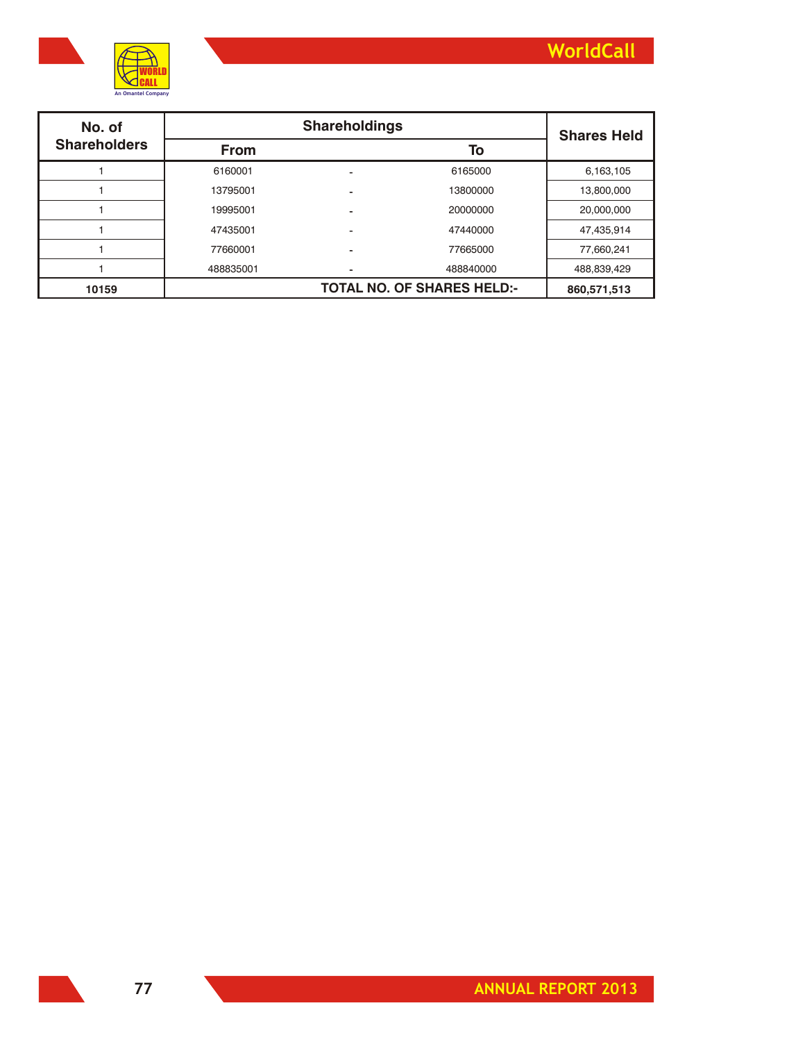| No. of Shareholders | Shareholdings | | | Shares Held |
|---|---|---|---|---|
| | From | | To | |
| 1 | 6160001 | - | 6165000 | 6,163,105 |
| 1 | 13795001 | - | 13800000 | 13,800,000 |
| 1 | 19995001 | - | 20000000 | 20,000,000 |
| 1 | 47435001 | - | 47440000 | 47,435,914 |
| 1 | 77660001 | - | 77665000 | 77,660,241 |
| 1 | 488835001 | - | 488840000 | 488,839,429 |
| **10159** | | **TOTAL NO. OF SHARES HELD:-** | | **860,571,513** |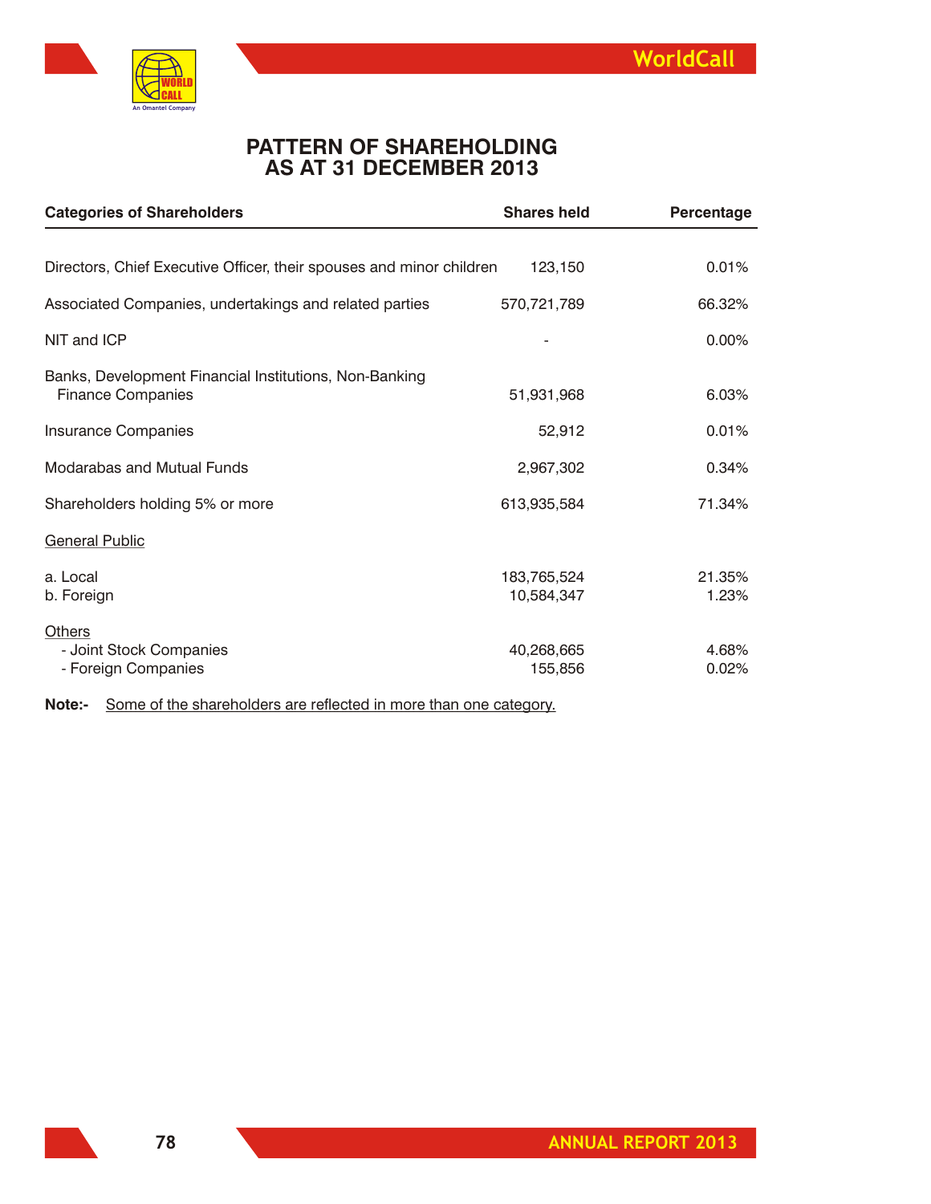# PATTERN OF SHAREHOLDING AS AT 31 DECEMBER 2013

| Categories of Shareholders | Shares held | Percentage |
|---|---|---|
| Directors, Chief Executive Officer, their spouses and minor children | 123,150 | 0.01% |
| Associated Companies, undertakings and related parties | 570,721,789 | 66.32% |
| NIT and ICP | - | 0.00% |
| Banks, Development Financial Institutions, Non-Banking Finance Companies | 51,931,968 | 6.03% |
| Insurance Companies | 52,912 | 0.01% |
| Modarabas and Mutual Funds | 2,967,302 | 0.34% |
| Shareholders holding 5% or more | 613,935,584 | 71.34% |
| General Public | | |
| a. Local | 183,765,524 | 21.35% |
| b. Foreign | 10,584,347 | 1.23% |
| Others | | |
| - Joint Stock Companies | 40,268,665 | 4.68% |
| - Foreign Companies | 155,856 | 0.02% |

**Note:-** Some of the shareholders are reflected in more than one category.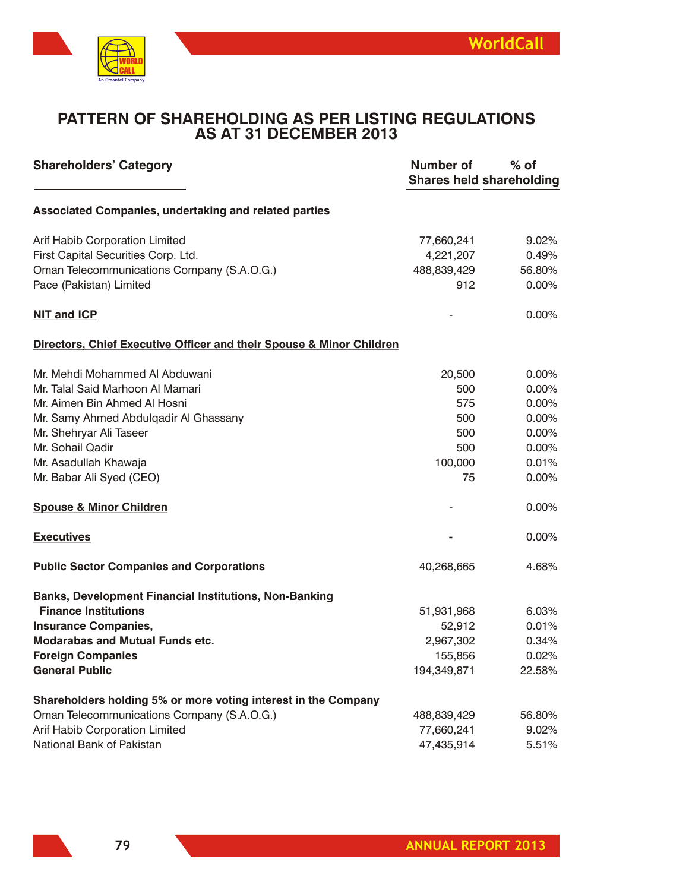# PATTERN OF SHAREHOLDING AS PER LISTING REGULATIONS AS AT 31 DECEMBER 2013

| Shareholders' Category | Number of Shares held | % of shareholding |
|---|---|---|
| **Associated Companies, undertaking and related parties** | | |
| Arif Habib Corporation Limited | 77,660,241 | 9.02% |
| First Capital Securities Corp. Ltd. | 4,221,207 | 0.49% |
| Oman Telecommunications Company (S.A.O.G.) | 488,839,429 | 56.80% |
| Pace (Pakistan) Limited | 912 | 0.00% |
| **NIT and ICP** | - | 0.00% |
| **Directors, Chief Executive Officer and their Spouse & Minor Children** | | |
| Mr. Mehdi Mohammed Al Abduwani | 20,500 | 0.00% |
| Mr. Talal Said Marhoon Al Mamari | 500 | 0.00% |
| Mr. Aimen Bin Ahmed Al Hosni | 575 | 0.00% |
| Mr. Samy Ahmed Abdulqadir Al Ghassany | 500 | 0.00% |
| Mr. Shehryar Ali Taseer | 500 | 0.00% |
| Mr. Sohail Qadir | 500 | 0.00% |
| Mr. Asadullah Khawaja | 100,000 | 0.01% |
| Mr. Babar Ali Syed (CEO) | 75 | 0.00% |
| **Spouse & Minor Children** | - | 0.00% |
| **Executives** | - | 0.00% |
| **Public Sector Companies and Corporations** | 40,268,665 | 4.68% |
| **Banks, Development Financial Institutions, Non-Banking Finance Institutions** | 51,931,968 | 6.03% |
| **Insurance Companies,** | 52,912 | 0.01% |
| **Modarabas and Mutual Funds etc.** | 2,967,302 | 0.34% |
| **Foreign Companies** | 155,856 | 0.02% |
| **General Public** | 194,349,871 | 22.58% |
| **Shareholders holding 5% or more voting interest in the Company** | | |
| Oman Telecommunications Company (S.A.O.G.) | 488,839,429 | 56.80% |
| Arif Habib Corporation Limited | 77,660,241 | 9.02% |
| National Bank of Pakistan | 47,435,914 | 5.51% |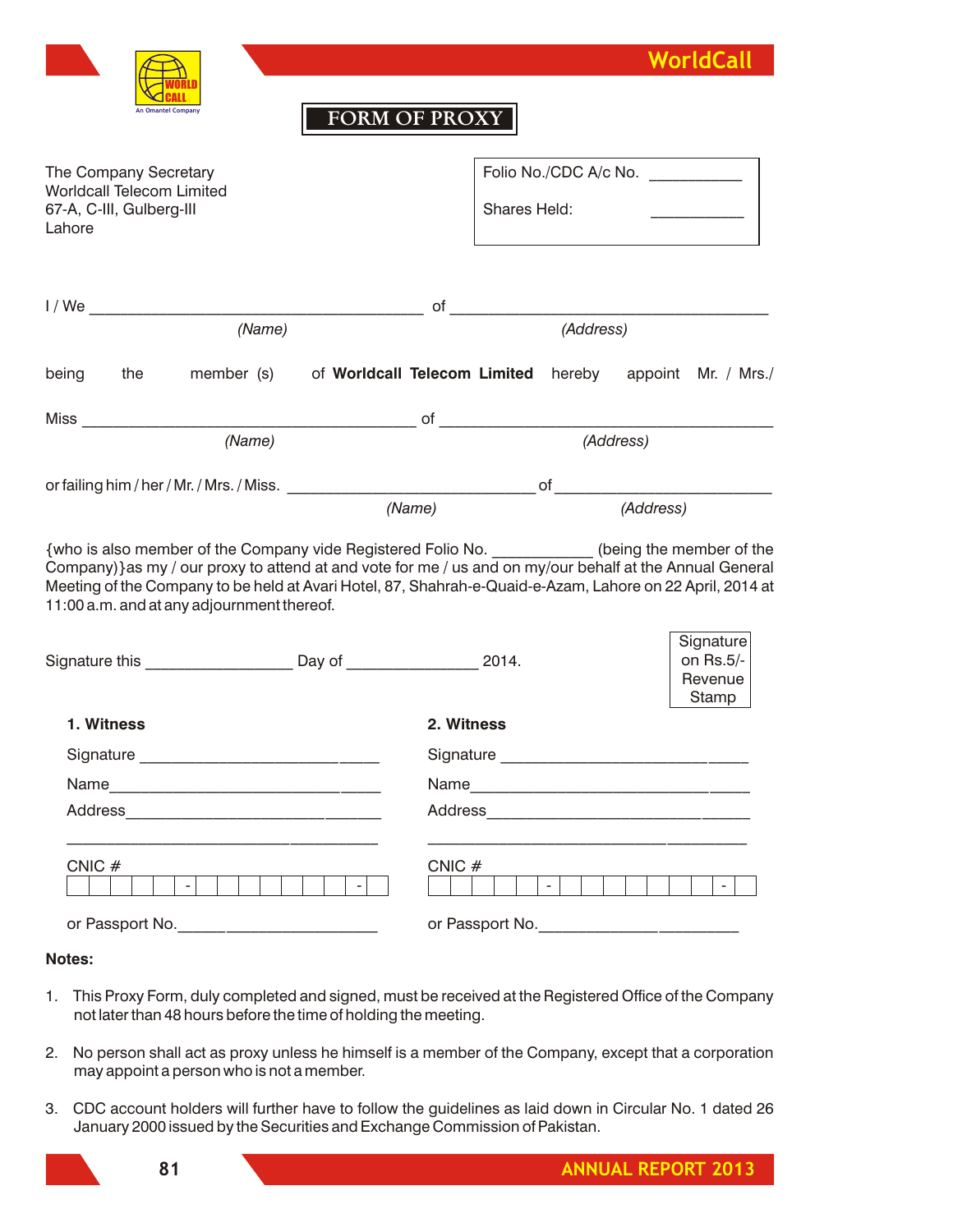# FORM OF PROXY

The Company Secretary
Worldcall Telecom Limited
67-A, C-III, Gulberg-III
Lahore

Folio No./CDC A/c No. __________

Shares Held: __________

I / We ______________________________________ of ____________________________________
*(Name)* *(Address)*

being the member (s) of **Worldcall Telecom Limited** hereby appoint Mr. / Mrs./

Miss ______________________________________ of ______________________________________
*(Name)* *(Address)*

or failing him / her / Mr. / Mrs. / Miss. ____________________________ of ________________________
*(Name)* *(Address)*

{who is also member of the Company vide Registered Folio No. ___________ (being the member of the Company)}as my / our proxy to attend at and vote for me / us and on my/our behalf at the Annual General Meeting of the Company to be held at Avari Hotel, 87, Shahrah-e-Quaid-e-Azam, Lahore on 22 April, 2014 at 11:00 a.m. and at any adjournment thereof.

Signature this ________________ Day of _______________ 2014.

Signature on Rs.5/- Revenue Stamp

**1. Witness**

Signature ____________________________

Name_________________________________

Address_______________________________

_____________________________________

CNIC # | | | | | | - | | | | | | | | - | |

or Passport No.________________________

**2. Witness**

Signature ____________________________

Name_________________________________

Address_______________________________

_____________________________________

CNIC # | | | | | | - | | | | | | | | - | |

or Passport No.________________________

**Notes:**

1. This Proxy Form, duly completed and signed, must be received at the Registered Office of the Company not later than 48 hours before the time of holding the meeting.
2. No person shall act as proxy unless he himself is a member of the Company, except that a corporation may appoint a person who is not a member.
3. CDC account holders will further have to follow the guidelines as laid down in Circular No. 1 dated 26 January 2000 issued by the Securities and Exchange Commission of Pakistan.